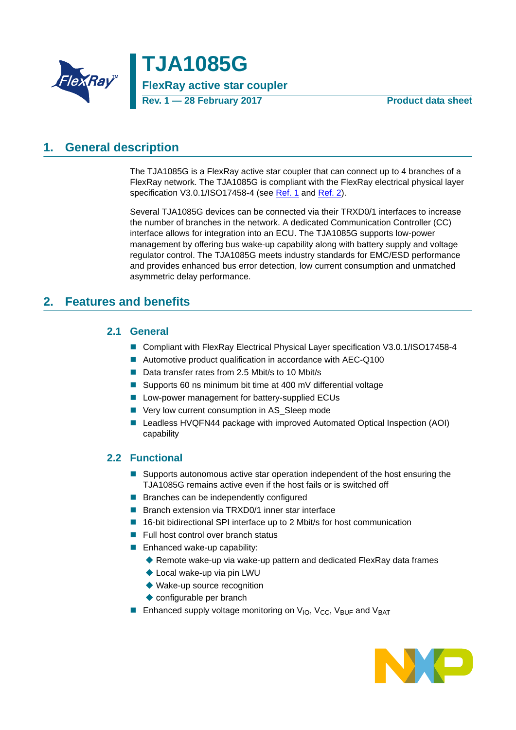# TJA1085G

**FlexRay active star coupler**

**Rev. 1 — 28 February 2017** **Product data sheet**

## 1. General description

The TJA1085G is a FlexRay active star coupler that can connect up to 4 branches of a FlexRay network. The TJA1085G is compliant with the FlexRay electrical physical layer specification V3.0.1/ISO17458-4 (see Ref. 1 and Ref. 2).

Several TJA1085G devices can be connected via their TRXD0/1 interfaces to increase the number of branches in the network. A dedicated Communication Controller (CC) interface allows for integration into an ECU. The TJA1085G supports low-power management by offering bus wake-up capability along with battery supply and voltage regulator control. The TJA1085G meets industry standards for EMC/ESD performance and provides enhanced bus error detection, low current consumption and unmatched asymmetric delay performance.

## 2. Features and benefits

### 2.1 General

- Compliant with FlexRay Electrical Physical Layer specification V3.0.1/ISO17458-4
- Automotive product qualification in accordance with AEC-Q100
- Data transfer rates from 2.5 Mbit/s to 10 Mbit/s
- Supports 60 ns minimum bit time at 400 mV differential voltage
- Low-power management for battery-supplied ECUs
- Very low current consumption in AS_Sleep mode
- Leadless HVQFN44 package with improved Automated Optical Inspection (AOI) capability

### 2.2 Functional

- Supports autonomous active star operation independent of the host ensuring the TJA1085G remains active even if the host fails or is switched off
- Branches can be independently configured
- Branch extension via TRXD0/1 inner star interface
- 16-bit bidirectional SPI interface up to 2 Mbit/s for host communication
- Full host control over branch status
- Enhanced wake-up capability:
  - Remote wake-up via wake-up pattern and dedicated FlexRay data frames
  - Local wake-up via pin LWU
  - Wake-up source recognition
  - configurable per branch
- Enhanced supply voltage monitoring on $V_{IO}$, $V_{CC}$, $V_{BUF}$ and $V_{BAT}$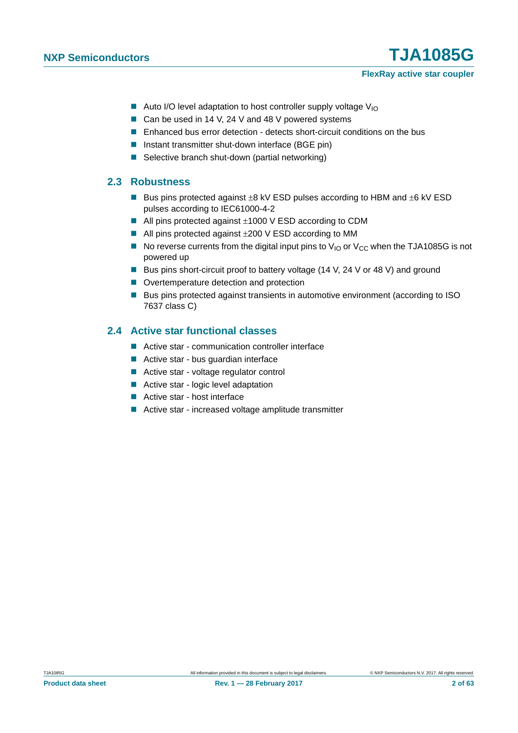- Auto I/O level adaptation to host controller supply voltage $V_{IO}$
- Can be used in 14 V, 24 V and 48 V powered systems
- Enhanced bus error detection - detects short-circuit conditions on the bus
- Instant transmitter shut-down interface (BGE pin)
- Selective branch shut-down (partial networking)

## 2.3 Robustness

- Bus pins protected against ±8 kV ESD pulses according to HBM and ±6 kV ESD pulses according to IEC61000-4-2
- All pins protected against ±1000 V ESD according to CDM
- All pins protected against ±200 V ESD according to MM
- No reverse currents from the digital input pins to $V_{IO}$ or $V_{CC}$ when the TJA1085G is not powered up
- Bus pins short-circuit proof to battery voltage (14 V, 24 V or 48 V) and ground
- Overtemperature detection and protection
- Bus pins protected against transients in automotive environment (according to ISO 7637 class C)

## 2.4 Active star functional classes

- Active star - communication controller interface
- Active star - bus guardian interface
- Active star - voltage regulator control
- Active star - logic level adaptation
- Active star - host interface
- Active star - increased voltage amplitude transmitter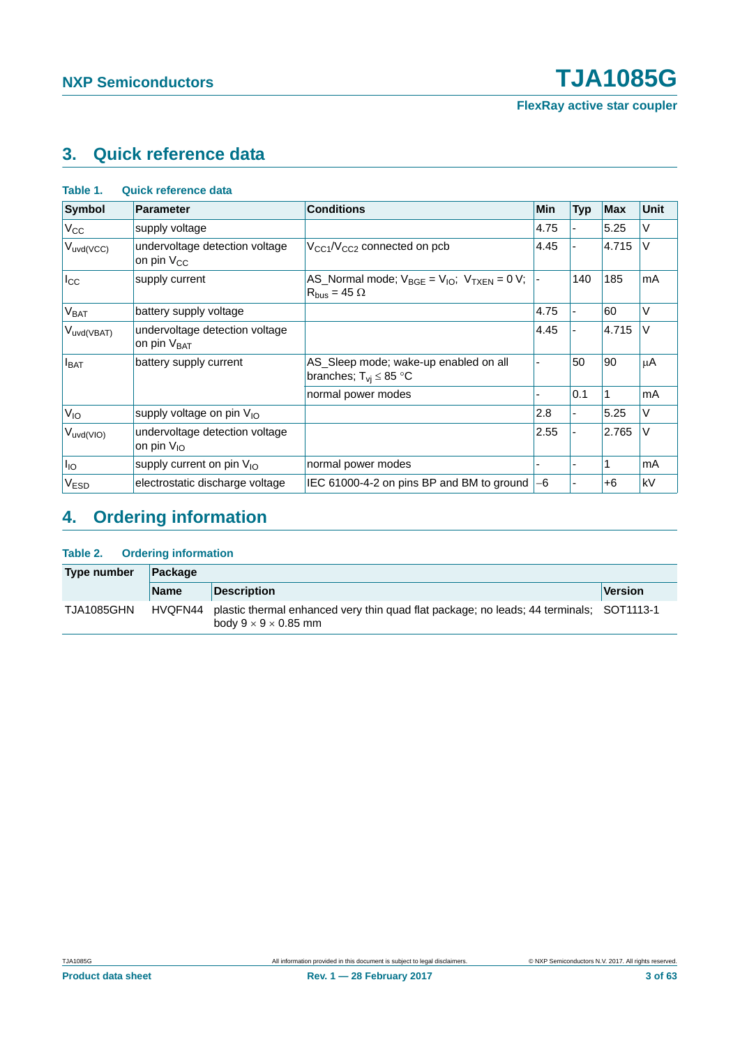## 3. Quick reference data

**Table 1. Quick reference data**

| Symbol | Parameter | Conditions | Min | Typ | Max | Unit |
|---|---|---|---|---|---|---|
| $V_{CC}$ | supply voltage | | 4.75 | - | 5.25 | V |
| $V_{uvd(VCC)}$ | undervoltage detection voltage on pin $V_{CC}$ | $V_{CC1}/V_{CC2}$ connected on pcb | 4.45 | - | 4.715 | V |
| $I_{CC}$ | supply current | AS_Normal mode; $V_{BGE} = V_{IO}$; $V_{TXEN} = 0$ V; $R_{bus} = 45\ \Omega$ | - | 140 | 185 | mA |
| $V_{BAT}$ | battery supply voltage | | 4.75 | - | 60 | V |
| $V_{uvd(VBAT)}$ | undervoltage detection voltage on pin $V_{BAT}$ | | 4.45 | - | 4.715 | V |
| $I_{BAT}$ | battery supply current | AS_Sleep mode; wake-up enabled on all branches; $T_{vj} \leq 85$ °C | - | 50 | 90 | μA |
| | | normal power modes | - | 0.1 | 1 | mA |
| $V_{IO}$ | supply voltage on pin $V_{IO}$ | | 2.8 | - | 5.25 | V |
| $V_{uvd(VIO)}$ | undervoltage detection voltage on pin $V_{IO}$ | | 2.55 | - | 2.765 | V |
| $I_{IO}$ | supply current on pin $V_{IO}$ | normal power modes | - | - | 1 | mA |
| $V_{ESD}$ | electrostatic discharge voltage | IEC 61000-4-2 on pins BP and BM to ground | −6 | - | +6 | kV |

## 4. Ordering information

**Table 2. Ordering information**

| Type number | Package | | |
|---|---|---|---|
| | Name | Description | Version |
| TJA1085GHN | HVQFN44 | plastic thermal enhanced very thin quad flat package; no leads; 44 terminals; body 9 × 9 × 0.85 mm | SOT1113-1 |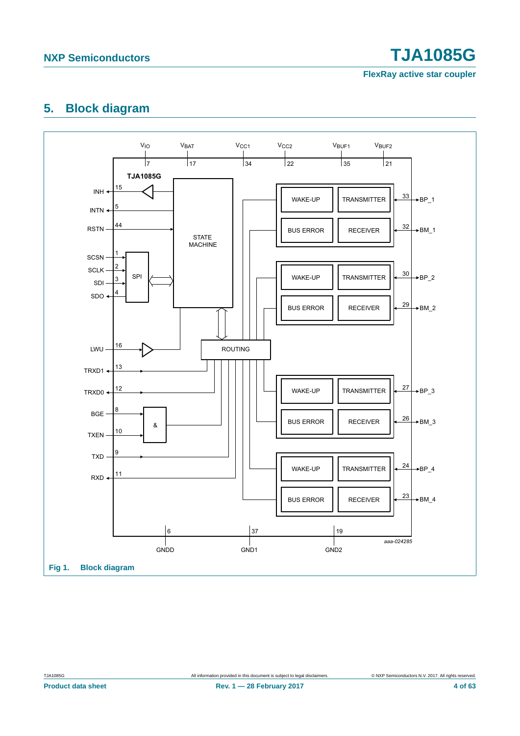## 5. Block diagram

Fig 1. Block diagram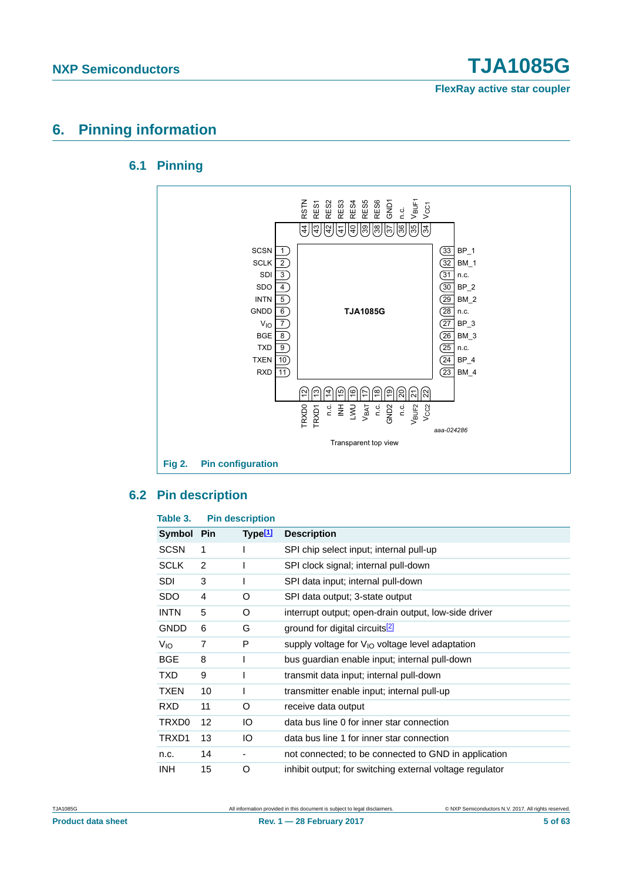## 6. Pinning information

### 6.1 Pinning

Fig 2. Pin configuration

### 6.2 Pin description

Table 3. Pin description

| Symbol | Pin | Type[1] | Description |
|---|---|---|---|
| SCSN | 1 | I | SPI chip select input; internal pull-up |
| SCLK | 2 | I | SPI clock signal; internal pull-down |
| SDI | 3 | I | SPI data input; internal pull-down |
| SDO | 4 | O | SPI data output; 3-state output |
| INTN | 5 | O | interrupt output; open-drain output, low-side driver |
| GNDD | 6 | G | ground for digital circuits[2] |
| $V_{IO}$ | 7 | P | supply voltage for $V_{IO}$ voltage level adaptation |
| BGE | 8 | I | bus guardian enable input; internal pull-down |
| TXD | 9 | I | transmit data input; internal pull-down |
| TXEN | 10 | I | transmitter enable input; internal pull-up |
| RXD | 11 | O | receive data output |
| TRXD0 | 12 | IO | data bus line 0 for inner star connection |
| TRXD1 | 13 | IO | data bus line 1 for inner star connection |
| n.c. | 14 | - | not connected; to be connected to GND in application |
| INH | 15 | O | inhibit output; for switching external voltage regulator |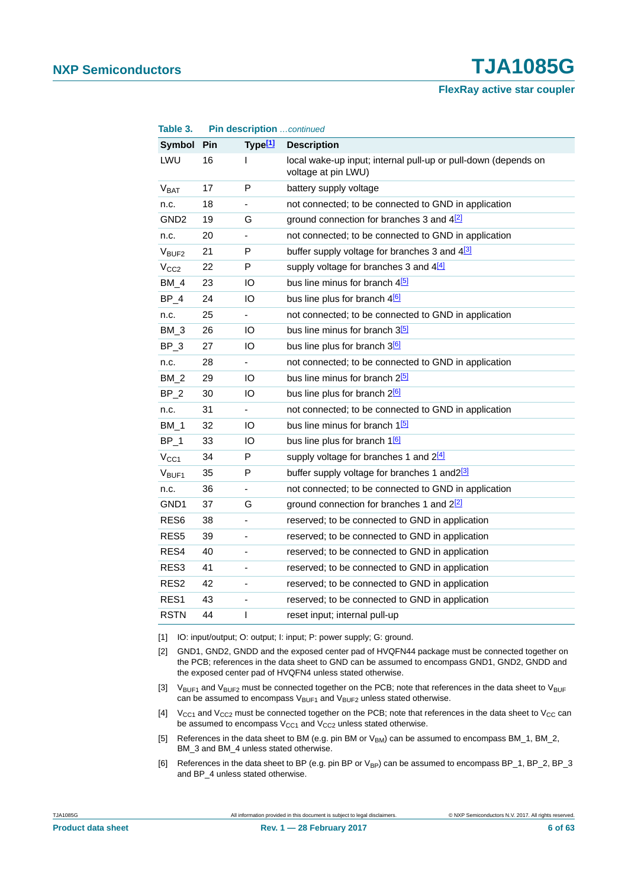**Table 3. Pin description** *...continued*

| Symbol | Pin | Type[1] | Description |
|---|---|---|---|
| LWU | 16 | I | local wake-up input; internal pull-up or pull-down (depends on voltage at pin LWU) |
| $V_{BAT}$ | 17 | P | battery supply voltage |
| n.c. | 18 | - | not connected; to be connected to GND in application |
| GND2 | 19 | G | ground connection for branches 3 and 4[2] |
| n.c. | 20 | - | not connected; to be connected to GND in application |
| $V_{BUF2}$ | 21 | P | buffer supply voltage for branches 3 and 4[3] |
| $V_{CC2}$ | 22 | P | supply voltage for branches 3 and 4[4] |
| BM_4 | 23 | IO | bus line minus for branch 4[5] |
| BP_4 | 24 | IO | bus line plus for branch 4[6] |
| n.c. | 25 | - | not connected; to be connected to GND in application |
| BM_3 | 26 | IO | bus line minus for branch 3[5] |
| BP_3 | 27 | IO | bus line plus for branch 3[6] |
| n.c. | 28 | - | not connected; to be connected to GND in application |
| BM_2 | 29 | IO | bus line minus for branch 2[5] |
| BP_2 | 30 | IO | bus line plus for branch 2[6] |
| n.c. | 31 | - | not connected; to be connected to GND in application |
| BM_1 | 32 | IO | bus line minus for branch 1[5] |
| BP_1 | 33 | IO | bus line plus for branch 1[6] |
| $V_{CC1}$ | 34 | P | supply voltage for branches 1 and 2[4] |
| $V_{BUF1}$ | 35 | P | buffer supply voltage for branches 1 and2[3] |
| n.c. | 36 | - | not connected; to be connected to GND in application |
| GND1 | 37 | G | ground connection for branches 1 and 2[2] |
| RES6 | 38 | - | reserved; to be connected to GND in application |
| RES5 | 39 | - | reserved; to be connected to GND in application |
| RES4 | 40 | - | reserved; to be connected to GND in application |
| RES3 | 41 | - | reserved; to be connected to GND in application |
| RES2 | 42 | - | reserved; to be connected to GND in application |
| RES1 | 43 | - | reserved; to be connected to GND in application |
| RSTN | 44 | I | reset input; internal pull-up |

[1] IO: input/output; O: output; I: input; P: power supply; G: ground.

[2] GND1, GND2, GNDD and the exposed center pad of HVQFN44 package must be connected together on the PCB; references in the data sheet to GND can be assumed to encompass GND1, GND2, GNDD and the exposed center pad of HVQFN4 unless stated otherwise.

[3] $V_{BUF1}$ and $V_{BUF2}$ must be connected together on the PCB; note that references in the data sheet to $V_{BUF}$ can be assumed to encompass $V_{BUF1}$ and $V_{BUF2}$ unless stated otherwise.

[4] $V_{CC1}$ and $V_{CC2}$ must be connected together on the PCB; note that references in the data sheet to $V_{CC}$ can be assumed to encompass $V_{CC1}$ and $V_{CC2}$ unless stated otherwise.

[5] References in the data sheet to BM (e.g. pin BM or $V_{BM}$) can be assumed to encompass BM_1, BM_2, BM_3 and BM_4 unless stated otherwise.

[6] References in the data sheet to BP (e.g. pin BP or $V_{BP}$) can be assumed to encompass BP_1, BP_2, BP_3 and BP_4 unless stated otherwise.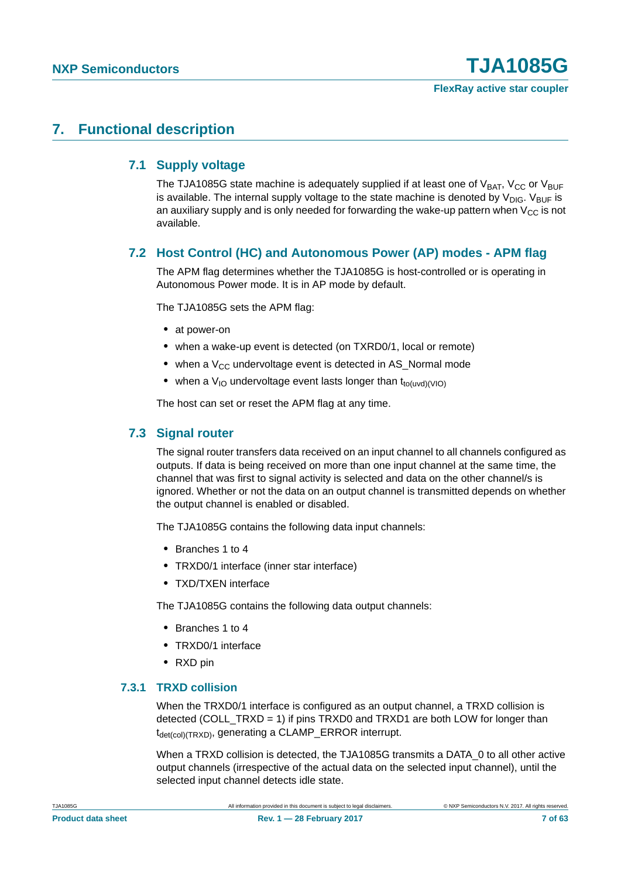# 7. Functional description

## 7.1 Supply voltage

The TJA1085G state machine is adequately supplied if at least one of $V_{BAT}$, $V_{CC}$ or $V_{BUF}$ is available. The internal supply voltage to the state machine is denoted by $V_{DIG}$. $V_{BUF}$ is an auxiliary supply and is only needed for forwarding the wake-up pattern when $V_{CC}$ is not available.

## 7.2 Host Control (HC) and Autonomous Power (AP) modes - APM flag

The APM flag determines whether the TJA1085G is host-controlled or is operating in Autonomous Power mode. It is in AP mode by default.

The TJA1085G sets the APM flag:

- at power-on
- when a wake-up event is detected (on TXRD0/1, local or remote)
- when a $V_{CC}$ undervoltage event is detected in AS_Normal mode
- when a $V_{IO}$ undervoltage event lasts longer than $t_{to(uvd)(VIO)}$

The host can set or reset the APM flag at any time.

## 7.3 Signal router

The signal router transfers data received on an input channel to all channels configured as outputs. If data is being received on more than one input channel at the same time, the channel that was first to signal activity is selected and data on the other channel/s is ignored. Whether or not the data on an output channel is transmitted depends on whether the output channel is enabled or disabled.

The TJA1085G contains the following data input channels:

- Branches 1 to 4
- TRXD0/1 interface (inner star interface)
- TXD/TXEN interface

The TJA1085G contains the following data output channels:

- Branches 1 to 4
- TRXD0/1 interface
- RXD pin

### 7.3.1 TRXD collision

When the TRXD0/1 interface is configured as an output channel, a TRXD collision is detected (COLL_TRXD = 1) if pins TRXD0 and TRXD1 are both LOW for longer than $t_{det(col)(TRXD)}$, generating a CLAMP_ERROR interrupt.

When a TRXD collision is detected, the TJA1085G transmits a DATA_0 to all other active output channels (irrespective of the actual data on the selected input channel), until the selected input channel detects idle state.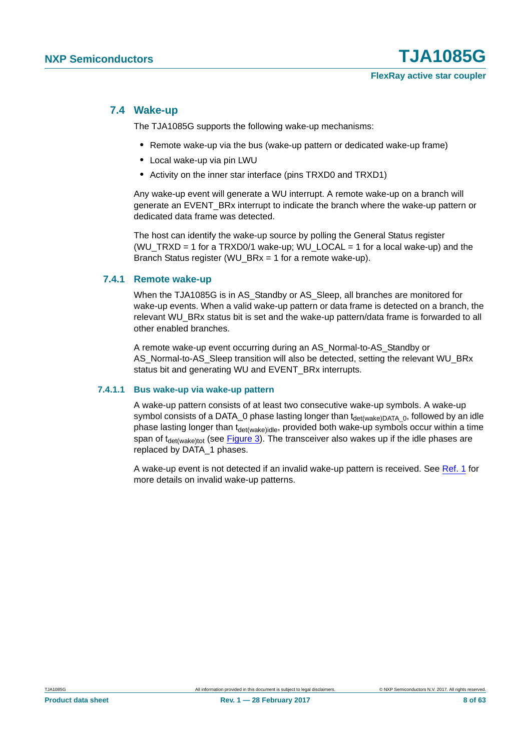## 7.4 Wake-up

The TJA1085G supports the following wake-up mechanisms:

- Remote wake-up via the bus (wake-up pattern or dedicated wake-up frame)
- Local wake-up via pin LWU
- Activity on the inner star interface (pins TRXD0 and TRXD1)

Any wake-up event will generate a WU interrupt. A remote wake-up on a branch will generate an EVENT_BRx interrupt to indicate the branch where the wake-up pattern or dedicated data frame was detected.

The host can identify the wake-up source by polling the General Status register (WU_TRXD = 1 for a TRXD0/1 wake-up; WU_LOCAL = 1 for a local wake-up) and the Branch Status register (WU_BRx = 1 for a remote wake-up).

### 7.4.1 Remote wake-up

When the TJA1085G is in AS_Standby or AS_Sleep, all branches are monitored for wake-up events. When a valid wake-up pattern or data frame is detected on a branch, the relevant WU_BRx status bit is set and the wake-up pattern/data frame is forwarded to all other enabled branches.

A remote wake-up event occurring during an AS_Normal-to-AS_Standby or AS_Normal-to-AS_Sleep transition will also be detected, setting the relevant WU_BRx status bit and generating WU and EVENT_BRx interrupts.

#### 7.4.1.1 Bus wake-up via wake-up pattern

A wake-up pattern consists of at least two consecutive wake-up symbols. A wake-up symbol consists of a DATA_0 phase lasting longer than $t_{det(wake)DATA\_0}$, followed by an idle phase lasting longer than $t_{det(wake)idle}$, provided both wake-up symbols occur within a time span of $t_{det(wake)tot}$ (see Figure 3). The transceiver also wakes up if the idle phases are replaced by DATA_1 phases.

A wake-up event is not detected if an invalid wake-up pattern is received. See Ref. 1 for more details on invalid wake-up patterns.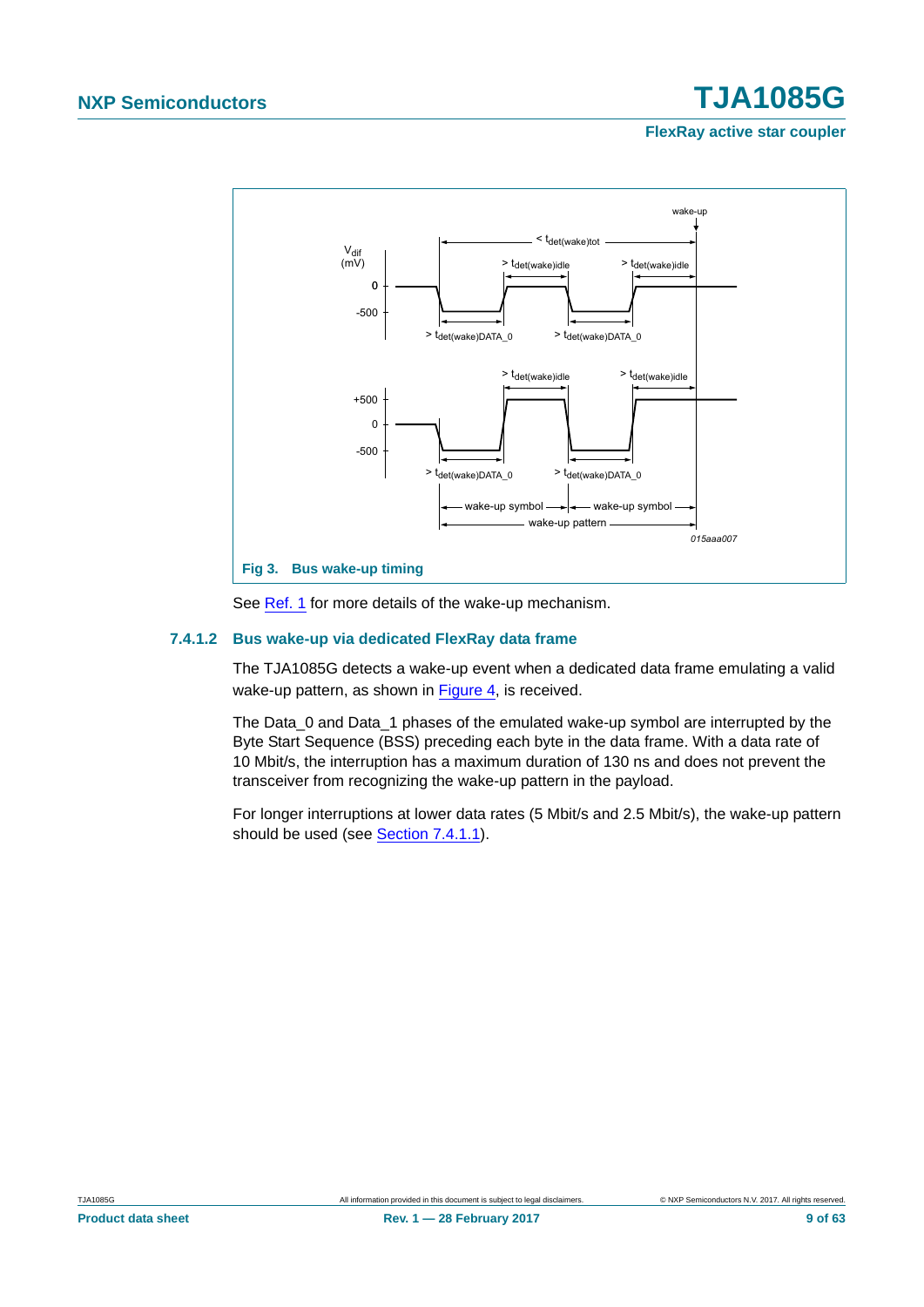Fig 3. Bus wake-up timing

See Ref. 1 for more details of the wake-up mechanism.

### 7.4.1.2 Bus wake-up via dedicated FlexRay data frame

The TJA1085G detects a wake-up event when a dedicated data frame emulating a valid wake-up pattern, as shown in Figure 4, is received.

The Data_0 and Data_1 phases of the emulated wake-up symbol are interrupted by the Byte Start Sequence (BSS) preceding each byte in the data frame. With a data rate of 10 Mbit/s, the interruption has a maximum duration of 130 ns and does not prevent the transceiver from recognizing the wake-up pattern in the payload.

For longer interruptions at lower data rates (5 Mbit/s and 2.5 Mbit/s), the wake-up pattern should be used (see Section 7.4.1.1).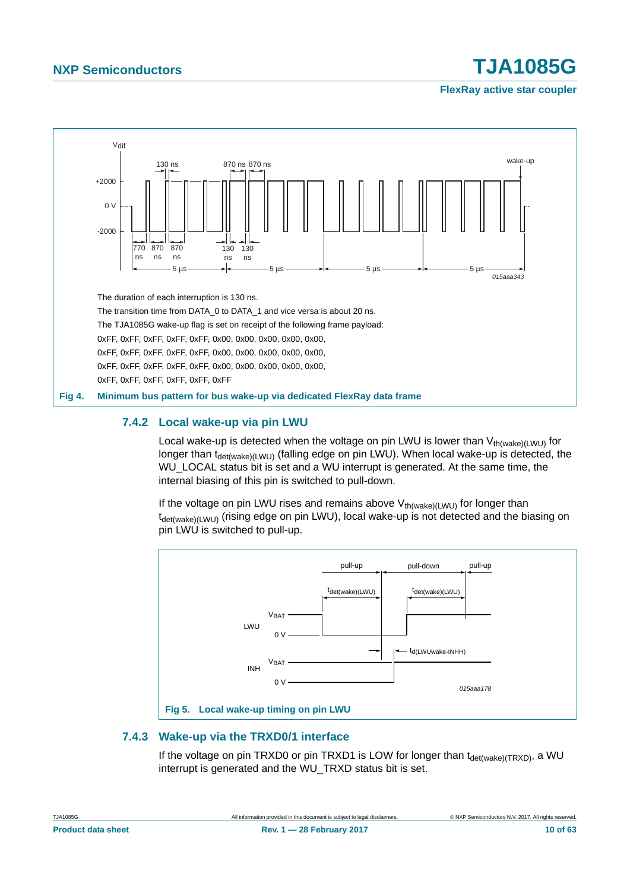The duration of each interruption is 130 ns.

The transition time from DATA_0 to DATA_1 and vice versa is about 20 ns.

The TJA1085G wake-up flag is set on receipt of the following frame payload:

0xFF, 0xFF, 0xFF, 0xFF, 0xFF, 0x00, 0x00, 0x00, 0x00, 0x00,
0xFF, 0xFF, 0xFF, 0xFF, 0xFF, 0x00, 0x00, 0x00, 0x00, 0x00,
0xFF, 0xFF, 0xFF, 0xFF, 0xFF, 0x00, 0x00, 0x00, 0x00, 0x00,
0xFF, 0xFF, 0xFF, 0xFF, 0xFF, 0xFF

**Fig 4. Minimum bus pattern for bus wake-up via dedicated FlexRay data frame**

### 7.4.2 Local wake-up via pin LWU

Local wake-up is detected when the voltage on pin LWU is lower than $V_{th(wake)(LWU)}$ for longer than $t_{det(wake)(LWU)}$ (falling edge on pin LWU). When local wake-up is detected, the WU_LOCAL status bit is set and a WU interrupt is generated. At the same time, the internal biasing of this pin is switched to pull-down.

If the voltage on pin LWU rises and remains above $V_{th(wake)(LWU)}$ for longer than $t_{det(wake)(LWU)}$ (rising edge on pin LWU), local wake-up is not detected and the biasing on pin LWU is switched to pull-up.

**Fig 5. Local wake-up timing on pin LWU**

### 7.4.3 Wake-up via the TRXD0/1 interface

If the voltage on pin TRXD0 or pin TRXD1 is LOW for longer than $t_{det(wake)(TRXD)}$, a WU interrupt is generated and the WU_TRXD status bit is set.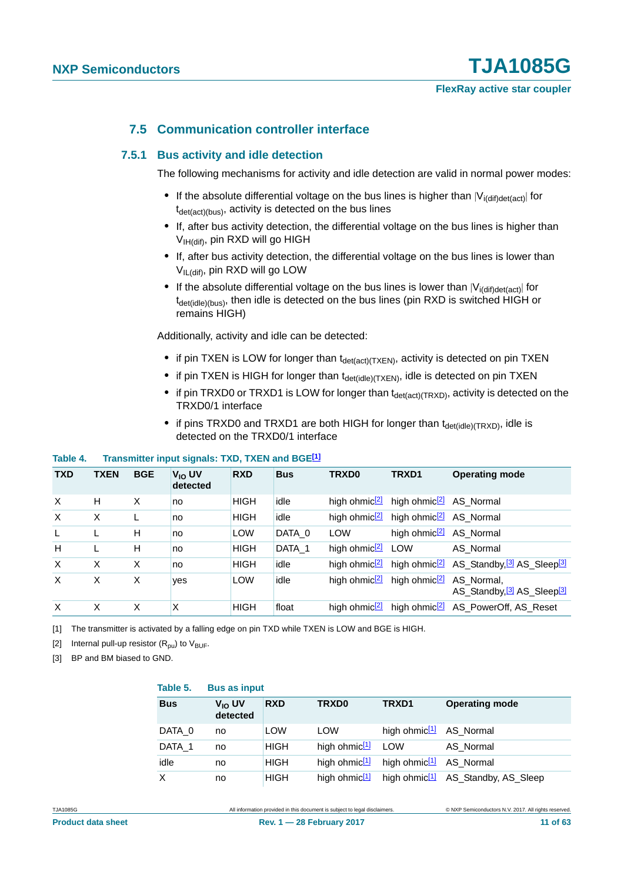### 7.5 Communication controller interface

#### 7.5.1 Bus activity and idle detection

The following mechanisms for activity and idle detection are valid in normal power modes:

- If the absolute differential voltage on the bus lines is higher than $|V_{i(dif)det(act)}|$ for $t_{det(act)(bus)}$, activity is detected on the bus lines
- If, after bus activity detection, the differential voltage on the bus lines is higher than $V_{IH(dif)}$, pin RXD will go HIGH
- If, after bus activity detection, the differential voltage on the bus lines is lower than $V_{IL(dif)}$, pin RXD will go LOW
- If the absolute differential voltage on the bus lines is lower than $|V_{i(dif)det(act)}|$ for $t_{det(idle)(bus)}$, then idle is detected on the bus lines (pin RXD is switched HIGH or remains HIGH)

Additionally, activity and idle can be detected:

- if pin TXEN is LOW for longer than $t_{det(act)(TXEN)}$, activity is detected on pin TXEN
- if pin TXEN is HIGH for longer than $t_{det(idle)(TXEN)}$, idle is detected on pin TXEN
- if pin TRXD0 or TRXD1 is LOW for longer than $t_{det(act)(TRXD)}$, activity is detected on the TRXD0/1 interface
- if pins TRXD0 and TRXD1 are both HIGH for longer than $t_{det(idle)(TRXD)}$, idle is detected on the TRXD0/1 interface

**Table 4. Transmitter input signals: TXD, TXEN and BGE[1]**

| TXD | TXEN | BGE | $V_{IO}$ UV detected | RXD | Bus | TRXD0 | TRXD1 | Operating mode |
|---|---|---|---|---|---|---|---|---|
| X | H | X | no | HIGH | idle | high ohmic[2] | high ohmic[2] | AS_Normal |
| X | X | L | no | HIGH | idle | high ohmic[2] | high ohmic[2] | AS_Normal |
| L | L | H | no | LOW | DATA_0 | LOW | high ohmic[2] | AS_Normal |
| H | L | H | no | HIGH | DATA_1 | high ohmic[2] | LOW | AS_Normal |
| X | X | X | no | HIGH | idle | high ohmic[2] | high ohmic[2] | AS_Standby,[3] AS_Sleep[3] |
| X | X | X | yes | LOW | idle | high ohmic[2] | high ohmic[2] | AS_Normal, AS_Standby,[3] AS_Sleep[3] |
| X | X | X | X | HIGH | float | high ohmic[2] | high ohmic[2] | AS_PowerOff, AS_Reset |

[1] The transmitter is activated by a falling edge on pin TXD while TXEN is LOW and BGE is HIGH.

[2] Internal pull-up resistor ($R_{pu}$) to $V_{BUF}$.

[3] BP and BM biased to GND.

**Table 5. Bus as input**

| Bus | $V_{IO}$ UV detected | RXD | TRXD0 | TRXD1 | Operating mode |
|---|---|---|---|---|---|
| DATA_0 | no | LOW | LOW | high ohmic[1] | AS_Normal |
| DATA_1 | no | HIGH | high ohmic[1] | LOW | AS_Normal |
| idle | no | HIGH | high ohmic[1] | high ohmic[1] | AS_Normal |
| X | no | HIGH | high ohmic[1] | high ohmic[1] | AS_Standby, AS_Sleep |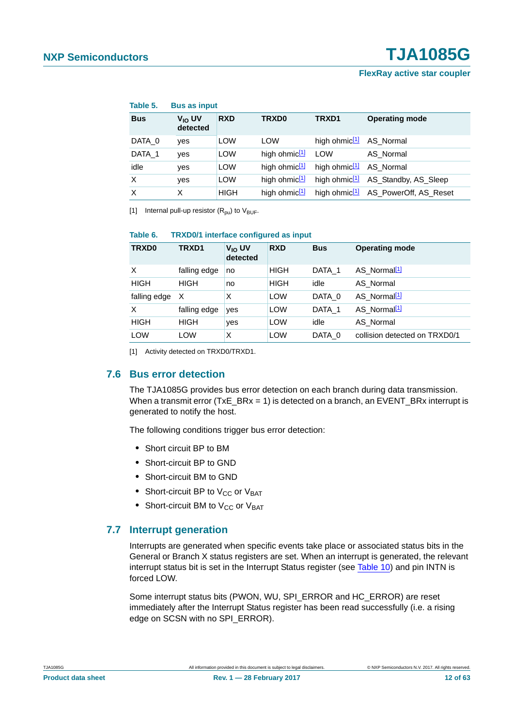**Table 5. Bus as input**

| Bus | $V_{IO}$ UV detected | RXD | TRXD0 | TRXD1 | Operating mode |
|---|---|---|---|---|---|
| DATA_0 | yes | LOW | LOW | high ohmic[1] | AS_Normal |
| DATA_1 | yes | LOW | high ohmic[1] | LOW | AS_Normal |
| idle | yes | LOW | high ohmic[1] | high ohmic[1] | AS_Normal |
| X | yes | LOW | high ohmic[1] | high ohmic[1] | AS_Standby, AS_Sleep |
| X | X | HIGH | high ohmic[1] | high ohmic[1] | AS_PowerOff, AS_Reset |

[1] Internal pull-up resistor ($R_{pu}$) to $V_{BUF}$.

**Table 6. TRXD0/1 interface configured as input**

| TRXD0 | TRXD1 | $V_{IO}$ UV detected | RXD | Bus | Operating mode |
|---|---|---|---|---|---|
| X | falling edge | no | HIGH | DATA_1 | AS_Normal[1] |
| HIGH | HIGH | no | HIGH | idle | AS_Normal |
| falling edge | X | X | LOW | DATA_0 | AS_Normal[1] |
| X | falling edge | yes | LOW | DATA_1 | AS_Normal[1] |
| HIGH | HIGH | yes | LOW | idle | AS_Normal |
| LOW | LOW | X | LOW | DATA_0 | collision detected on TRXD0/1 |

[1] Activity detected on TRXD0/TRXD1.

## 7.6 Bus error detection

The TJA1085G provides bus error detection on each branch during data transmission. When a transmit error (TxE_BRx = 1) is detected on a branch, an EVENT_BRx interrupt is generated to notify the host.

The following conditions trigger bus error detection:

- Short circuit BP to BM
- Short-circuit BP to GND
- Short-circuit BM to GND
- Short-circuit BP to $V_{CC}$ or $V_{BAT}$
- Short-circuit BM to $V_{CC}$ or $V_{BAT}$

## 7.7 Interrupt generation

Interrupts are generated when specific events take place or associated status bits in the General or Branch X status registers are set. When an interrupt is generated, the relevant interrupt status bit is set in the Interrupt Status register (see Table 10) and pin INTN is forced LOW.

Some interrupt status bits (PWON, WU, SPI_ERROR and HC_ERROR) are reset immediately after the Interrupt Status register has been read successfully (i.e. a rising edge on SCSN with no SPI_ERROR).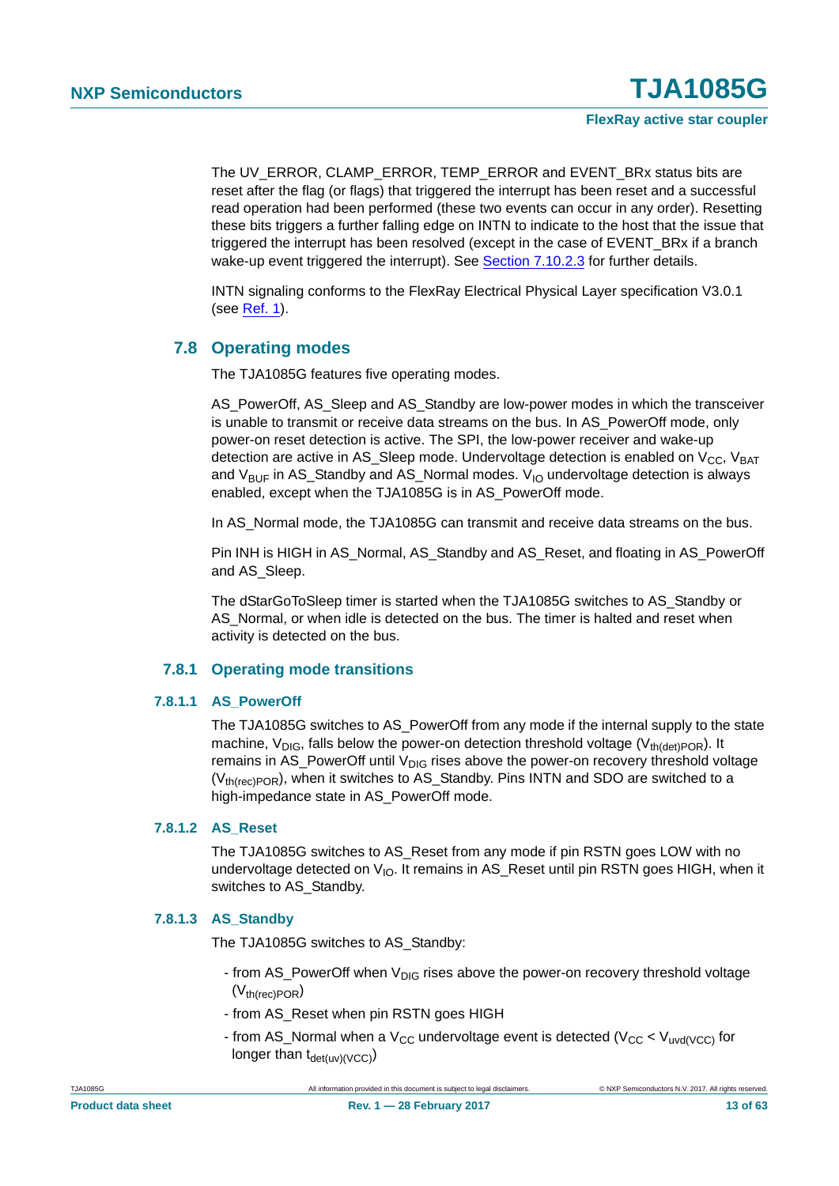The UV_ERROR, CLAMP_ERROR, TEMP_ERROR and EVENT_BRx status bits are reset after the flag (or flags) that triggered the interrupt has been reset and a successful read operation had been performed (these two events can occur in any order). Resetting these bits triggers a further falling edge on INTN to indicate to the host that the issue that triggered the interrupt has been resolved (except in the case of EVENT_BRx if a branch wake-up event triggered the interrupt). See Section 7.10.2.3 for further details.

INTN signaling conforms to the FlexRay Electrical Physical Layer specification V3.0.1 (see Ref. 1).

## 7.8 Operating modes

The TJA1085G features five operating modes.

AS_PowerOff, AS_Sleep and AS_Standby are low-power modes in which the transceiver is unable to transmit or receive data streams on the bus. In AS_PowerOff mode, only power-on reset detection is active. The SPI, the low-power receiver and wake-up detection are active in AS_Sleep mode. Undervoltage detection is enabled on $V_{CC}$, $V_{BAT}$ and $V_{BUF}$ in AS_Standby and AS_Normal modes. $V_{IO}$ undervoltage detection is always enabled, except when the TJA1085G is in AS_PowerOff mode.

In AS_Normal mode, the TJA1085G can transmit and receive data streams on the bus.

Pin INH is HIGH in AS_Normal, AS_Standby and AS_Reset, and floating in AS_PowerOff and AS_Sleep.

The dStarGoToSleep timer is started when the TJA1085G switches to AS_Standby or AS_Normal, or when idle is detected on the bus. The timer is halted and reset when activity is detected on the bus.

### 7.8.1 Operating mode transitions

#### 7.8.1.1 AS_PowerOff

The TJA1085G switches to AS_PowerOff from any mode if the internal supply to the state machine, $V_{DIG}$, falls below the power-on detection threshold voltage ($V_{th(det)POR}$). It remains in AS_PowerOff until $V_{DIG}$ rises above the power-on recovery threshold voltage ($V_{th(rec)POR}$), when it switches to AS_Standby. Pins INTN and SDO are switched to a high-impedance state in AS_PowerOff mode.

#### 7.8.1.2 AS_Reset

The TJA1085G switches to AS_Reset from any mode if pin RSTN goes LOW with no undervoltage detected on $V_{IO}$. It remains in AS_Reset until pin RSTN goes HIGH, when it switches to AS_Standby.

#### 7.8.1.3 AS_Standby

The TJA1085G switches to AS_Standby:

- from AS_PowerOff when $V_{DIG}$ rises above the power-on recovery threshold voltage ($V_{th(rec)POR}$)
- from AS_Reset when pin RSTN goes HIGH
- from AS_Normal when a $V_{CC}$ undervoltage event is detected ($V_{CC} < V_{uvd(VCC)}$ for longer than $t_{det(uv)(VCC)}$)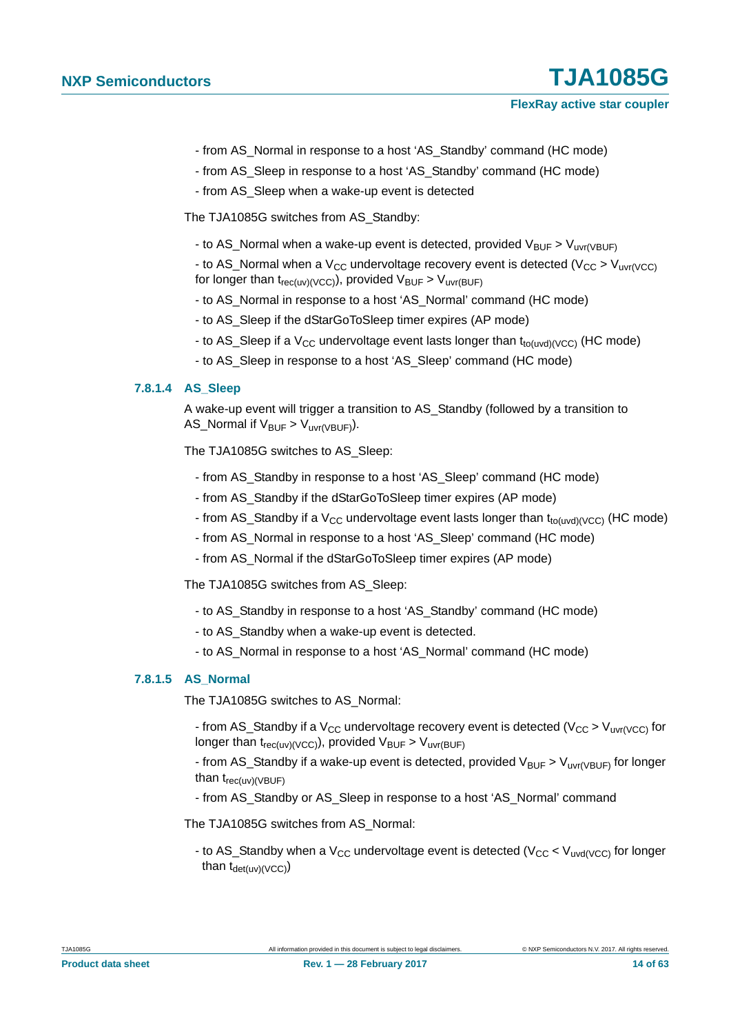- from AS_Normal in response to a host 'AS_Standby' command (HC mode)

- from AS_Sleep in response to a host 'AS_Standby' command (HC mode)

- from AS_Sleep when a wake-up event is detected

The TJA1085G switches from AS_Standby:

- to AS_Normal when a wake-up event is detected, provided $V_{BUF} > V_{uvr(VBUF)}$

- to AS_Normal when a $V_{CC}$ undervoltage recovery event is detected ($V_{CC} > V_{uvr(VCC)}$ for longer than $t_{rec(uv)(VCC)}$), provided $V_{BUF} > V_{uvr(BUF)}$

- to AS_Normal in response to a host 'AS_Normal' command (HC mode)

- to AS_Sleep if the dStarGoToSleep timer expires (AP mode)

- to AS_Sleep if a $V_{CC}$ undervoltage event lasts longer than $t_{to(uvd)(VCC)}$ (HC mode)

- to AS_Sleep in response to a host 'AS_Sleep' command (HC mode)

#### 7.8.1.4 AS_Sleep

A wake-up event will trigger a transition to AS_Standby (followed by a transition to AS_Normal if $V_{BUF} > V_{uvr(VBUF)}$).

The TJA1085G switches to AS_Sleep:

- from AS_Standby in response to a host 'AS_Sleep' command (HC mode)

- from AS_Standby if the dStarGoToSleep timer expires (AP mode)

- from AS_Standby if a $V_{CC}$ undervoltage event lasts longer than $t_{to(uvd)(VCC)}$ (HC mode)

- from AS_Normal in response to a host 'AS_Sleep' command (HC mode)

- from AS_Normal if the dStarGoToSleep timer expires (AP mode)

The TJA1085G switches from AS_Sleep:

- to AS_Standby in response to a host 'AS_Standby' command (HC mode)

- to AS_Standby when a wake-up event is detected.

- to AS_Normal in response to a host 'AS_Normal' command (HC mode)

#### 7.8.1.5 AS_Normal

The TJA1085G switches to AS_Normal:

- from AS_Standby if a $V_{CC}$ undervoltage recovery event is detected ($V_{CC} > V_{uvr(VCC)}$ for longer than $t_{rec(uv)(VCC)}$), provided $V_{BUF} > V_{uvr(BUF)}$

- from AS_Standby if a wake-up event is detected, provided $V_{BUF} > V_{uvr(VBUF)}$ for longer than $t_{rec(uv)(VBUF)}$

- from AS_Standby or AS_Sleep in response to a host 'AS_Normal' command

The TJA1085G switches from AS_Normal:

- to AS_Standby when a $V_{CC}$ undervoltage event is detected ($V_{CC} < V_{uvd(VCC)}$ for longer than $t_{det(uv)(VCC)}$)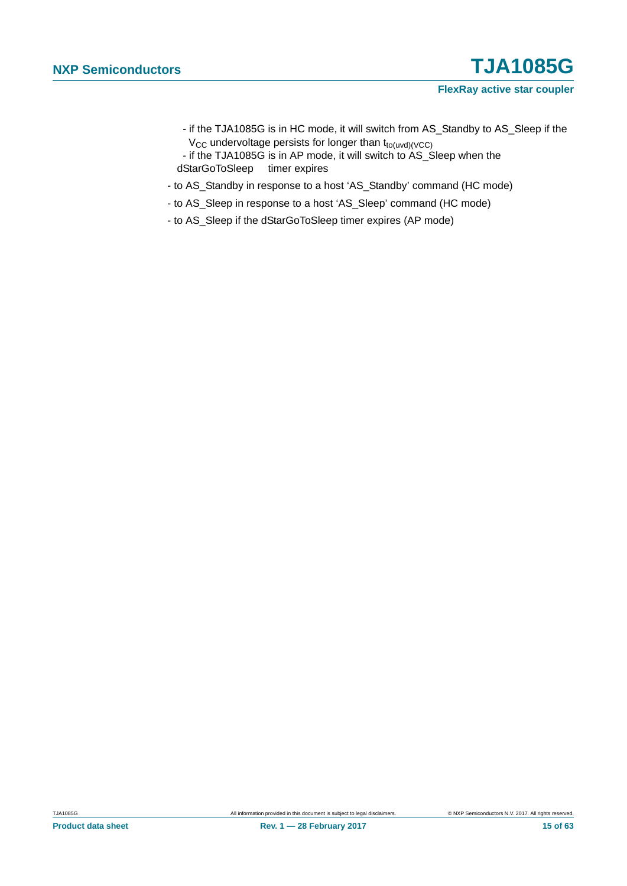- if the TJA1085G is in HC mode, it will switch from AS_Standby to AS_Sleep if the $V_{CC}$ undervoltage persists for longer than $t_{to(uvd)(VCC)}$
    - if the TJA1085G is in AP mode, it will switch to AS_Sleep when the dStarGoToSleep timer expires
- to AS_Standby in response to a host 'AS_Standby' command (HC mode)
- to AS_Sleep in response to a host 'AS_Sleep' command (HC mode)
- to AS_Sleep if the dStarGoToSleep timer expires (AP mode)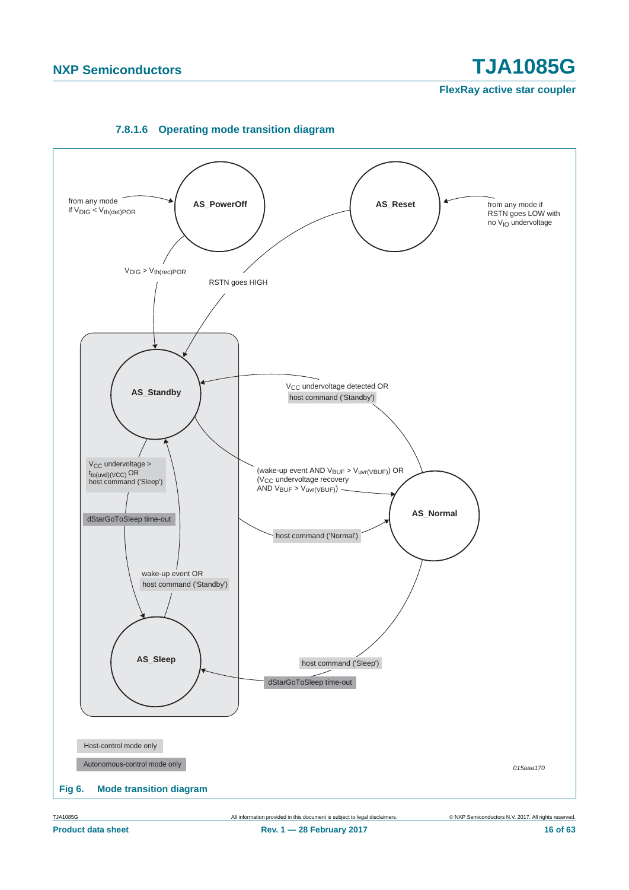#### 7.8.1.6 Operating mode transition diagram

from any mode if $V_{DIG} < V_{th(det)POR}$

AS_PowerOff

AS_Reset

from any mode if RSTN goes LOW with no $V_{IO}$ undervoltage

$V_{DIG} > V_{th(rec)POR}$

RSTN goes HIGH

AS_Standby

$V_{CC}$ undervoltage detected OR host command ('Standby')

$V_{CC}$ undervoltage > $t_{to(uvd)(VCC)}$ OR host command ('Sleep')

(wake-up event AND $V_{BUF} > V_{uvr(VBUF)}$) OR ($V_{CC}$ undervoltage recovery AND $V_{BUF} > V_{uvr(VBUF)}$)

AS_Normal

dStarGoToSleep time-out

host command ('Normal')

wake-up event OR host command ('Standby')

AS_Sleep

host command ('Sleep')

dStarGoToSleep time-out

Host-control mode only

Autonomous-control mode only

*015aaa170*

**Fig 6. Mode transition diagram**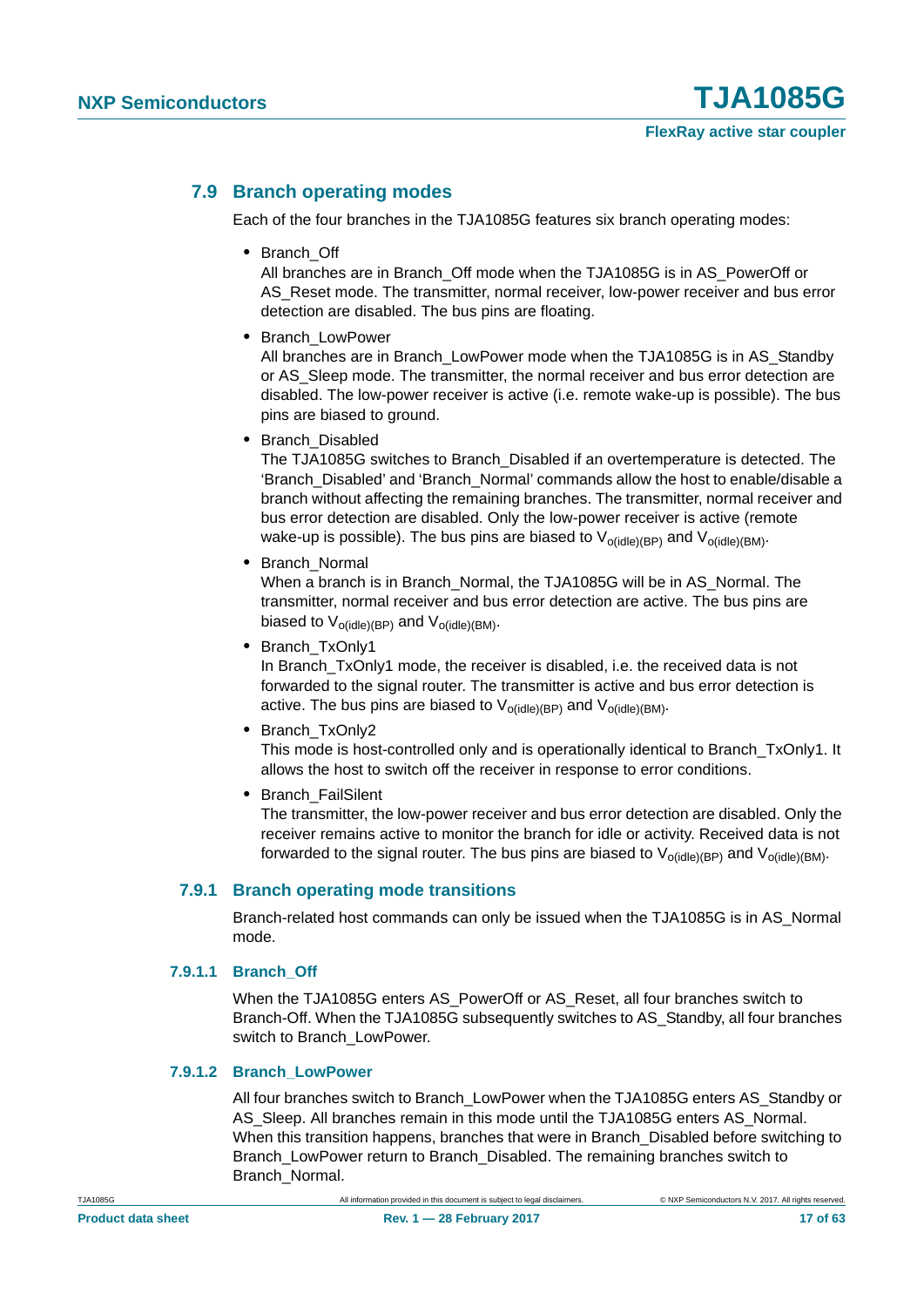### 7.9 Branch operating modes

Each of the four branches in the TJA1085G features six branch operating modes:

- Branch_Off
  All branches are in Branch_Off mode when the TJA1085G is in AS_PowerOff or AS_Reset mode. The transmitter, normal receiver, low-power receiver and bus error detection are disabled. The bus pins are floating.
- Branch_LowPower
  All branches are in Branch_LowPower mode when the TJA1085G is in AS_Standby or AS_Sleep mode. The transmitter, the normal receiver and bus error detection are disabled. The low-power receiver is active (i.e. remote wake-up is possible). The bus pins are biased to ground.
- Branch_Disabled
  The TJA1085G switches to Branch_Disabled if an overtemperature is detected. The 'Branch_Disabled' and 'Branch_Normal' commands allow the host to enable/disable a branch without affecting the remaining branches. The transmitter, normal receiver and bus error detection are disabled. Only the low-power receiver is active (remote wake-up is possible). The bus pins are biased to $V_{o(idle)(BP)}$ and $V_{o(idle)(BM)}$.
- Branch_Normal
  When a branch is in Branch_Normal, the TJA1085G will be in AS_Normal. The transmitter, normal receiver and bus error detection are active. The bus pins are biased to $V_{o(idle)(BP)}$ and $V_{o(idle)(BM)}$.
- Branch_TxOnly1
  In Branch_TxOnly1 mode, the receiver is disabled, i.e. the received data is not forwarded to the signal router. The transmitter is active and bus error detection is active. The bus pins are biased to $V_{o(idle)(BP)}$ and $V_{o(idle)(BM)}$.
- Branch_TxOnly2
  This mode is host-controlled only and is operationally identical to Branch_TxOnly1. It allows the host to switch off the receiver in response to error conditions.
- Branch_FailSilent
  The transmitter, the low-power receiver and bus error detection are disabled. Only the receiver remains active to monitor the branch for idle or activity. Received data is not forwarded to the signal router. The bus pins are biased to $V_{o(idle)(BP)}$ and $V_{o(idle)(BM)}$.

#### 7.9.1 Branch operating mode transitions

Branch-related host commands can only be issued when the TJA1085G is in AS_Normal mode.

##### 7.9.1.1 Branch_Off

When the TJA1085G enters AS_PowerOff or AS_Reset, all four branches switch to Branch-Off. When the TJA1085G subsequently switches to AS_Standby, all four branches switch to Branch_LowPower.

##### 7.9.1.2 Branch_LowPower

All four branches switch to Branch_LowPower when the TJA1085G enters AS_Standby or AS_Sleep. All branches remain in this mode until the TJA1085G enters AS_Normal. When this transition happens, branches that were in Branch_Disabled before switching to Branch_LowPower return to Branch_Disabled. The remaining branches switch to Branch_Normal.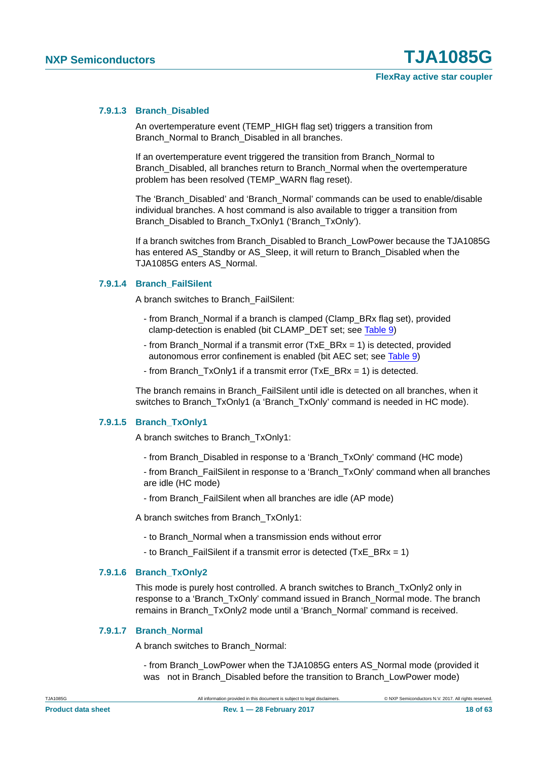#### 7.9.1.3 Branch_Disabled

An overtemperature event (TEMP_HIGH flag set) triggers a transition from Branch_Normal to Branch_Disabled in all branches.

If an overtemperature event triggered the transition from Branch_Normal to Branch_Disabled, all branches return to Branch_Normal when the overtemperature problem has been resolved (TEMP_WARN flag reset).

The ‘Branch_Disabled’ and ‘Branch_Normal’ commands can be used to enable/disable individual branches. A host command is also available to trigger a transition from Branch_Disabled to Branch_TxOnly1 (‘Branch_TxOnly’).

If a branch switches from Branch_Disabled to Branch_LowPower because the TJA1085G has entered AS_Standby or AS_Sleep, it will return to Branch_Disabled when the TJA1085G enters AS_Normal.

#### 7.9.1.4 Branch_FailSilent

A branch switches to Branch_FailSilent:

- from Branch_Normal if a branch is clamped (Clamp_BRx flag set), provided clamp-detection is enabled (bit CLAMP_DET set; see Table 9)
- from Branch_Normal if a transmit error (TxE_BRx = 1) is detected, provided autonomous error confinement is enabled (bit AEC set; see Table 9)
- from Branch_TxOnly1 if a transmit error (TxE_BRx = 1) is detected.

The branch remains in Branch_FailSilent until idle is detected on all branches, when it switches to Branch_TxOnly1 (a ‘Branch_TxOnly’ command is needed in HC mode).

#### 7.9.1.5 Branch_TxOnly1

A branch switches to Branch_TxOnly1:

- from Branch_Disabled in response to a ‘Branch_TxOnly’ command (HC mode)
- from Branch_FailSilent in response to a ‘Branch_TxOnly’ command when all branches are idle (HC mode)
- from Branch_FailSilent when all branches are idle (AP mode)

A branch switches from Branch_TxOnly1:

- to Branch_Normal when a transmission ends without error
- to Branch_FailSilent if a transmit error is detected (TxE_BRx = 1)

#### 7.9.1.6 Branch_TxOnly2

This mode is purely host controlled. A branch switches to Branch_TxOnly2 only in response to a ‘Branch_TxOnly’ command issued in Branch_Normal mode. The branch remains in Branch_TxOnly2 mode until a ‘Branch_Normal’ command is received.

#### 7.9.1.7 Branch_Normal

A branch switches to Branch_Normal:

- from Branch_LowPower when the TJA1085G enters AS_Normal mode (provided it was not in Branch_Disabled before the transition to Branch_LowPower mode)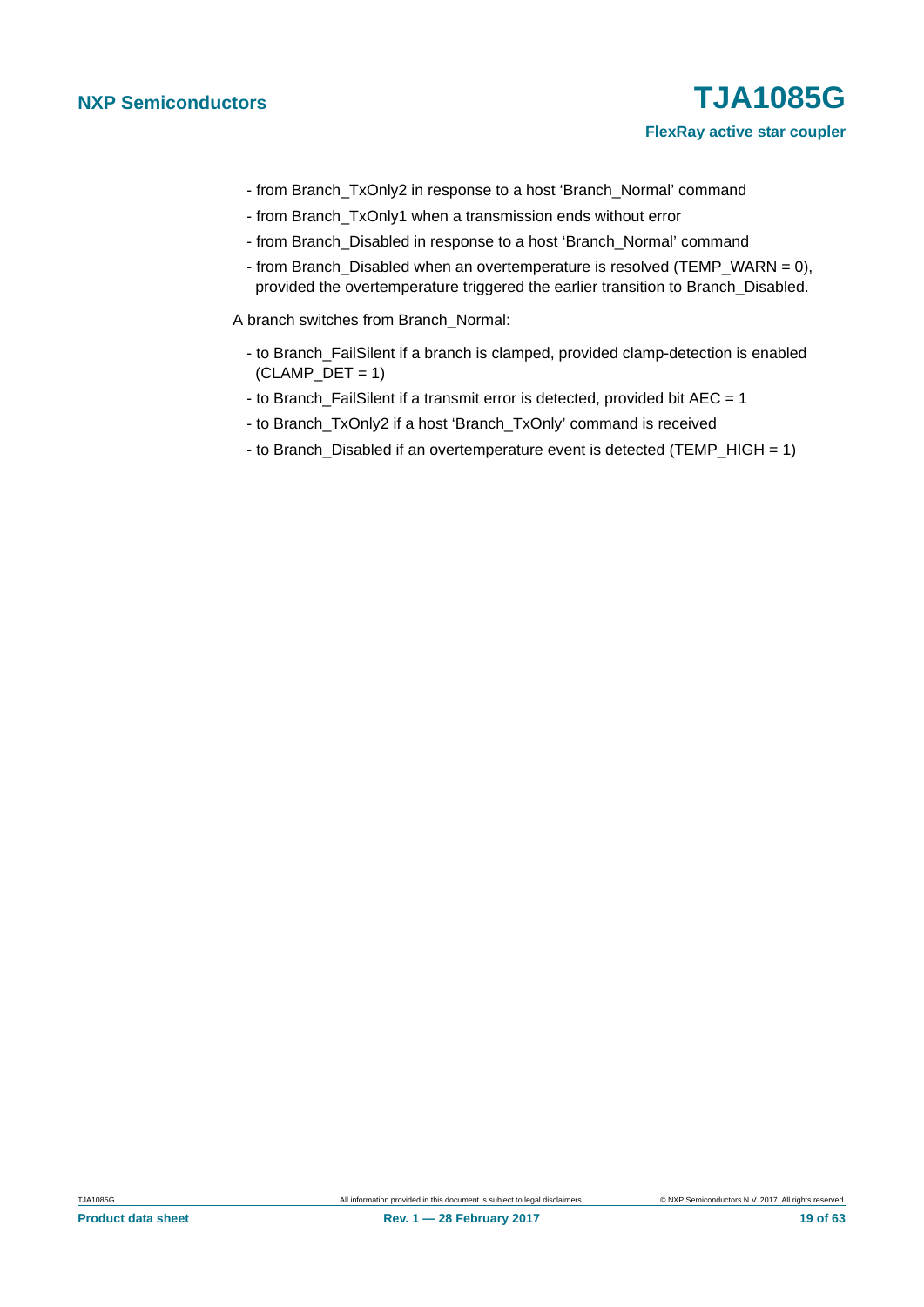- from Branch_TxOnly2 in response to a host ‘Branch_Normal’ command
- from Branch_TxOnly1 when a transmission ends without error
- from Branch_Disabled in response to a host ‘Branch_Normal’ command
- from Branch_Disabled when an overtemperature is resolved (TEMP_WARN = 0), provided the overtemperature triggered the earlier transition to Branch_Disabled.

A branch switches from Branch_Normal:

- to Branch_FailSilent if a branch is clamped, provided clamp-detection is enabled (CLAMP_DET = 1)
- to Branch_FailSilent if a transmit error is detected, provided bit AEC = 1
- to Branch_TxOnly2 if a host ‘Branch_TxOnly’ command is received
- to Branch_Disabled if an overtemperature event is detected (TEMP_HIGH = 1)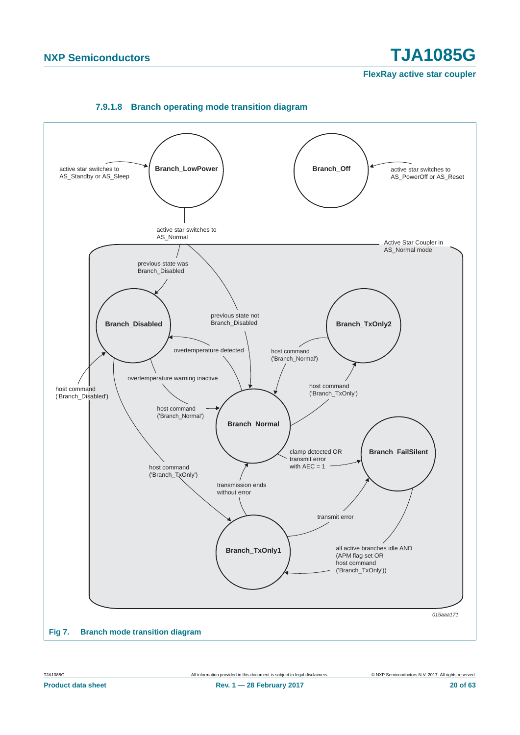#### 7.9.1.8 Branch operating mode transition diagram

Branch_LowPower

active star switches to AS_Standby or AS_Sleep

Branch_Off

active star switches to AS_PowerOff or AS_Reset

active star switches to AS_Normal

Active Star Coupler in AS_Normal mode

previous state was Branch_Disabled

previous state not Branch_Disabled

Branch_Disabled

Branch_TxOnly2

overtemperature detected

host command ('Branch_Normal')

overtemperature warning inactive

host command ('Branch_TxOnly')

host command ('Branch_Disabled')

host command ('Branch_Normal')

Branch_Normal

clamp detected OR transmit error with AEC = 1

Branch_FailSilent

host command ('Branch_TxOnly')

transmission ends without error

transmit error

Branch_TxOnly1

all active branches idle AND (APM flag set OR host command ('Branch_TxOnly'))

015aaa171

**Fig 7. Branch mode transition diagram**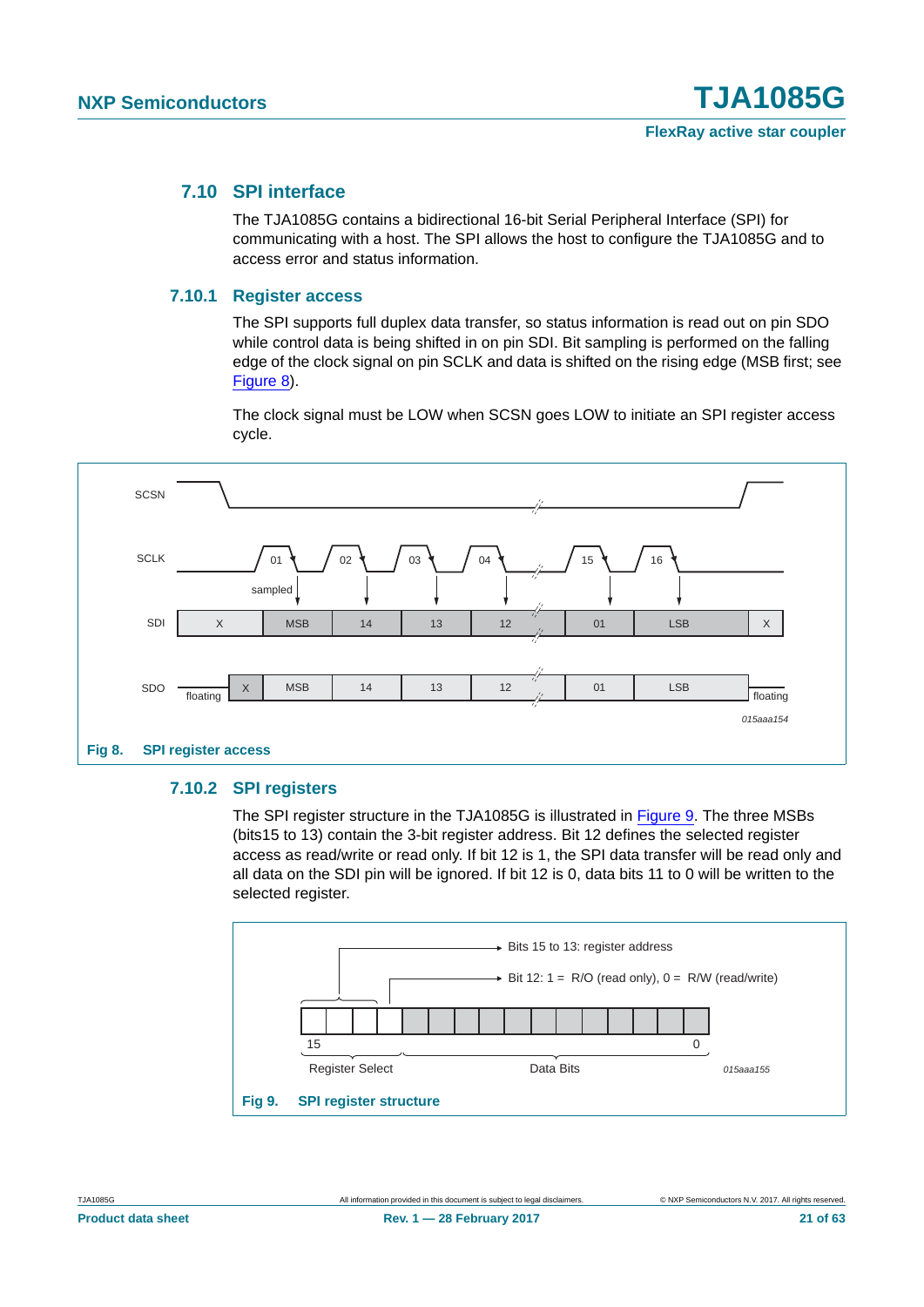### 7.10 SPI interface

The TJA1085G contains a bidirectional 16-bit Serial Peripheral Interface (SPI) for communicating with a host. The SPI allows the host to configure the TJA1085G and to access error and status information.

#### 7.10.1 Register access

The SPI supports full duplex data transfer, so status information is read out on pin SDO while control data is being shifted in on pin SDI. Bit sampling is performed on the falling edge of the clock signal on pin SCLK and data is shifted on the rising edge (MSB first; see Figure 8).

The clock signal must be LOW when SCSN goes LOW to initiate an SPI register access cycle.

**Fig 8. SPI register access**

#### 7.10.2 SPI registers

The SPI register structure in the TJA1085G is illustrated in Figure 9. The three MSBs (bits15 to 13) contain the 3-bit register address. Bit 12 defines the selected register access as read/write or read only. If bit 12 is 1, the SPI data transfer will be read only and all data on the SDI pin will be ignored. If bit 12 is 0, data bits 11 to 0 will be written to the selected register.

**Fig 9. SPI register structure**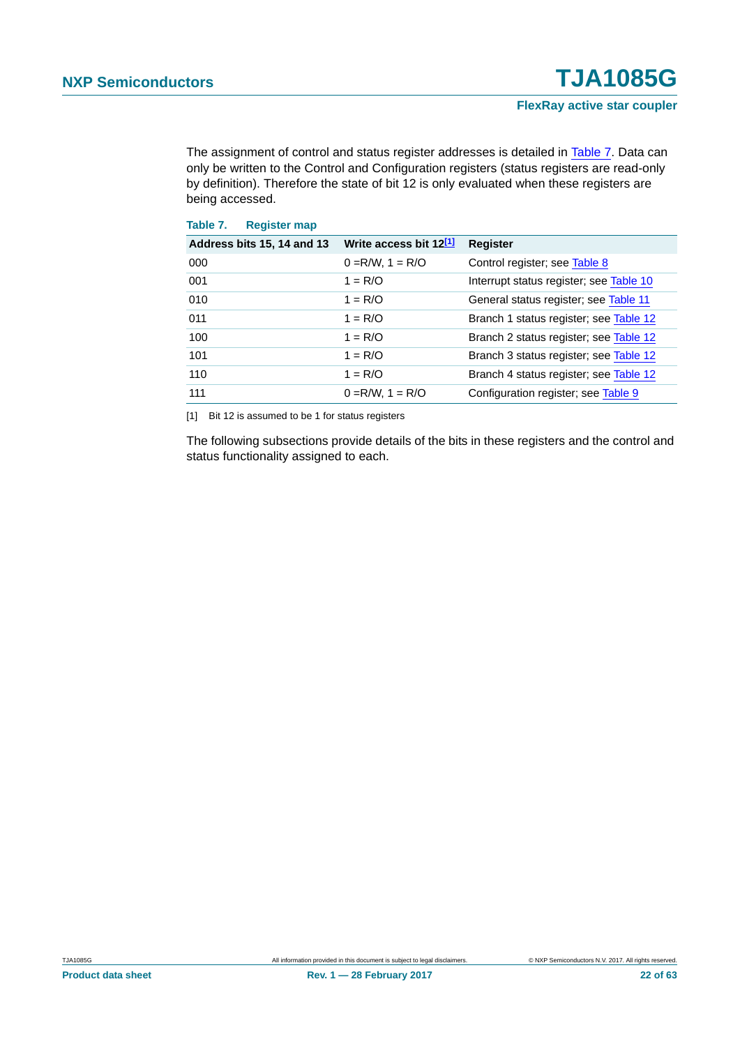The assignment of control and status register addresses is detailed in Table 7. Data can only be written to the Control and Configuration registers (status registers are read-only by definition). Therefore the state of bit 12 is only evaluated when these registers are being accessed.

**Table 7. Register map**

| Address bits 15, 14 and 13 | Write access bit 12[1] | Register |
|---|---|---|
| 000 | 0 =R/W, 1 = R/O | Control register; see Table 8 |
| 001 | 1 = R/O | Interrupt status register; see Table 10 |
| 010 | 1 = R/O | General status register; see Table 11 |
| 011 | 1 = R/O | Branch 1 status register; see Table 12 |
| 100 | 1 = R/O | Branch 2 status register; see Table 12 |
| 101 | 1 = R/O | Branch 3 status register; see Table 12 |
| 110 | 1 = R/O | Branch 4 status register; see Table 12 |
| 111 | 0 =R/W, 1 = R/O | Configuration register; see Table 9 |

[1] Bit 12 is assumed to be 1 for status registers

The following subsections provide details of the bits in these registers and the control and status functionality assigned to each.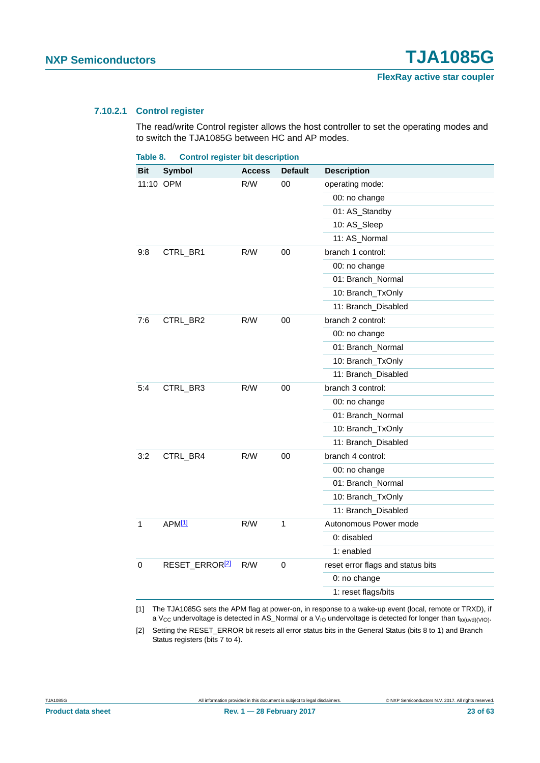#### 7.10.2.1 Control register

The read/write Control register allows the host controller to set the operating modes and to switch the TJA1085G between HC and AP modes.

**Table 8. Control register bit description**

| Bit | Symbol | Access | Default | Description |
|---|---|---|---|---|
| 11:10 | OPM | R/W | 00 | operating mode: |
| | | | | 00: no change |
| | | | | 01: AS_Standby |
| | | | | 10: AS_Sleep |
| | | | | 11: AS_Normal |
| 9:8 | CTRL_BR1 | R/W | 00 | branch 1 control: |
| | | | | 00: no change |
| | | | | 01: Branch_Normal |
| | | | | 10: Branch_TxOnly |
| | | | | 11: Branch_Disabled |
| 7:6 | CTRL_BR2 | R/W | 00 | branch 2 control: |
| | | | | 00: no change |
| | | | | 01: Branch_Normal |
| | | | | 10: Branch_TxOnly |
| | | | | 11: Branch_Disabled |
| 5:4 | CTRL_BR3 | R/W | 00 | branch 3 control: |
| | | | | 00: no change |
| | | | | 01: Branch_Normal |
| | | | | 10: Branch_TxOnly |
| | | | | 11: Branch_Disabled |
| 3:2 | CTRL_BR4 | R/W | 00 | branch 4 control: |
| | | | | 00: no change |
| | | | | 01: Branch_Normal |
| | | | | 10: Branch_TxOnly |
| | | | | 11: Branch_Disabled |
| 1 | APM[1] | R/W | 1 | Autonomous Power mode |
| | | | | 0: disabled |
| | | | | 1: enabled |
| 0 | RESET_ERROR[2] | R/W | 0 | reset error flags and status bits |
| | | | | 0: no change |
| | | | | 1: reset flags/bits |

[1] The TJA1085G sets the APM flag at power-on, in response to a wake-up event (local, remote or TRXD), if a $V_{CC}$ undervoltage is detected in AS_Normal or a $V_{IO}$ undervoltage is detected for longer than $t_{to(uvd)(VIO)}$.

[2] Setting the RESET_ERROR bit resets all error status bits in the General Status (bits 8 to 1) and Branch Status registers (bits 7 to 4).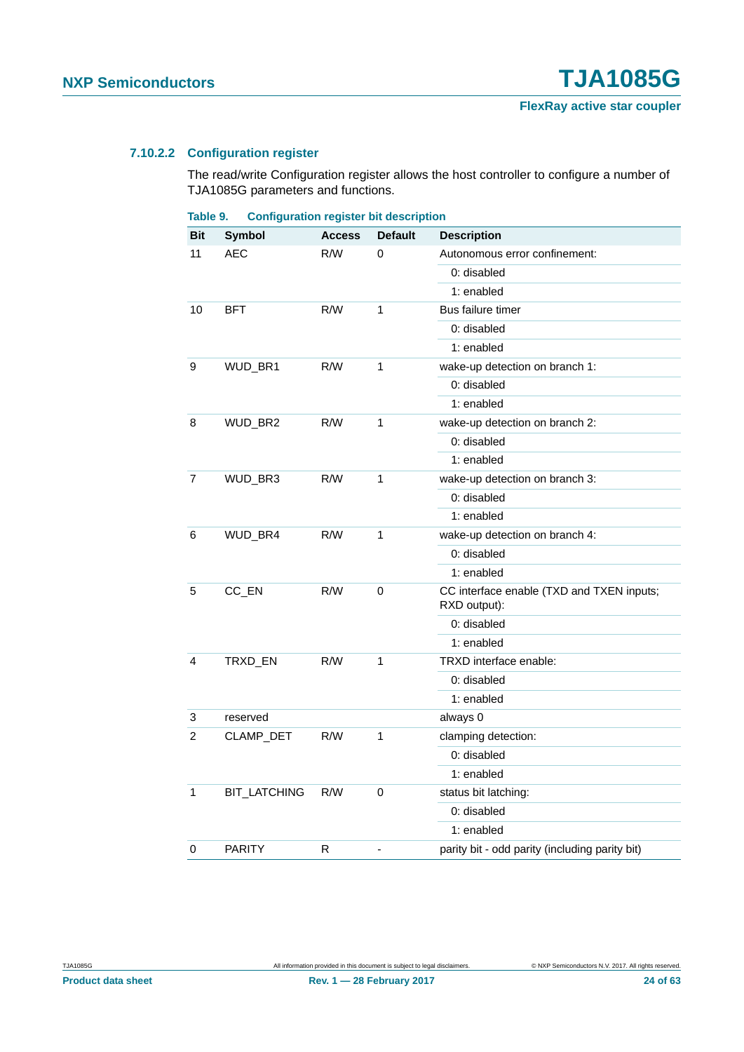#### 7.10.2.2 Configuration register

The read/write Configuration register allows the host controller to configure a number of TJA1085G parameters and functions.

**Table 9. Configuration register bit description**

| Bit | Symbol | Access | Default | Description |
|---|---|---|---|---|
| 11 | AEC | R/W | 0 | Autonomous error confinement: |
| | | | | 0: disabled |
| | | | | 1: enabled |
| 10 | BFT | R/W | 1 | Bus failure timer |
| | | | | 0: disabled |
| | | | | 1: enabled |
| 9 | WUD_BR1 | R/W | 1 | wake-up detection on branch 1: |
| | | | | 0: disabled |
| | | | | 1: enabled |
| 8 | WUD_BR2 | R/W | 1 | wake-up detection on branch 2: |
| | | | | 0: disabled |
| | | | | 1: enabled |
| 7 | WUD_BR3 | R/W | 1 | wake-up detection on branch 3: |
| | | | | 0: disabled |
| | | | | 1: enabled |
| 6 | WUD_BR4 | R/W | 1 | wake-up detection on branch 4: |
| | | | | 0: disabled |
| | | | | 1: enabled |
| 5 | CC_EN | R/W | 0 | CC interface enable (TXD and TXEN inputs; RXD output): |
| | | | | 0: disabled |
| | | | | 1: enabled |
| 4 | TRXD_EN | R/W | 1 | TRXD interface enable: |
| | | | | 0: disabled |
| | | | | 1: enabled |
| 3 | reserved | | | always 0 |
| 2 | CLAMP_DET | R/W | 1 | clamping detection: |
| | | | | 0: disabled |
| | | | | 1: enabled |
| 1 | BIT_LATCHING | R/W | 0 | status bit latching: |
| | | | | 0: disabled |
| | | | | 1: enabled |
| 0 | PARITY | R | - | parity bit - odd parity (including parity bit) |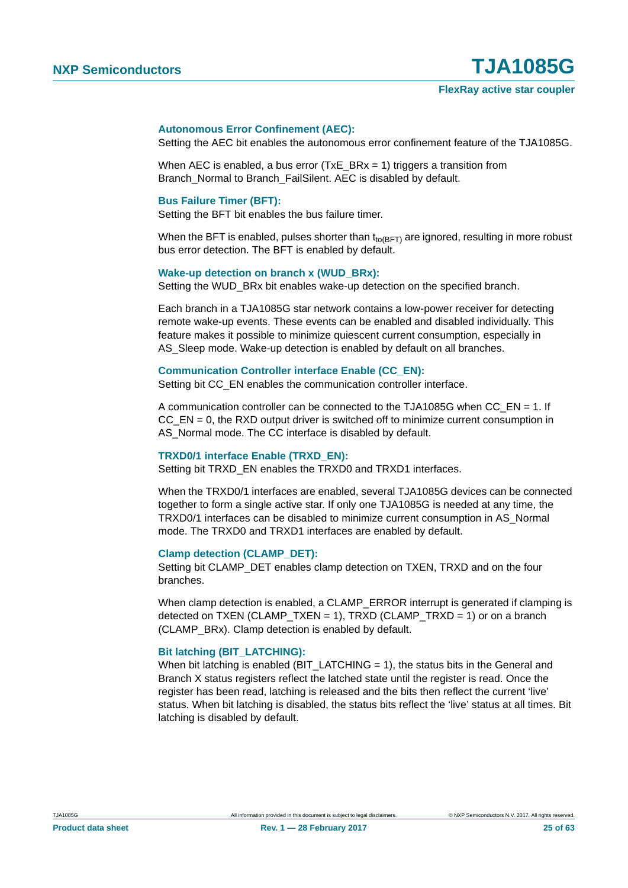**Autonomous Error Confinement (AEC):**

Setting the AEC bit enables the autonomous error confinement feature of the TJA1085G.

When AEC is enabled, a bus error (TxE_BRx = 1) triggers a transition from Branch_Normal to Branch_FailSilent. AEC is disabled by default.

**Bus Failure Timer (BFT):**

Setting the BFT bit enables the bus failure timer.

When the BFT is enabled, pulses shorter than $t_{to(BFT)}$ are ignored, resulting in more robust bus error detection. The BFT is enabled by default.

**Wake-up detection on branch x (WUD_BRx):**

Setting the WUD_BRx bit enables wake-up detection on the specified branch.

Each branch in a TJA1085G star network contains a low-power receiver for detecting remote wake-up events. These events can be enabled and disabled individually. This feature makes it possible to minimize quiescent current consumption, especially in AS_Sleep mode. Wake-up detection is enabled by default on all branches.

**Communication Controller interface Enable (CC_EN):**

Setting bit CC_EN enables the communication controller interface.

A communication controller can be connected to the TJA1085G when CC_EN = 1. If CC_EN = 0, the RXD output driver is switched off to minimize current consumption in AS_Normal mode. The CC interface is disabled by default.

**TRXD0/1 interface Enable (TRXD_EN):**

Setting bit TRXD_EN enables the TRXD0 and TRXD1 interfaces.

When the TRXD0/1 interfaces are enabled, several TJA1085G devices can be connected together to form a single active star. If only one TJA1085G is needed at any time, the TRXD0/1 interfaces can be disabled to minimize current consumption in AS_Normal mode. The TRXD0 and TRXD1 interfaces are enabled by default.

**Clamp detection (CLAMP_DET):**

Setting bit CLAMP_DET enables clamp detection on TXEN, TRXD and on the four branches.

When clamp detection is enabled, a CLAMP_ERROR interrupt is generated if clamping is detected on TXEN (CLAMP_TXEN = 1), TRXD (CLAMP_TRXD = 1) or on a branch (CLAMP_BRx). Clamp detection is enabled by default.

**Bit latching (BIT_LATCHING):**

When bit latching is enabled (BIT_LATCHING = 1), the status bits in the General and Branch X status registers reflect the latched state until the register is read. Once the register has been read, latching is released and the bits then reflect the current 'live' status. When bit latching is disabled, the status bits reflect the 'live' status at all times. Bit latching is disabled by default.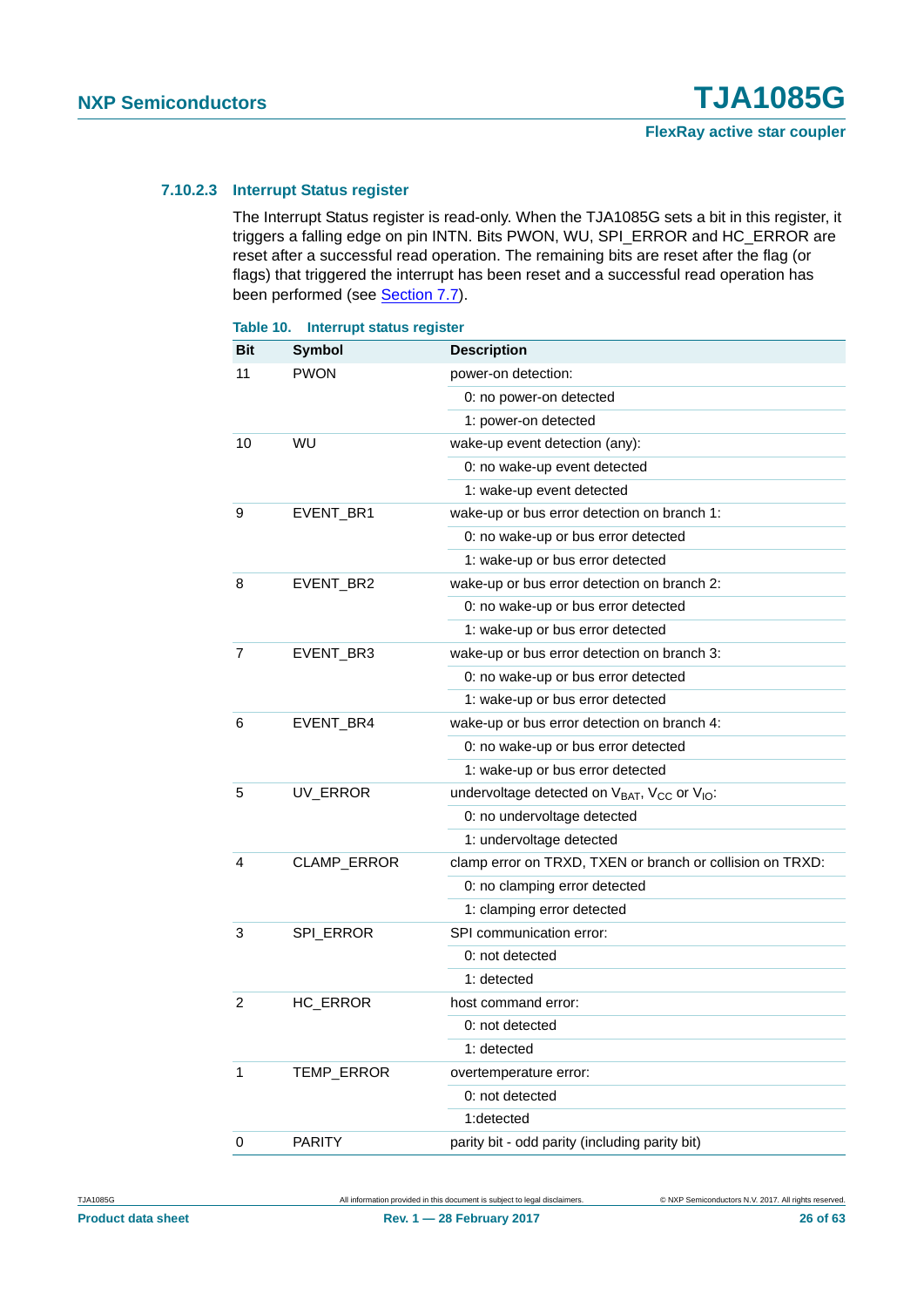#### 7.10.2.3 Interrupt Status register

The Interrupt Status register is read-only. When the TJA1085G sets a bit in this register, it triggers a falling edge on pin INTN. Bits PWON, WU, SPI_ERROR and HC_ERROR are reset after a successful read operation. The remaining bits are reset after the flag (or flags) that triggered the interrupt has been reset and a successful read operation has been performed (see Section 7.7).

**Table 10. Interrupt status register**

| Bit | Symbol | Description |
|---|---|---|
| 11 | PWON | power-on detection: |
| | | 0: no power-on detected |
| | | 1: power-on detected |
| 10 | WU | wake-up event detection (any): |
| | | 0: no wake-up event detected |
| | | 1: wake-up event detected |
| 9 | EVENT_BR1 | wake-up or bus error detection on branch 1: |
| | | 0: no wake-up or bus error detected |
| | | 1: wake-up or bus error detected |
| 8 | EVENT_BR2 | wake-up or bus error detection on branch 2: |
| | | 0: no wake-up or bus error detected |
| | | 1: wake-up or bus error detected |
| 7 | EVENT_BR3 | wake-up or bus error detection on branch 3: |
| | | 0: no wake-up or bus error detected |
| | | 1: wake-up or bus error detected |
| 6 | EVENT_BR4 | wake-up or bus error detection on branch 4: |
| | | 0: no wake-up or bus error detected |
| | | 1: wake-up or bus error detected |
| 5 | UV_ERROR | undervoltage detected on $V_{BAT}$, $V_{CC}$ or $V_{IO}$: |
| | | 0: no undervoltage detected |
| | | 1: undervoltage detected |
| 4 | CLAMP_ERROR | clamp error on TRXD, TXEN or branch or collision on TRXD: |
| | | 0: no clamping error detected |
| | | 1: clamping error detected |
| 3 | SPI_ERROR | SPI communication error: |
| | | 0: not detected |
| | | 1: detected |
| 2 | HC_ERROR | host command error: |
| | | 0: not detected |
| | | 1: detected |
| 1 | TEMP_ERROR | overtemperature error: |
| | | 0: not detected |
| | | 1:detected |
| 0 | PARITY | parity bit - odd parity (including parity bit) |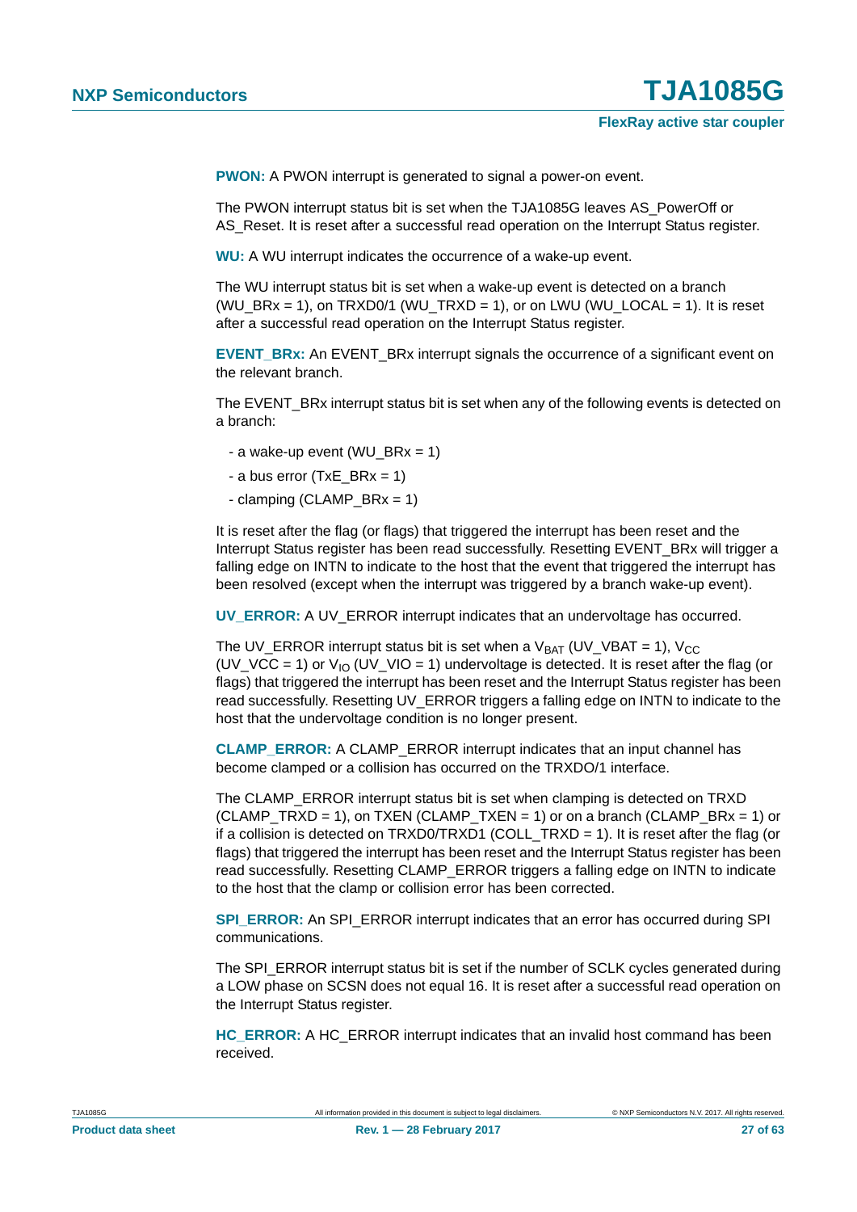**PWON:** A PWON interrupt is generated to signal a power-on event.

The PWON interrupt status bit is set when the TJA1085G leaves AS_PowerOff or AS_Reset. It is reset after a successful read operation on the Interrupt Status register.

**WU:** A WU interrupt indicates the occurrence of a wake-up event.

The WU interrupt status bit is set when a wake-up event is detected on a branch (WU_BRx = 1), on TRXD0/1 (WU_TRXD = 1), or on LWU (WU_LOCAL = 1). It is reset after a successful read operation on the Interrupt Status register.

**EVENT_BRx:** An EVENT_BRx interrupt signals the occurrence of a significant event on the relevant branch.

The EVENT_BRx interrupt status bit is set when any of the following events is detected on a branch:

- a wake-up event (WU_BRx = 1)
- a bus error (TxE_BRx = 1)
- clamping (CLAMP_BRx = 1)

It is reset after the flag (or flags) that triggered the interrupt has been reset and the Interrupt Status register has been read successfully. Resetting EVENT_BRx will trigger a falling edge on INTN to indicate to the host that the event that triggered the interrupt has been resolved (except when the interrupt was triggered by a branch wake-up event).

**UV_ERROR:** A UV_ERROR interrupt indicates that an undervoltage has occurred.

The UV_ERROR interrupt status bit is set when a $V_{BAT}$ (UV_VBAT = 1), $V_{CC}$ (UV_VCC = 1) or $V_{IO}$ (UV_VIO = 1) undervoltage is detected. It is reset after the flag (or flags) that triggered the interrupt has been reset and the Interrupt Status register has been read successfully. Resetting UV_ERROR triggers a falling edge on INTN to indicate to the host that the undervoltage condition is no longer present.

**CLAMP_ERROR:** A CLAMP_ERROR interrupt indicates that an input channel has become clamped or a collision has occurred on the TRXDO/1 interface.

The CLAMP_ERROR interrupt status bit is set when clamping is detected on TRXD (CLAMP_TRXD = 1), on TXEN (CLAMP_TXEN = 1) or on a branch (CLAMP_BRx = 1) or if a collision is detected on TRXD0/TRXD1 (COLL_TRXD = 1). It is reset after the flag (or flags) that triggered the interrupt has been reset and the Interrupt Status register has been read successfully. Resetting CLAMP_ERROR triggers a falling edge on INTN to indicate to the host that the clamp or collision error has been corrected.

**SPI_ERROR:** An SPI_ERROR interrupt indicates that an error has occurred during SPI communications.

The SPI_ERROR interrupt status bit is set if the number of SCLK cycles generated during a LOW phase on SCSN does not equal 16. It is reset after a successful read operation on the Interrupt Status register.

**HC_ERROR:** A HC_ERROR interrupt indicates that an invalid host command has been received.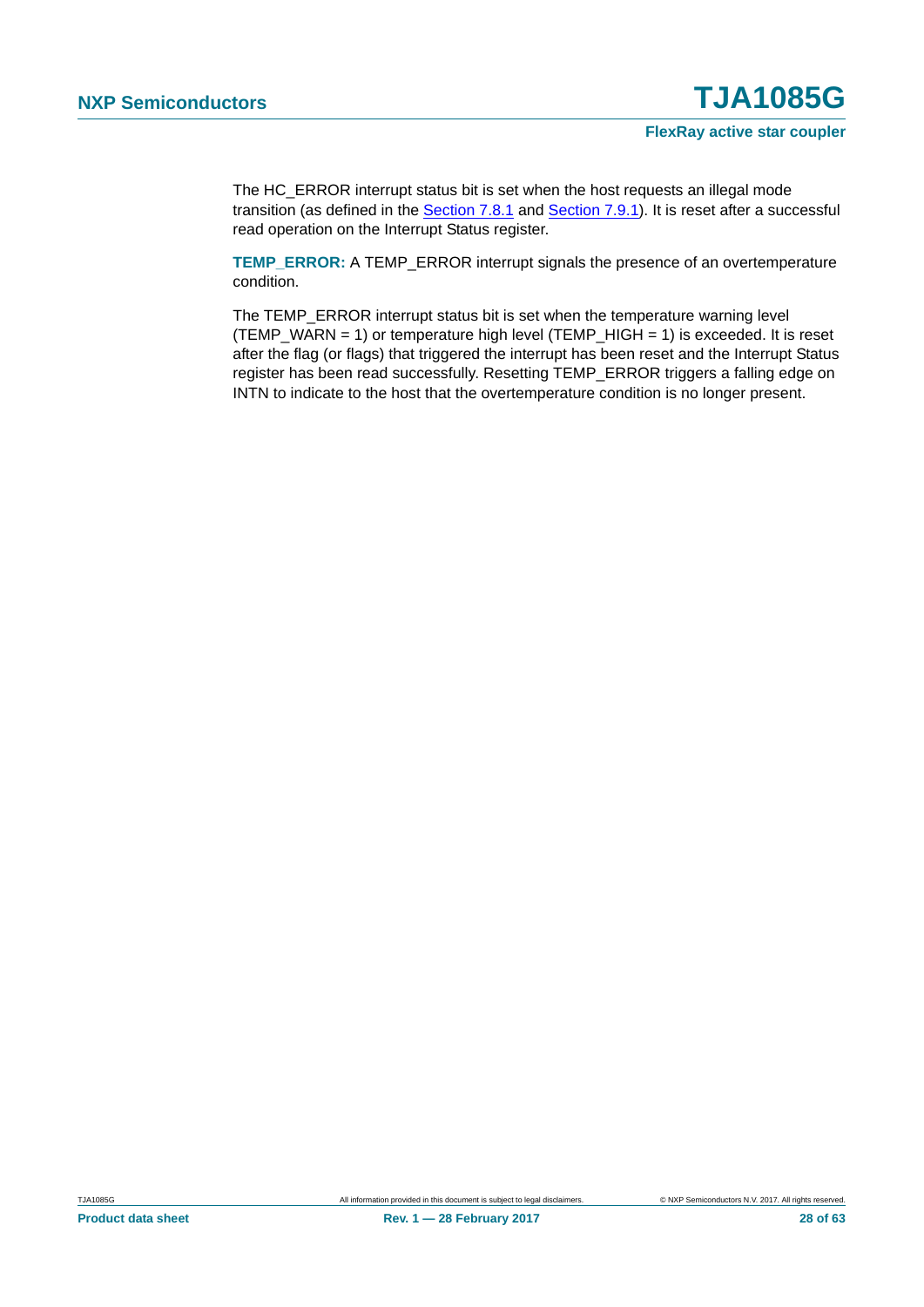The HC_ERROR interrupt status bit is set when the host requests an illegal mode transition (as defined in the Section 7.8.1 and Section 7.9.1). It is reset after a successful read operation on the Interrupt Status register.

**TEMP_ERROR:** A TEMP_ERROR interrupt signals the presence of an overtemperature condition.

The TEMP_ERROR interrupt status bit is set when the temperature warning level (TEMP_WARN = 1) or temperature high level (TEMP_HIGH = 1) is exceeded. It is reset after the flag (or flags) that triggered the interrupt has been reset and the Interrupt Status register has been read successfully. Resetting TEMP_ERROR triggers a falling edge on INTN to indicate to the host that the overtemperature condition is no longer present.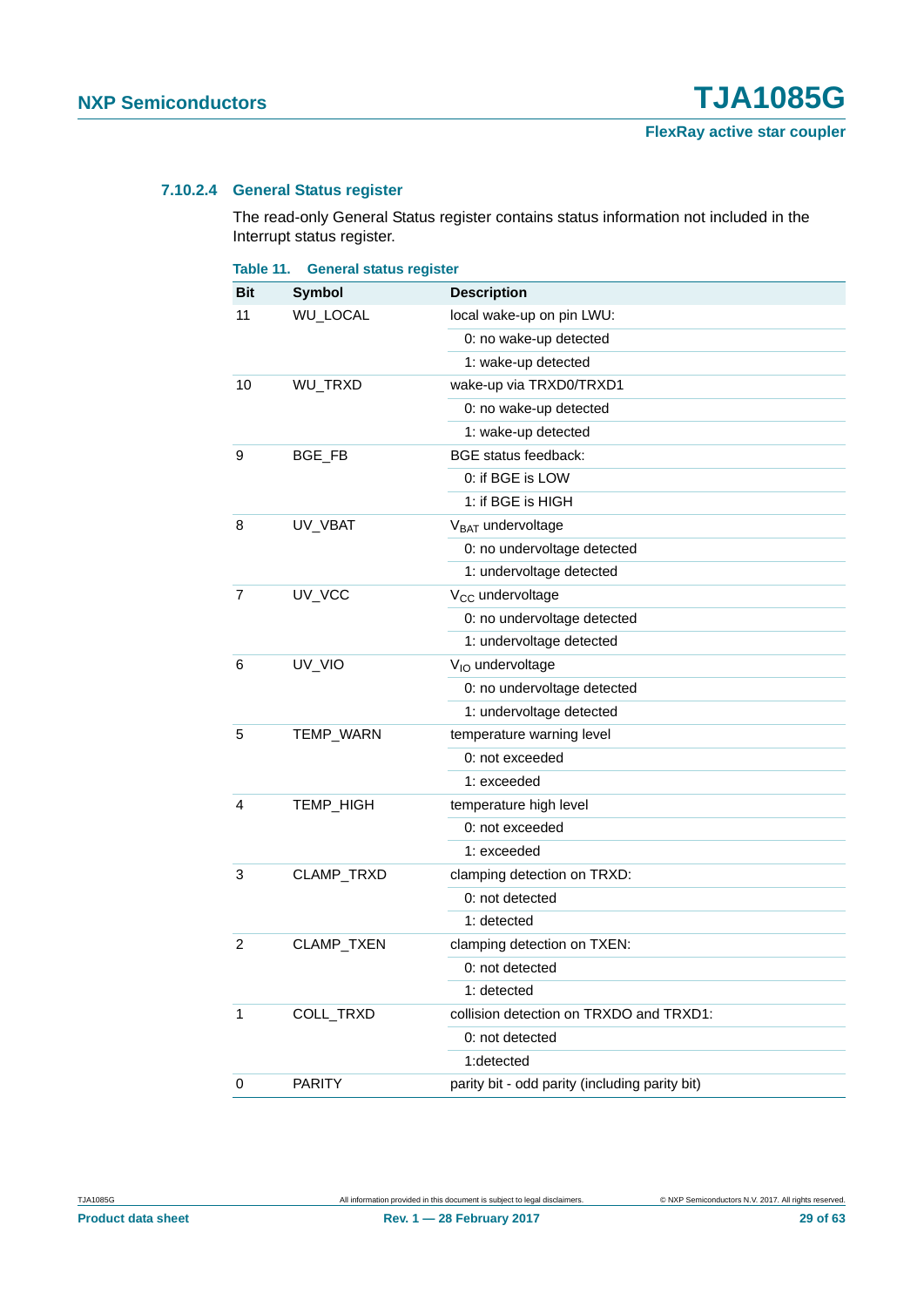#### 7.10.2.4 General Status register

The read-only General Status register contains status information not included in the Interrupt status register.

**Table 11. General status register**

| Bit | Symbol | Description |
|---|---|---|
| 11 | WU_LOCAL | local wake-up on pin LWU: |
| | | 0: no wake-up detected |
| | | 1: wake-up detected |
| 10 | WU_TRXD | wake-up via TRXD0/TRXD1 |
| | | 0: no wake-up detected |
| | | 1: wake-up detected |
| 9 | BGE_FB | BGE status feedback: |
| | | 0: if BGE is LOW |
| | | 1: if BGE is HIGH |
| 8 | UV_VBAT | $V_{BAT}$ undervoltage |
| | | 0: no undervoltage detected |
| | | 1: undervoltage detected |
| 7 | UV_VCC | $V_{CC}$ undervoltage |
| | | 0: no undervoltage detected |
| | | 1: undervoltage detected |
| 6 | UV_VIO | $V_{IO}$ undervoltage |
| | | 0: no undervoltage detected |
| | | 1: undervoltage detected |
| 5 | TEMP_WARN | temperature warning level |
| | | 0: not exceeded |
| | | 1: exceeded |
| 4 | TEMP_HIGH | temperature high level |
| | | 0: not exceeded |
| | | 1: exceeded |
| 3 | CLAMP_TRXD | clamping detection on TRXD: |
| | | 0: not detected |
| | | 1: detected |
| 2 | CLAMP_TXEN | clamping detection on TXEN: |
| | | 0: not detected |
| | | 1: detected |
| 1 | COLL_TRXD | collision detection on TRXDO and TRXD1: |
| | | 0: not detected |
| | | 1:detected |
| 0 | PARITY | parity bit - odd parity (including parity bit) |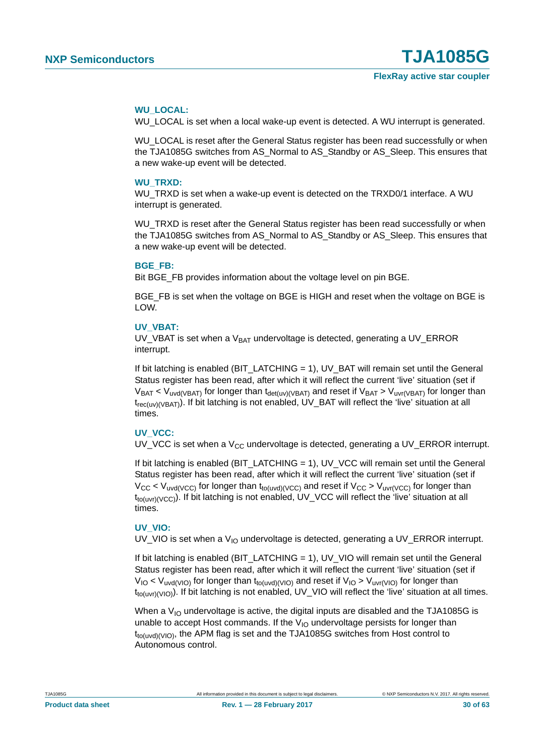**WU_LOCAL:**

WU_LOCAL is set when a local wake-up event is detected. A WU interrupt is generated.

WU_LOCAL is reset after the General Status register has been read successfully or when the TJA1085G switches from AS_Normal to AS_Standby or AS_Sleep. This ensures that a new wake-up event will be detected.

**WU_TRXD:**

WU_TRXD is set when a wake-up event is detected on the TRXD0/1 interface. A WU interrupt is generated.

WU_TRXD is reset after the General Status register has been read successfully or when the TJA1085G switches from AS_Normal to AS_Standby or AS_Sleep. This ensures that a new wake-up event will be detected.

**BGE_FB:**

Bit BGE_FB provides information about the voltage level on pin BGE.

BGE_FB is set when the voltage on BGE is HIGH and reset when the voltage on BGE is LOW.

**UV_VBAT:**

UV_VBAT is set when a $V_{BAT}$ undervoltage is detected, generating a UV_ERROR interrupt.

If bit latching is enabled (BIT_LATCHING = 1), UV_BAT will remain set until the General Status register has been read, after which it will reflect the current 'live' situation (set if $V_{BAT} < V_{uvd(VBAT)}$ for longer than $t_{det(uv)(VBAT)}$ and reset if $V_{BAT} > V_{uvr(VBAT)}$ for longer than $t_{rec(uv)(VBAT)}$). If bit latching is not enabled, UV_BAT will reflect the 'live' situation at all times.

**UV_VCC:**

UV_VCC is set when a $V_{CC}$ undervoltage is detected, generating a UV_ERROR interrupt.

If bit latching is enabled (BIT_LATCHING = 1), UV_VCC will remain set until the General Status register has been read, after which it will reflect the current 'live' situation (set if $V_{CC} < V_{uvd(VCC)}$ for longer than $t_{to(uvd)(VCC)}$ and reset if $V_{CC} > V_{uvr(VCC)}$ for longer than $t_{to(uvr)(VCC)}$). If bit latching is not enabled, UV_VCC will reflect the 'live' situation at all times.

**UV_VIO:**

UV_VIO is set when a $V_{IO}$ undervoltage is detected, generating a UV_ERROR interrupt.

If bit latching is enabled (BIT_LATCHING = 1), UV_VIO will remain set until the General Status register has been read, after which it will reflect the current 'live' situation (set if $V_{IO} < V_{uvd(VIO)}$ for longer than $t_{to(uvd)(VIO)}$ and reset if $V_{IO} > V_{uvr(VIO)}$ for longer than $t_{to(uvr)(VIO)}$). If bit latching is not enabled, UV_VIO will reflect the 'live' situation at all times.

When a $V_{IO}$ undervoltage is active, the digital inputs are disabled and the TJA1085G is unable to accept Host commands. If the $V_{IO}$ undervoltage persists for longer than $t_{to(uvd)(VIO)}$, the APM flag is set and the TJA1085G switches from Host control to Autonomous control.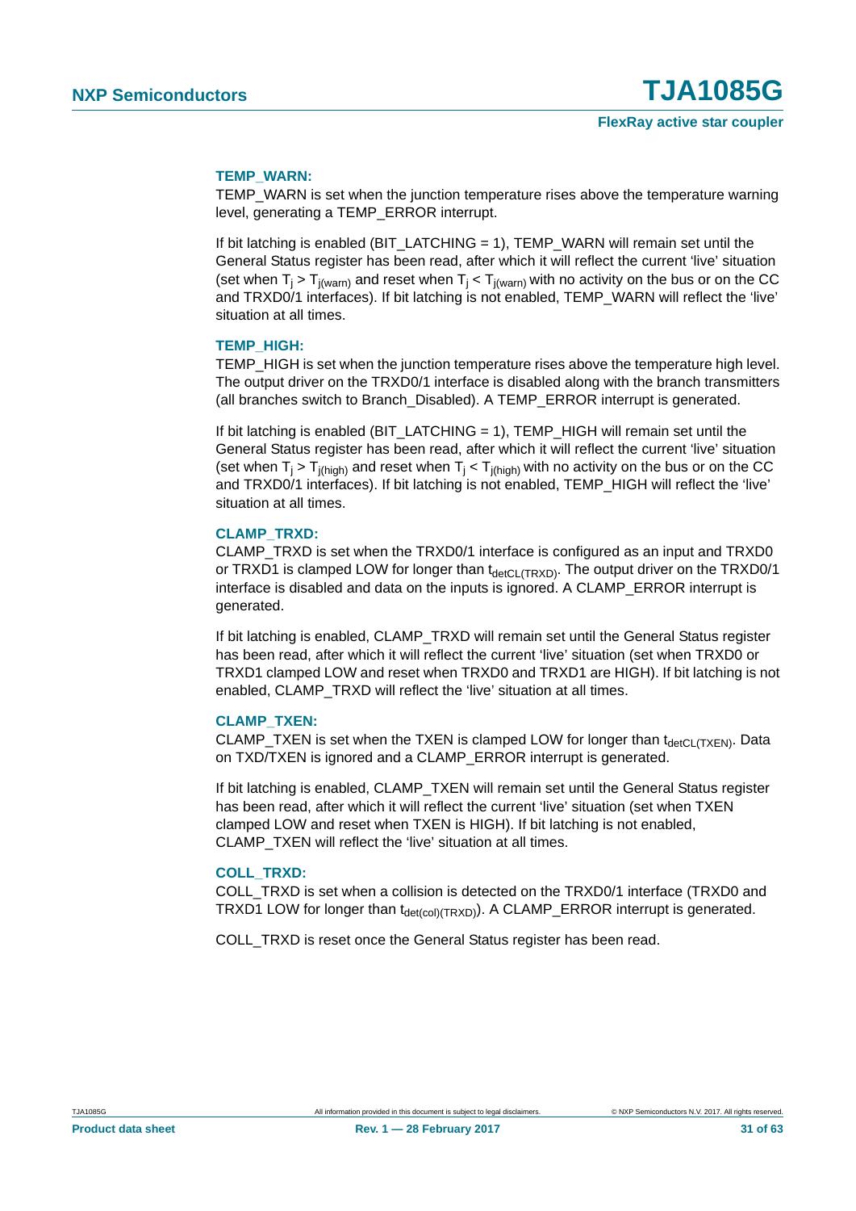**TEMP_WARN:**

TEMP_WARN is set when the junction temperature rises above the temperature warning level, generating a TEMP_ERROR interrupt.

If bit latching is enabled (BIT_LATCHING = 1), TEMP_WARN will remain set until the General Status register has been read, after which it will reflect the current 'live' situation (set when $T_j > T_{j(warn)}$ and reset when $T_j < T_{j(warn)}$ with no activity on the bus or on the CC and TRXD0/1 interfaces). If bit latching is not enabled, TEMP_WARN will reflect the 'live' situation at all times.

**TEMP_HIGH:**

TEMP_HIGH is set when the junction temperature rises above the temperature high level. The output driver on the TRXD0/1 interface is disabled along with the branch transmitters (all branches switch to Branch_Disabled). A TEMP_ERROR interrupt is generated.

If bit latching is enabled (BIT_LATCHING = 1), TEMP_HIGH will remain set until the General Status register has been read, after which it will reflect the current 'live' situation (set when $T_j > T_{j(high)}$ and reset when $T_j < T_{j(high)}$ with no activity on the bus or on the CC and TRXD0/1 interfaces). If bit latching is not enabled, TEMP_HIGH will reflect the 'live' situation at all times.

**CLAMP_TRXD:**

CLAMP_TRXD is set when the TRXD0/1 interface is configured as an input and TRXD0 or TRXD1 is clamped LOW for longer than $t_{detCL(TRXD)}$. The output driver on the TRXD0/1 interface is disabled and data on the inputs is ignored. A CLAMP_ERROR interrupt is generated.

If bit latching is enabled, CLAMP_TRXD will remain set until the General Status register has been read, after which it will reflect the current 'live' situation (set when TRXD0 or TRXD1 clamped LOW and reset when TRXD0 and TRXD1 are HIGH). If bit latching is not enabled, CLAMP_TRXD will reflect the 'live' situation at all times.

**CLAMP_TXEN:**

CLAMP_TXEN is set when the TXEN is clamped LOW for longer than $t_{detCL(TXEN)}$. Data on TXD/TXEN is ignored and a CLAMP_ERROR interrupt is generated.

If bit latching is enabled, CLAMP_TXEN will remain set until the General Status register has been read, after which it will reflect the current 'live' situation (set when TXEN clamped LOW and reset when TXEN is HIGH). If bit latching is not enabled, CLAMP_TXEN will reflect the 'live' situation at all times.

**COLL_TRXD:**

COLL_TRXD is set when a collision is detected on the TRXD0/1 interface (TRXD0 and TRXD1 LOW for longer than $t_{det(col)(TRXD)}$). A CLAMP_ERROR interrupt is generated.

COLL_TRXD is reset once the General Status register has been read.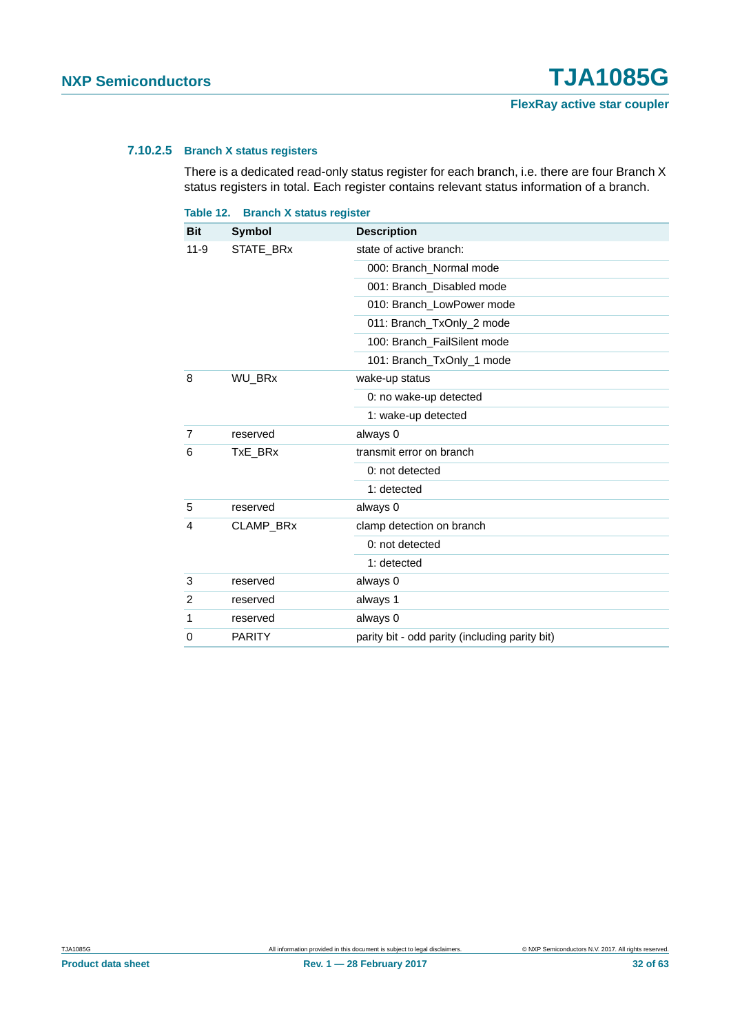#### 7.10.2.5 Branch X status registers

There is a dedicated read-only status register for each branch, i.e. there are four Branch X status registers in total. Each register contains relevant status information of a branch.

**Table 12. Branch X status register**

| Bit | Symbol | Description |
|---|---|---|
| 11-9 | STATE_BRx | state of active branch: |
| | | 000: Branch_Normal mode |
| | | 001: Branch_Disabled mode |
| | | 010: Branch_LowPower mode |
| | | 011: Branch_TxOnly_2 mode |
| | | 100: Branch_FailSilent mode |
| | | 101: Branch_TxOnly_1 mode |
| 8 | WU_BRx | wake-up status |
| | | 0: no wake-up detected |
| | | 1: wake-up detected |
| 7 | reserved | always 0 |
| 6 | TxE_BRx | transmit error on branch |
| | | 0: not detected |
| | | 1: detected |
| 5 | reserved | always 0 |
| 4 | CLAMP_BRx | clamp detection on branch |
| | | 0: not detected |
| | | 1: detected |
| 3 | reserved | always 0 |
| 2 | reserved | always 1 |
| 1 | reserved | always 0 |
| 0 | PARITY | parity bit - odd parity (including parity bit) |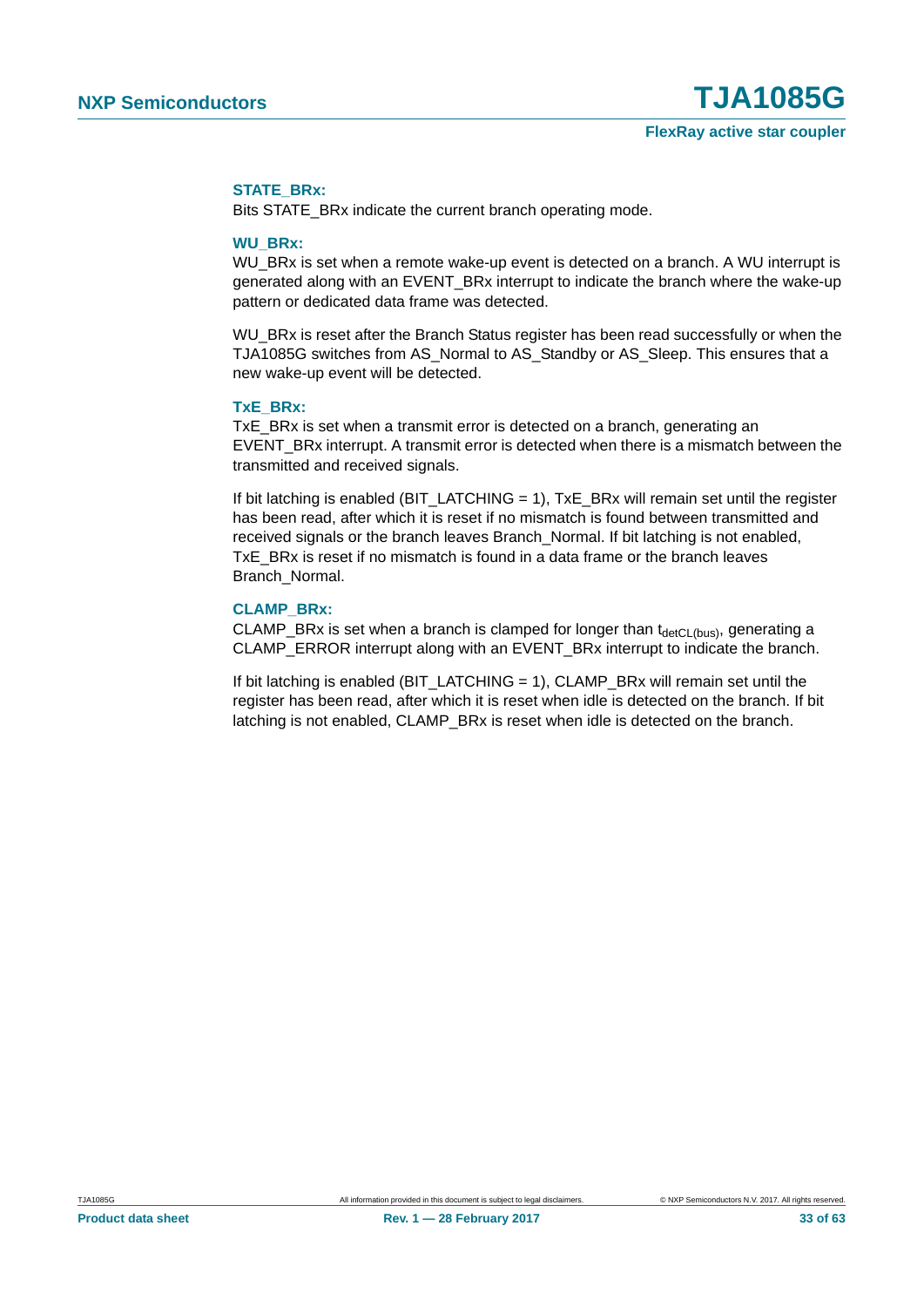**STATE_BRx:**

Bits STATE_BRx indicate the current branch operating mode.

**WU_BRx:**

WU_BRx is set when a remote wake-up event is detected on a branch. A WU interrupt is generated along with an EVENT_BRx interrupt to indicate the branch where the wake-up pattern or dedicated data frame was detected.

WU_BRx is reset after the Branch Status register has been read successfully or when the TJA1085G switches from AS_Normal to AS_Standby or AS_Sleep. This ensures that a new wake-up event will be detected.

**TxE_BRx:**

TxE_BRx is set when a transmit error is detected on a branch, generating an EVENT_BRx interrupt. A transmit error is detected when there is a mismatch between the transmitted and received signals.

If bit latching is enabled (BIT_LATCHING = 1), TxE_BRx will remain set until the register has been read, after which it is reset if no mismatch is found between transmitted and received signals or the branch leaves Branch_Normal. If bit latching is not enabled, TxE_BRx is reset if no mismatch is found in a data frame or the branch leaves Branch_Normal.

**CLAMP_BRx:**

CLAMP_BRx is set when a branch is clamped for longer than $t_{detCL(bus)}$, generating a CLAMP_ERROR interrupt along with an EVENT_BRx interrupt to indicate the branch.

If bit latching is enabled (BIT_LATCHING = 1), CLAMP_BRx will remain set until the register has been read, after which it is reset when idle is detected on the branch. If bit latching is not enabled, CLAMP_BRx is reset when idle is detected on the branch.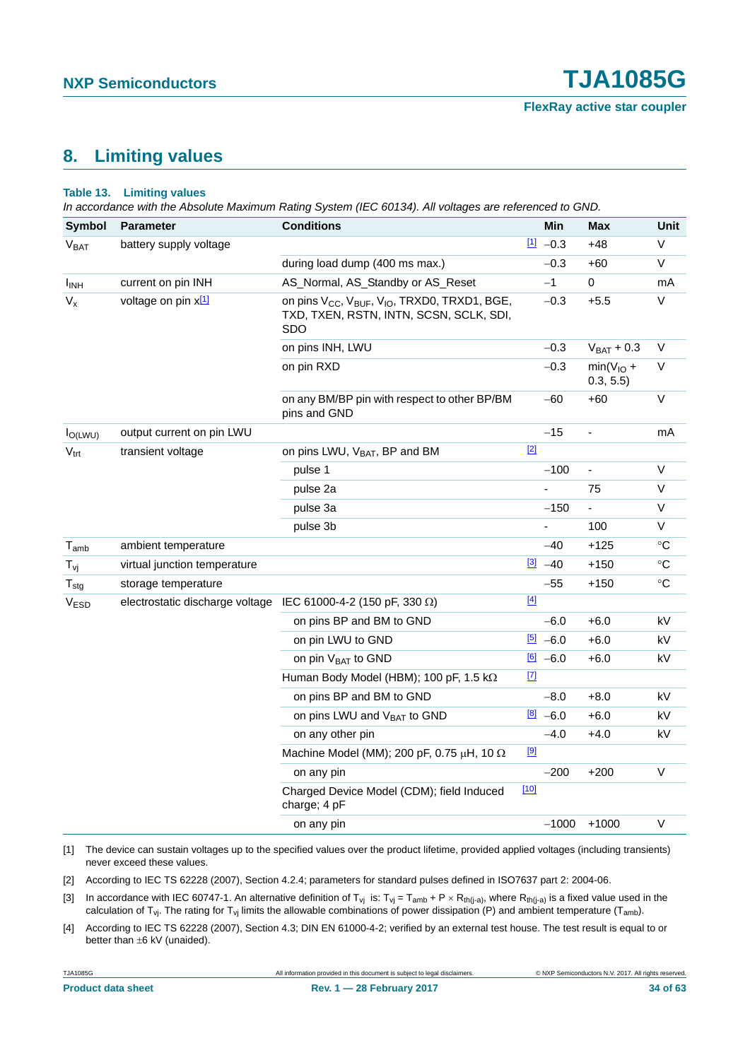## 8. Limiting values

**Table 13. Limiting values**

*In accordance with the Absolute Maximum Rating System (IEC 60134). All voltages are referenced to GND.*

| Symbol | Parameter | Conditions | | Min | Max | Unit |
|---|---|---|---|---|---|---|
| $V_{BAT}$ | battery supply voltage | | [1] | −0.3 | +48 | V |
| | | during load dump (400 ms max.) | | −0.3 | +60 | V |
| $I_{INH}$ | current on pin INH | AS_Normal, AS_Standby or AS_Reset | | −1 | 0 | mA |
| $V_x$ | voltage on pin x[1] | on pins $V_{CC}$, $V_{BUF}$, $V_{IO}$, TRXD0, TRXD1, BGE, TXD, TXEN, RSTN, INTN, SCSN, SCLK, SDI, SDO | | −0.3 | +5.5 | V |
| | | on pins INH, LWU | | −0.3 | $V_{BAT}$ + 0.3 | V |
| | | on pin RXD | | −0.3 | min($V_{IO}$ + 0.3, 5.5) | V |
| | | on any BM/BP pin with respect to other BP/BM pins and GND | | −60 | +60 | V |
| $I_{O(LWU)}$ | output current on pin LWU | | | −15 | - | mA |
| $V_{trt}$ | transient voltage | on pins LWU, $V_{BAT}$, BP and BM | [2] | | | |
| | | pulse 1 | | −100 | - | V |
| | | pulse 2a | | - | 75 | V |
| | | pulse 3a | | −150 | - | V |
| | | pulse 3b | | - | 100 | V |
| $T_{amb}$ | ambient temperature | | | −40 | +125 | °C |
| $T_{vj}$ | virtual junction temperature | | [3] | −40 | +150 | °C |
| $T_{stg}$ | storage temperature | | | −55 | +150 | °C |
| $V_{ESD}$ | electrostatic discharge voltage | IEC 61000-4-2 (150 pF, 330 Ω) | [4] | | | |
| | | on pins BP and BM to GND | | −6.0 | +6.0 | kV |
| | | on pin LWU to GND | [5] | −6.0 | +6.0 | kV |
| | | on pin $V_{BAT}$ to GND | [6] | −6.0 | +6.0 | kV |
| | | Human Body Model (HBM); 100 pF, 1.5 kΩ | [7] | | | |
| | | on pins BP and BM to GND | | −8.0 | +8.0 | kV |
| | | on pins LWU and $V_{BAT}$ to GND | [8] | −6.0 | +6.0 | kV |
| | | on any other pin | | −4.0 | +4.0 | kV |
| | | Machine Model (MM); 200 pF, 0.75 μH, 10 Ω | [9] | | | |
| | | on any pin | | −200 | +200 | V |
| | | Charged Device Model (CDM); field Induced charge; 4 pF | [10] | | | |
| | | on any pin | | −1000 | +1000 | V |

[1] The device can sustain voltages up to the specified values over the product lifetime, provided applied voltages (including transients) never exceed these values.

[2] According to IEC TS 62228 (2007), Section 4.2.4; parameters for standard pulses defined in ISO7637 part 2: 2004-06.

[3] In accordance with IEC 60747-1. An alternative definition of $T_{vj}$ is: $T_{vj} = T_{amb} + P \times R_{th(j-a)}$, where $R_{th(j-a)}$ is a fixed value used in the calculation of $T_{vj}$. The rating for $T_{vj}$ limits the allowable combinations of power dissipation (P) and ambient temperature ($T_{amb}$).

[4] According to IEC TS 62228 (2007), Section 4.3; DIN EN 61000-4-2; verified by an external test house. The test result is equal to or better than ±6 kV (unaided).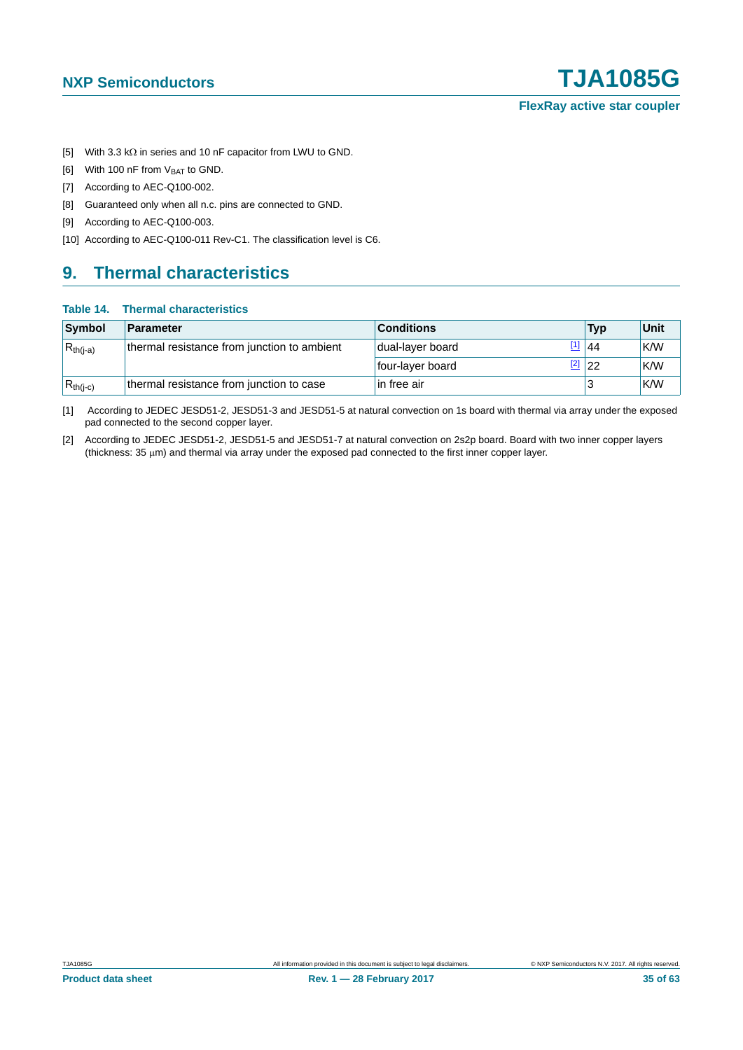[5] With 3.3 kΩ in series and 10 nF capacitor from LWU to GND.

[6] With 100 nF from $V_{BAT}$ to GND.

[7] According to AEC-Q100-002.

[8] Guaranteed only when all n.c. pins are connected to GND.

[9] According to AEC-Q100-003.

[10] According to AEC-Q100-011 Rev-C1. The classification level is C6.

## 9. Thermal characteristics

**Table 14. Thermal characteristics**

| Symbol | Parameter | Conditions | | Typ | Unit |
|---|---|---|---|---|---|
| $R_{th(j-a)}$ | thermal resistance from junction to ambient | dual-layer board | [1] | 44 | K/W |
| | | four-layer board | [2] | 22 | K/W |
| $R_{th(j-c)}$ | thermal resistance from junction to case | in free air | | 3 | K/W |

[1] According to JEDEC JESD51-2, JESD51-3 and JESD51-5 at natural convection on 1s board with thermal via array under the exposed pad connected to the second copper layer.

[2] According to JEDEC JESD51-2, JESD51-5 and JESD51-7 at natural convection on 2s2p board. Board with two inner copper layers (thickness: 35 μm) and thermal via array under the exposed pad connected to the first inner copper layer.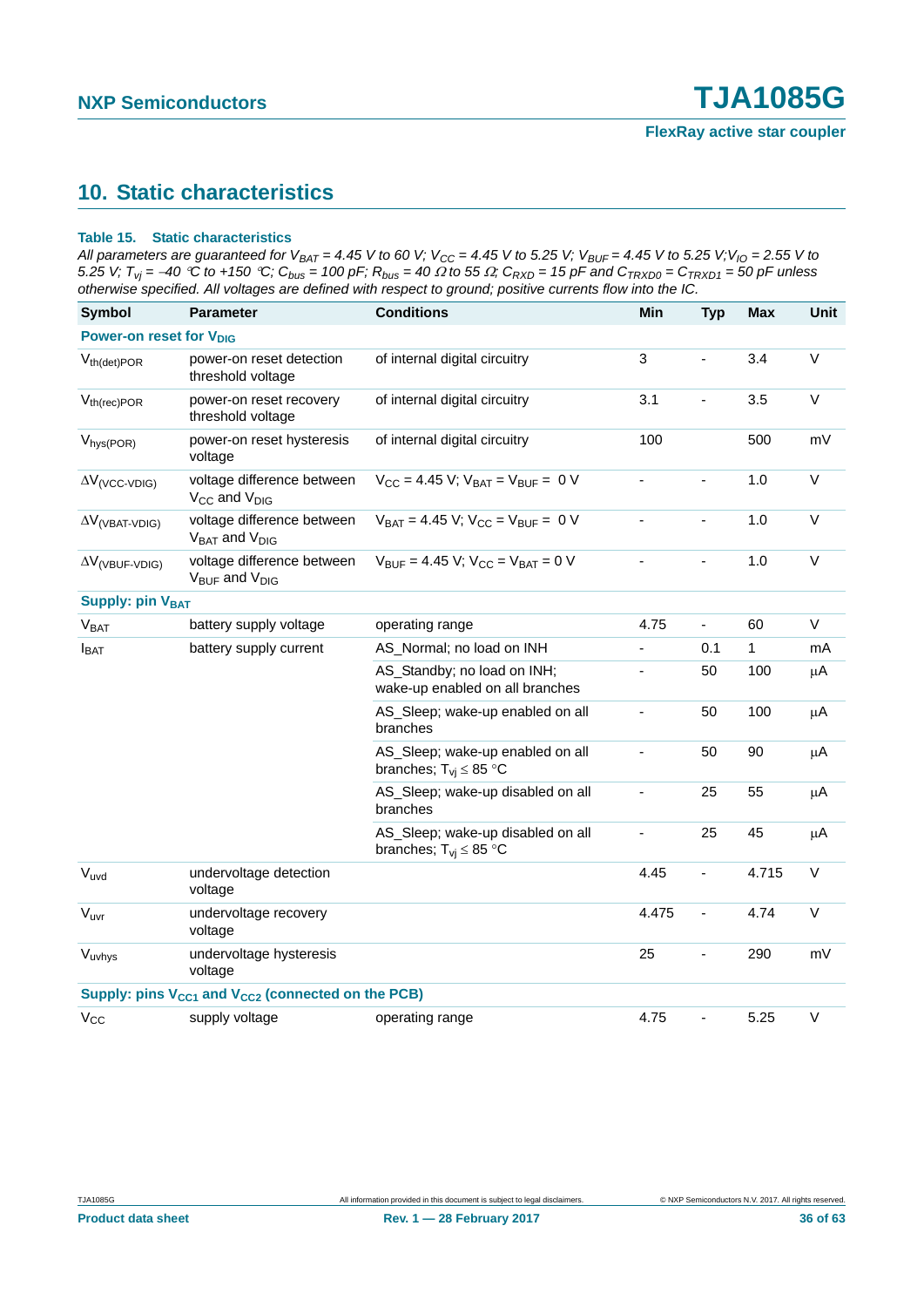## 10. Static characteristics

**Table 15. Static characteristics**

*All parameters are guaranteed for $V_{BAT}$ = 4.45 V to 60 V; $V_{CC}$ = 4.45 V to 5.25 V; $V_{BUF}$ = 4.45 V to 5.25 V; $V_{IO}$ = 2.55 V to 5.25 V; $T_{vj}$ = −40 °C to +150 °C; $C_{bus}$ = 100 pF; $R_{bus}$ = 40 Ω to 55 Ω; $C_{RXD}$ = 15 pF and $C_{TRXD0}$ = $C_{TRXD1}$ = 50 pF unless otherwise specified. All voltages are defined with respect to ground; positive currents flow into the IC.*

| Symbol | Parameter | Conditions | Min | Typ | Max | Unit |
|---|---|---|---|---|---|---|
| **Power-on reset for $V_{DIG}$** | | | | | | |
| $V_{th(det)POR}$ | power-on reset detection threshold voltage | of internal digital circuitry | 3 | - | 3.4 | V |
| $V_{th(rec)POR}$ | power-on reset recovery threshold voltage | of internal digital circuitry | 3.1 | - | 3.5 | V |
| $V_{hys(POR)}$ | power-on reset hysteresis voltage | of internal digital circuitry | 100 | | 500 | mV |
| $\Delta V_{(VCC-VDIG)}$ | voltage difference between $V_{CC}$ and $V_{DIG}$ | $V_{CC}$ = 4.45 V; $V_{BAT}$ = $V_{BUF}$ = 0 V | - | - | 1.0 | V |
| $\Delta V_{(VBAT-VDIG)}$ | voltage difference between $V_{BAT}$ and $V_{DIG}$ | $V_{BAT}$ = 4.45 V; $V_{CC}$ = $V_{BUF}$ = 0 V | - | - | 1.0 | V |
| $\Delta V_{(VBUF-VDIG)}$ | voltage difference between $V_{BUF}$ and $V_{DIG}$ | $V_{BUF}$ = 4.45 V; $V_{CC}$ = $V_{BAT}$ = 0 V | - | - | 1.0 | V |
| **Supply: pin $V_{BAT}$** | | | | | | |
| $V_{BAT}$ | battery supply voltage | operating range | 4.75 | - | 60 | V |
| $I_{BAT}$ | battery supply current | AS_Normal; no load on INH | - | 0.1 | 1 | mA |
| | | AS_Standby; no load on INH; wake-up enabled on all branches | - | 50 | 100 | μA |
| | | AS_Sleep; wake-up enabled on all branches | - | 50 | 100 | μA |
| | | AS_Sleep; wake-up enabled on all branches; $T_{vj}$ ≤ 85 °C | - | 50 | 90 | μA |
| | | AS_Sleep; wake-up disabled on all branches | - | 25 | 55 | μA |
| | | AS_Sleep; wake-up disabled on all branches; $T_{vj}$ ≤ 85 °C | - | 25 | 45 | μA |
| $V_{uvd}$ | undervoltage detection voltage | | 4.45 | - | 4.715 | V |
| $V_{uvr}$ | undervoltage recovery voltage | | 4.475 | - | 4.74 | V |
| $V_{uvhys}$ | undervoltage hysteresis voltage | | 25 | - | 290 | mV |
| **Supply: pins $V_{CC1}$ and $V_{CC2}$ (connected on the PCB)** | | | | | | |
| $V_{CC}$ | supply voltage | operating range | 4.75 | - | 5.25 | V |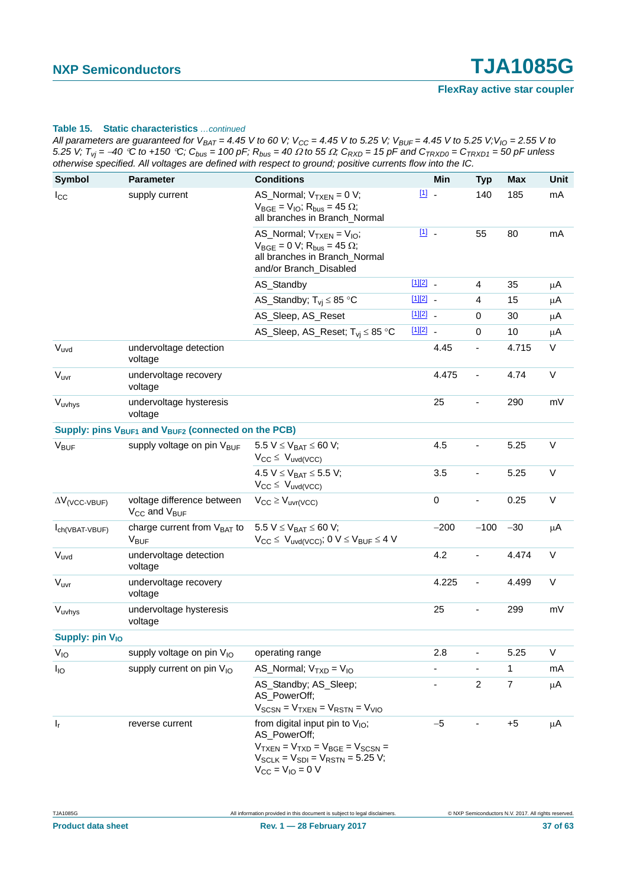**Table 15. Static characteristics** *...continued*

*All parameters are guaranteed for $V_{BAT}$ = 4.45 V to 60 V; $V_{CC}$ = 4.45 V to 5.25 V; $V_{BUF}$ = 4.45 V to 5.25 V; $V_{IO}$ = 2.55 V to 5.25 V; $T_{vj}$ = −40 °C to +150 °C; $C_{bus}$ = 100 pF; $R_{bus}$ = 40 Ω to 55 Ω; $C_{RXD}$ = 15 pF and $C_{TRXD0}$ = $C_{TRXD1}$ = 50 pF unless otherwise specified. All voltages are defined with respect to ground; positive currents flow into the IC.*

| Symbol | Parameter | Conditions | | Min | Typ | Max | Unit |
|---|---|---|---|---|---|---|---|
| $I_{CC}$ | supply current | AS_Normal; $V_{TXEN}$ = 0 V; $V_{BGE}$ = $V_{IO}$; $R_{bus}$ = 45 Ω; all branches in Branch_Normal | [1] | - | 140 | 185 | mA |
| | | AS_Normal; $V_{TXEN}$ = $V_{IO}$; $V_{BGE}$ = 0 V; $R_{bus}$ = 45 Ω; all branches in Branch_Normal and/or Branch_Disabled | [1] | - | 55 | 80 | mA |
| | | AS_Standby | [1][2] | - | 4 | 35 | μA |
| | | AS_Standby; $T_{vj}$ ≤ 85 °C | [1][2] | - | 4 | 15 | μA |
| | | AS_Sleep, AS_Reset | [1][2] | - | 0 | 30 | μA |
| | | AS_Sleep, AS_Reset; $T_{vj}$ ≤ 85 °C | [1][2] | - | 0 | 10 | μA |
| $V_{uvd}$ | undervoltage detection voltage | | | 4.45 | - | 4.715 | V |
| $V_{uvr}$ | undervoltage recovery voltage | | | 4.475 | - | 4.74 | V |
| $V_{uvhys}$ | undervoltage hysteresis voltage | | | 25 | - | 290 | mV |
| **Supply: pins $V_{BUF1}$ and $V_{BUF2}$ (connected on the PCB)** | | | | | | | |
| $V_{BUF}$ | supply voltage on pin $V_{BUF}$ | 5.5 V ≤ $V_{BAT}$ ≤ 60 V; $V_{CC}$ ≤ $V_{uvd(VCC)}$ | | 4.5 | - | 5.25 | V |
| | | 4.5 V ≤ $V_{BAT}$ ≤ 5.5 V; $V_{CC}$ ≤ $V_{uvd(VCC)}$ | | 3.5 | - | 5.25 | V |
| $\Delta V_{(VCC-VBUF)}$ | voltage difference between $V_{CC}$ and $V_{BUF}$ | $V_{CC}$ ≥ $V_{uvr(VCC)}$ | | 0 | - | 0.25 | V |
| $I_{ch(VBAT-VBUF)}$ | charge current from $V_{BAT}$ to $V_{BUF}$ | 5.5 V ≤ $V_{BAT}$ ≤ 60 V; $V_{CC}$ ≤ $V_{uvd(VCC)}$; 0 V ≤ $V_{BUF}$ ≤ 4 V | | −200 | −100 | −30 | μA |
| $V_{uvd}$ | undervoltage detection voltage | | | 4.2 | - | 4.474 | V |
| $V_{uvr}$ | undervoltage recovery voltage | | | 4.225 | - | 4.499 | V |
| $V_{uvhys}$ | undervoltage hysteresis voltage | | | 25 | - | 299 | mV |
| **Supply: pin $V_{IO}$** | | | | | | | |
| $V_{IO}$ | supply voltage on pin $V_{IO}$ | operating range | | 2.8 | - | 5.25 | V |
| $I_{IO}$ | supply current on pin $V_{IO}$ | AS_Normal; $V_{TXD}$ = $V_{IO}$ | | - | - | 1 | mA |
| | | AS_Standby; AS_Sleep; AS_PowerOff; $V_{SCSN}$ = $V_{TXEN}$ = $V_{RSTN}$ = $V_{VIO}$ | | - | 2 | 7 | μA |
| $I_r$ | reverse current | from digital input pin to $V_{IO}$; AS_PowerOff; $V_{TXEN}$ = $V_{TXD}$ = $V_{BGE}$ = $V_{SCSN}$ = $V_{SCLK}$ = $V_{SDI}$ = $V_{RSTN}$ = 5.25 V; $V_{CC}$ = $V_{IO}$ = 0 V | | −5 | - | +5 | μA |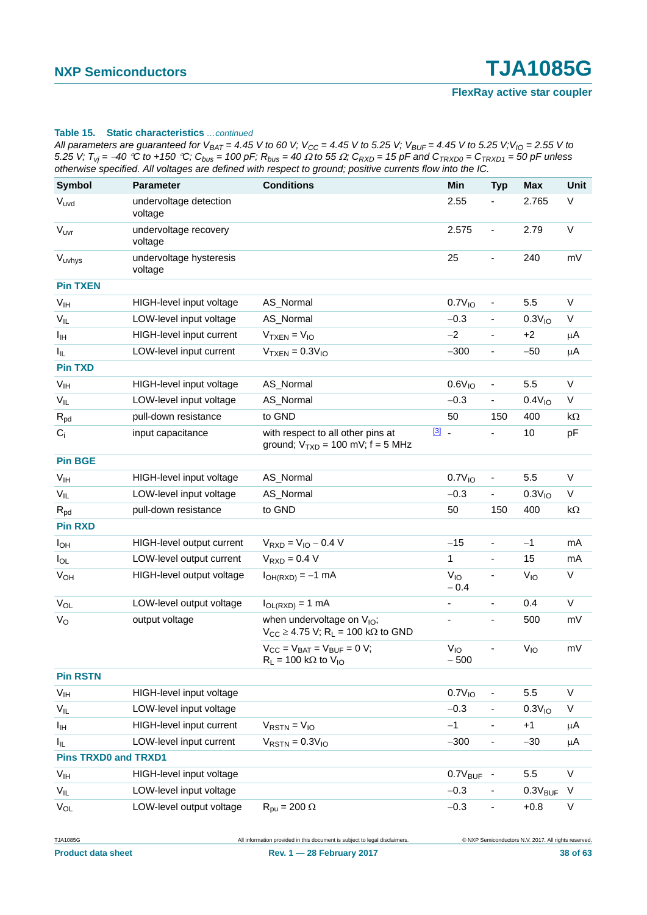**Table 15. Static characteristics** *...continued*

*All parameters are guaranteed for $V_{BAT}$ = 4.45 V to 60 V; $V_{CC}$ = 4.45 V to 5.25 V; $V_{BUF}$ = 4.45 V to 5.25 V; $V_{IO}$ = 2.55 V to 5.25 V; $T_{vj}$ = −40 °C to +150 °C; $C_{bus}$ = 100 pF; $R_{bus}$ = 40 Ω to 55 Ω; $C_{RXD}$ = 15 pF and $C_{TRXD0}$ = $C_{TRXD1}$ = 50 pF unless otherwise specified. All voltages are defined with respect to ground; positive currents flow into the IC.*

| Symbol | Parameter | Conditions | | Min | Typ | Max | Unit |
|---|---|---|---|---|---|---|---|
| $V_{uvd}$ | undervoltage detection voltage | | | 2.55 | - | 2.765 | V |
| $V_{uvr}$ | undervoltage recovery voltage | | | 2.575 | - | 2.79 | V |
| $V_{uvhys}$ | undervoltage hysteresis voltage | | | 25 | - | 240 | mV |
| **Pin TXEN** | | | | | | | |
| $V_{IH}$ | HIGH-level input voltage | AS_Normal | | $0.7V_{IO}$ | - | 5.5 | V |
| $V_{IL}$ | LOW-level input voltage | AS_Normal | | −0.3 | - | $0.3V_{IO}$ | V |
| $I_{IH}$ | HIGH-level input current | $V_{TXEN} = V_{IO}$ | | −2 | - | +2 | μA |
| $I_{IL}$ | LOW-level input current | $V_{TXEN} = 0.3V_{IO}$ | | −300 | - | −50 | μA |
| **Pin TXD** | | | | | | | |
| $V_{IH}$ | HIGH-level input voltage | AS_Normal | | $0.6V_{IO}$ | - | 5.5 | V |
| $V_{IL}$ | LOW-level input voltage | AS_Normal | | −0.3 | - | $0.4V_{IO}$ | V |
| $R_{pd}$ | pull-down resistance | to GND | | 50 | 150 | 400 | kΩ |
| $C_i$ | input capacitance | with respect to all other pins at ground; $V_{TXD}$ = 100 mV; f = 5 MHz | [3] | - | - | 10 | pF |
| **Pin BGE** | | | | | | | |
| $V_{IH}$ | HIGH-level input voltage | AS_Normal | | $0.7V_{IO}$ | - | 5.5 | V |
| $V_{IL}$ | LOW-level input voltage | AS_Normal | | −0.3 | - | $0.3V_{IO}$ | V |
| $R_{pd}$ | pull-down resistance | to GND | | 50 | 150 | 400 | kΩ |
| **Pin RXD** | | | | | | | |
| $I_{OH}$ | HIGH-level output current | $V_{RXD} = V_{IO} − 0.4$ V | | −15 | - | −1 | mA |
| $I_{OL}$ | LOW-level output current | $V_{RXD}$ = 0.4 V | | 1 | - | 15 | mA |
| $V_{OH}$ | HIGH-level output voltage | $I_{OH(RXD)}$ = −1 mA | | $V_{IO}$ − 0.4 | - | $V_{IO}$ | V |
| $V_{OL}$ | LOW-level output voltage | $I_{OL(RXD)}$ = 1 mA | | - | - | 0.4 | V |
| $V_O$ | output voltage | when undervoltage on $V_{IO}$; $V_{CC} \geq 4.75$ V; $R_L$ = 100 kΩ to GND | | - | - | 500 | mV |
| | | $V_{CC} = V_{BAT} = V_{BUF}$ = 0 V; $R_L$ = 100 kΩ to $V_{IO}$ | | $V_{IO}$ − 500 | - | $V_{IO}$ | mV |
| **Pin RSTN** | | | | | | | |
| $V_{IH}$ | HIGH-level input voltage | | | $0.7V_{IO}$ | - | 5.5 | V |
| $V_{IL}$ | LOW-level input voltage | | | −0.3 | - | $0.3V_{IO}$ | V |
| $I_{IH}$ | HIGH-level input current | $V_{RSTN} = V_{IO}$ | | −1 | - | +1 | μA |
| $I_{IL}$ | LOW-level input current | $V_{RSTN} = 0.3V_{IO}$ | | −300 | - | −30 | μA |
| **Pins TRXD0 and TRXD1** | | | | | | | |
| $V_{IH}$ | HIGH-level input voltage | | | $0.7V_{BUF}$ | - | 5.5 | V |
| $V_{IL}$ | LOW-level input voltage | | | −0.3 | - | $0.3V_{BUF}$ | V |
| $V_{OL}$ | LOW-level output voltage | $R_{pu}$ = 200 Ω | | −0.3 | - | +0.8 | V |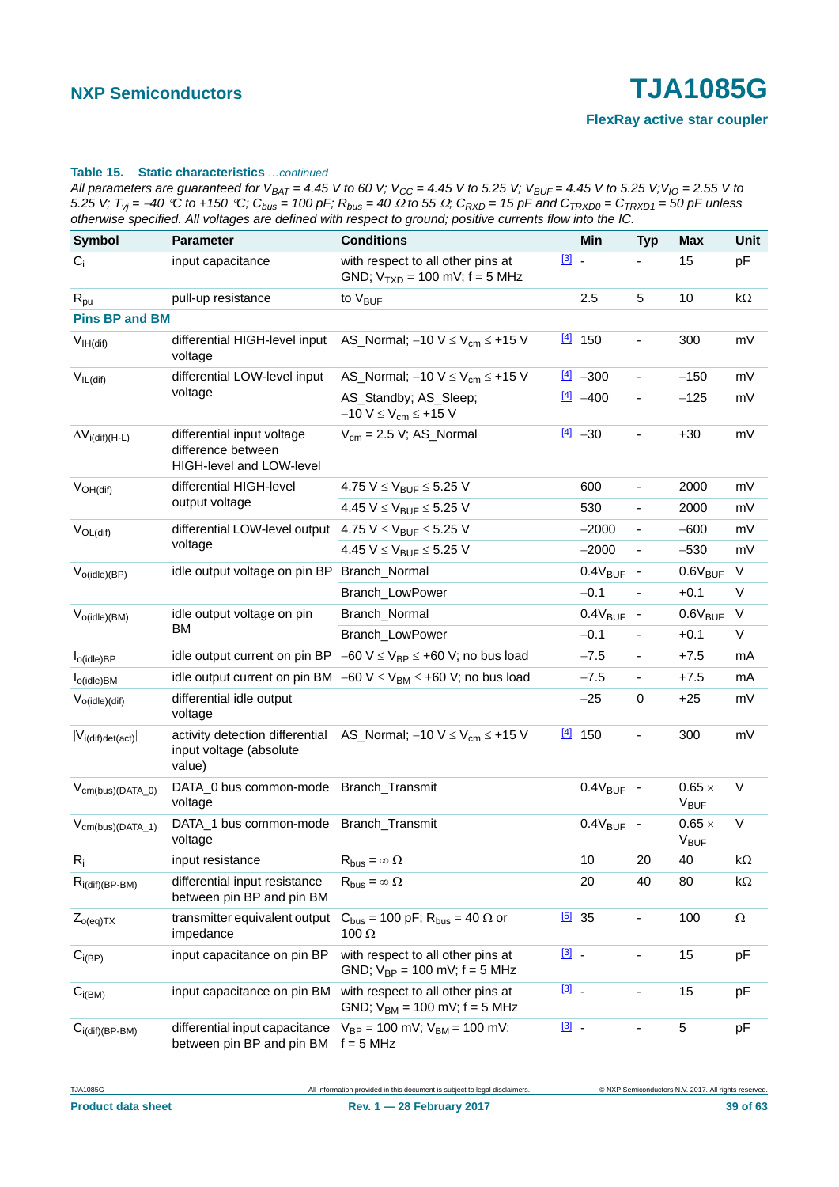**Table 15. Static characteristics** *...continued*

*All parameters are guaranteed for $V_{BAT}$ = 4.45 V to 60 V; $V_{CC}$ = 4.45 V to 5.25 V; $V_{BUF}$ = 4.45 V to 5.25 V; $V_{IO}$ = 2.55 V to 5.25 V; $T_{vj}$ = −40 °C to +150 °C; $C_{bus}$ = 100 pF; $R_{bus}$ = 40 Ω to 55 Ω; $C_{RXD}$ = 15 pF and $C_{TRXD0}$ = $C_{TRXD1}$ = 50 pF unless otherwise specified. All voltages are defined with respect to ground; positive currents flow into the IC.*

| Symbol | Parameter | Conditions | | Min | Typ | Max | Unit |
|---|---|---|---|---|---|---|---|
| $C_i$ | input capacitance | with respect to all other pins at GND; $V_{TXD}$ = 100 mV; f = 5 MHz | [3] | - | - | 15 | pF |
| $R_{pu}$ | pull-up resistance | to $V_{BUF}$ | | 2.5 | 5 | 10 | kΩ |
| **Pins BP and BM** | | | | | | | |
| $V_{IH(dif)}$ | differential HIGH-level input voltage | AS_Normal; −10 V ≤ $V_{cm}$ ≤ +15 V | [4] | 150 | - | 300 | mV |
| $V_{IL(dif)}$ | differential LOW-level input voltage | AS_Normal; −10 V ≤ $V_{cm}$ ≤ +15 V | [4] | −300 | - | −150 | mV |
| | | AS_Standby; AS_Sleep; −10 V ≤ $V_{cm}$ ≤ +15 V | [4] | −400 | - | −125 | mV |
| $\Delta V_{i(dif)(H-L)}$ | differential input voltage difference between HIGH-level and LOW-level | $V_{cm}$ = 2.5 V; AS_Normal | [4] | −30 | - | +30 | mV |
| $V_{OH(dif)}$ | differential HIGH-level output voltage | 4.75 V ≤ $V_{BUF}$ ≤ 5.25 V | | 600 | - | 2000 | mV |
| | | 4.45 V ≤ $V_{BUF}$ ≤ 5.25 V | | 530 | - | 2000 | mV |
| $V_{OL(dif)}$ | differential LOW-level output voltage | 4.75 V ≤ $V_{BUF}$ ≤ 5.25 V | | −2000 | - | −600 | mV |
| | | 4.45 V ≤ $V_{BUF}$ ≤ 5.25 V | | −2000 | - | −530 | mV |
| $V_{o(idle)(BP)}$ | idle output voltage on pin BP | Branch_Normal | | $0.4V_{BUF}$ | - | $0.6V_{BUF}$ | V |
| | | Branch_LowPower | | −0.1 | - | +0.1 | V |
| $V_{o(idle)(BM)}$ | idle output voltage on pin BM | Branch_Normal | | $0.4V_{BUF}$ | - | $0.6V_{BUF}$ | V |
| | | Branch_LowPower | | −0.1 | - | +0.1 | V |
| $I_{o(idle)BP}$ | idle output current on pin BP | −60 V ≤ $V_{BP}$ ≤ +60 V; no bus load | | −7.5 | - | +7.5 | mA |
| $I_{o(idle)BM}$ | idle output current on pin BM | −60 V ≤ $V_{BM}$ ≤ +60 V; no bus load | | −7.5 | - | +7.5 | mA |
| $V_{o(idle)(dif)}$ | differential idle output voltage | | | −25 | 0 | +25 | mV |
| $\lvert V_{i(dif)det(act)}\rvert$ | activity detection differential input voltage (absolute value) | AS_Normal; −10 V ≤ $V_{cm}$ ≤ +15 V | [4] | 150 | - | 300 | mV |
| $V_{cm(bus)(DATA\_0)}$ | DATA_0 bus common-mode voltage | Branch_Transmit | | $0.4V_{BUF}$ | - | 0.65 × $V_{BUF}$ | V |
| $V_{cm(bus)(DATA\_1)}$ | DATA_1 bus common-mode voltage | Branch_Transmit | | $0.4V_{BUF}$ | - | 0.65 × $V_{BUF}$ | V |
| $R_i$ | input resistance | $R_{bus}$ = ∞ Ω | | 10 | 20 | 40 | kΩ |
| $R_{i(dif)(BP-BM)}$ | differential input resistance between pin BP and pin BM | $R_{bus}$ = ∞ Ω | | 20 | 40 | 80 | kΩ |
| $Z_{o(eq)TX}$ | transmitter equivalent output impedance | $C_{bus}$ = 100 pF; $R_{bus}$ = 40 Ω or 100 Ω | [5] | 35 | - | 100 | Ω |
| $C_{i(BP)}$ | input capacitance on pin BP | with respect to all other pins at GND; $V_{BP}$ = 100 mV; f = 5 MHz | [3] | - | - | 15 | pF |
| $C_{i(BM)}$ | input capacitance on pin BM | with respect to all other pins at GND; $V_{BM}$ = 100 mV; f = 5 MHz | [3] | - | - | 15 | pF |
| $C_{i(dif)(BP-BM)}$ | differential input capacitance between pin BP and pin BM | $V_{BP}$ = 100 mV; $V_{BM}$ = 100 mV; f = 5 MHz | [3] | - | - | 5 | pF |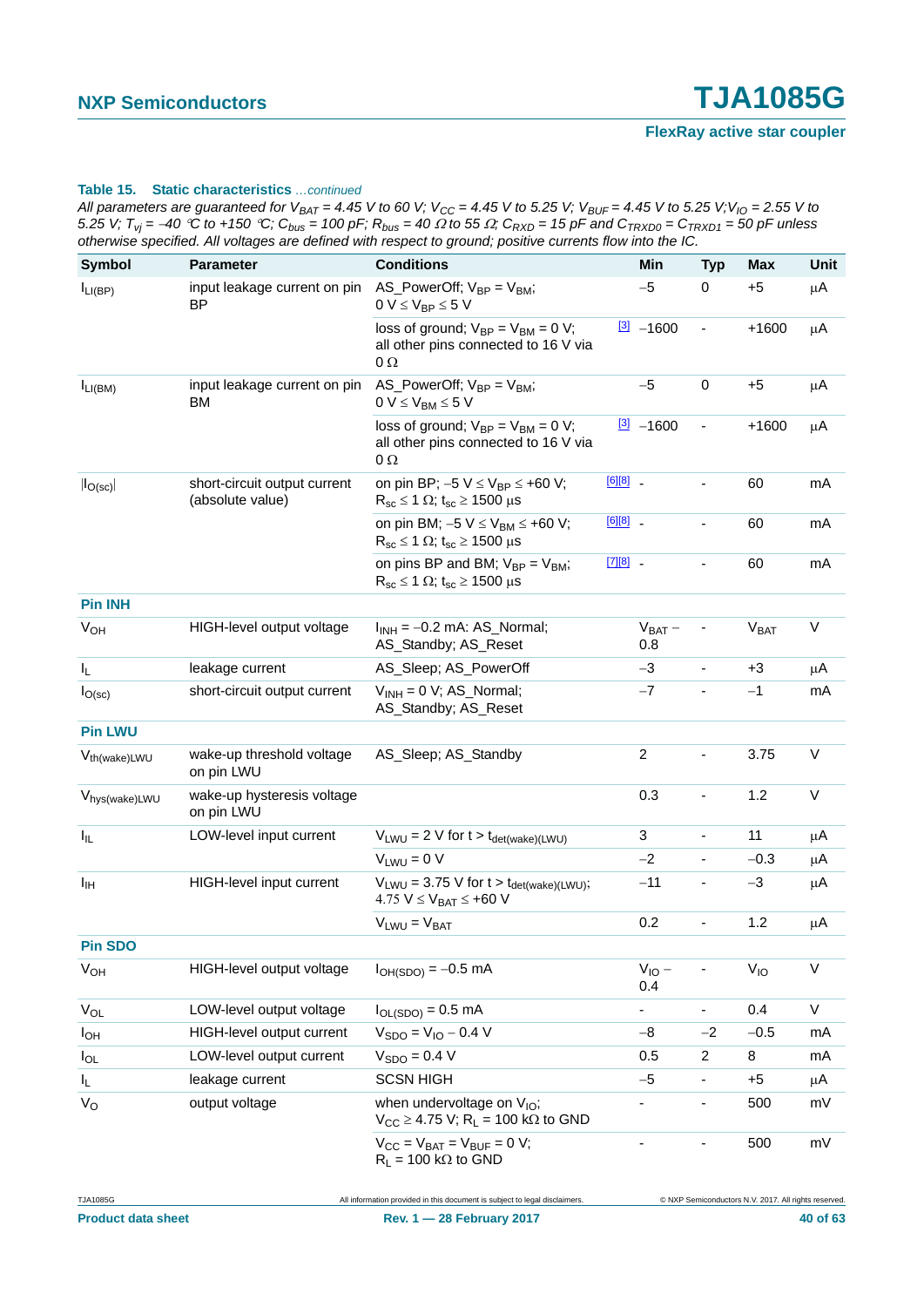**Table 15. Static characteristics** *...continued*

*All parameters are guaranteed for $V_{BAT}$ = 4.45 V to 60 V; $V_{CC}$ = 4.45 V to 5.25 V; $V_{BUF}$ = 4.45 V to 5.25 V; $V_{IO}$ = 2.55 V to 5.25 V; $T_{vj}$ = –40 °C to +150 °C; $C_{bus}$ = 100 pF; $R_{bus}$ = 40 Ω to 55 Ω; $C_{RXD}$ = 15 pF and $C_{TRXD0}$ = $C_{TRXD1}$ = 50 pF unless otherwise specified. All voltages are defined with respect to ground; positive currents flow into the IC.*

| Symbol | Parameter | Conditions | | Min | Typ | Max | Unit |
|---|---|---|---|---|---|---|---|
| $I_{LI(BP)}$ | input leakage current on pin BP | AS_PowerOff; $V_{BP}$ = $V_{BM}$; 0 V ≤ $V_{BP}$ ≤ 5 V | | −5 | 0 | +5 | μA |
| | | loss of ground; $V_{BP}$ = $V_{BM}$ = 0 V; all other pins connected to 16 V via 0 Ω | [3] | −1600 | - | +1600 | μA |
| $I_{LI(BM)}$ | input leakage current on pin BM | AS_PowerOff; $V_{BP}$ = $V_{BM}$; 0 V ≤ $V_{BM}$ ≤ 5 V | | −5 | 0 | +5 | μA |
| | | loss of ground; $V_{BP}$ = $V_{BM}$ = 0 V; all other pins connected to 16 V via 0 Ω | [3] | −1600 | - | +1600 | μA |
| $\|I_{O(sc)}\|$ | short-circuit output current (absolute value) | on pin BP; −5 V ≤ $V_{BP}$ ≤ +60 V; $R_{sc}$ ≤ 1 Ω; $t_{sc}$ ≥ 1500 μs | [6][8] | - | - | 60 | mA |
| | | on pin BM; −5 V ≤ $V_{BM}$ ≤ +60 V; $R_{sc}$ ≤ 1 Ω; $t_{sc}$ ≥ 1500 μs | [6][8] | - | - | 60 | mA |
| | | on pins BP and BM; $V_{BP}$ = $V_{BM}$; $R_{sc}$ ≤ 1 Ω; $t_{sc}$ ≥ 1500 μs | [7][8] | - | - | 60 | mA |
| **Pin INH** | | | | | | | |
| $V_{OH}$ | HIGH-level output voltage | $I_{INH}$ = −0.2 mA: AS_Normal; AS_Standby; AS_Reset | | $V_{BAT}$ − 0.8 | - | $V_{BAT}$ | V |
| $I_L$ | leakage current | AS_Sleep; AS_PowerOff | | −3 | - | +3 | μA |
| $I_{O(sc)}$ | short-circuit output current | $V_{INH}$ = 0 V; AS_Normal; AS_Standby; AS_Reset | | −7 | - | −1 | mA |
| **Pin LWU** | | | | | | | |
| $V_{th(wake)LWU}$ | wake-up threshold voltage on pin LWU | AS_Sleep; AS_Standby | | 2 | - | 3.75 | V |
| $V_{hys(wake)LWU}$ | wake-up hysteresis voltage on pin LWU | | | 0.3 | - | 1.2 | V |
| $I_{IL}$ | LOW-level input current | $V_{LWU}$ = 2 V for t > $t_{det(wake)(LWU)}$ | | 3 | - | 11 | μA |
| | | $V_{LWU}$ = 0 V | | −2 | - | −0.3 | μA |
| $I_{IH}$ | HIGH-level input current | $V_{LWU}$ = 3.75 V for t > $t_{det(wake)(LWU)}$; 4.75 V ≤ $V_{BAT}$ ≤ +60 V | | −11 | - | −3 | μA |
| | | $V_{LWU}$ = $V_{BAT}$ | | 0.2 | - | 1.2 | μA |
| **Pin SDO** | | | | | | | |
| $V_{OH}$ | HIGH-level output voltage | $I_{OH(SDO)}$ = −0.5 mA | | $V_{IO}$ − 0.4 | - | $V_{IO}$ | V |
| $V_{OL}$ | LOW-level output voltage | $I_{OL(SDO)}$ = 0.5 mA | | - | - | 0.4 | V |
| $I_{OH}$ | HIGH-level output current | $V_{SDO}$ = $V_{IO}$ − 0.4 V | | −8 | −2 | −0.5 | mA |
| $I_{OL}$ | LOW-level output current | $V_{SDO}$ = 0.4 V | | 0.5 | 2 | 8 | mA |
| $I_L$ | leakage current | SCSN HIGH | | −5 | - | +5 | μA |
| $V_O$ | output voltage | when undervoltage on $V_{IO}$; $V_{CC}$ ≥ 4.75 V; $R_L$ = 100 kΩ to GND | | - | - | 500 | mV |
| | | $V_{CC}$ = $V_{BAT}$ = $V_{BUF}$ = 0 V; $R_L$ = 100 kΩ to GND | | - | - | 500 | mV |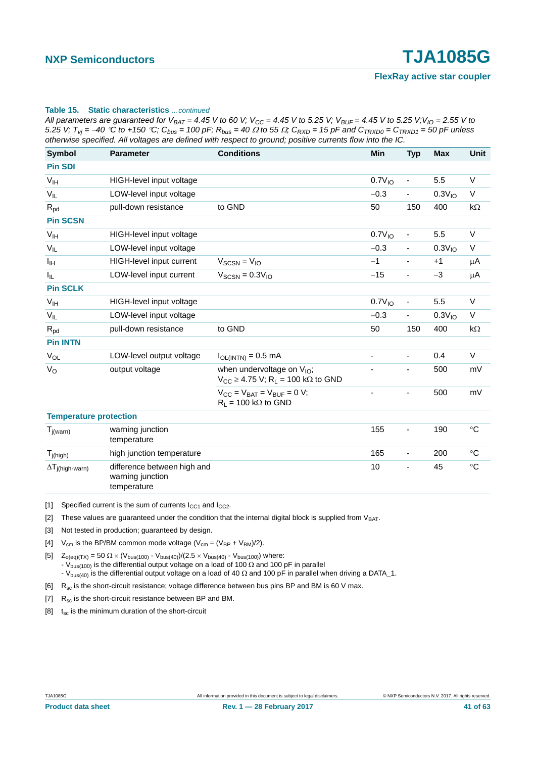**Table 15. Static characteristics** *...continued*

*All parameters are guaranteed for $V_{BAT}$ = 4.45 V to 60 V; $V_{CC}$ = 4.45 V to 5.25 V; $V_{BUF}$ = 4.45 V to 5.25 V; $V_{IO}$ = 2.55 V to 5.25 V; $T_{vj}$ = −40 °C to +150 °C; $C_{bus}$ = 100 pF; $R_{bus}$ = 40 Ω to 55 Ω; $C_{RXD}$ = 15 pF and $C_{TRXD0}$ = $C_{TRXD1}$ = 50 pF unless otherwise specified. All voltages are defined with respect to ground; positive currents flow into the IC.*

| Symbol | Parameter | Conditions | Min | Typ | Max | Unit |
|---|---|---|---|---|---|---|
| **Pin SDI** | | | | | | |
| $V_{IH}$ | HIGH-level input voltage | | $0.7V_{IO}$ | - | 5.5 | V |
| $V_{IL}$ | LOW-level input voltage | | −0.3 | - | $0.3V_{IO}$ | V |
| $R_{pd}$ | pull-down resistance | to GND | 50 | 150 | 400 | kΩ |
| **Pin SCSN** | | | | | | |
| $V_{IH}$ | HIGH-level input voltage | | $0.7V_{IO}$ | - | 5.5 | V |
| $V_{IL}$ | LOW-level input voltage | | −0.3 | - | $0.3V_{IO}$ | V |
| $I_{IH}$ | HIGH-level input current | $V_{SCSN} = V_{IO}$ | −1 | - | +1 | μA |
| $I_{IL}$ | LOW-level input current | $V_{SCSN} = 0.3V_{IO}$ | −15 | - | −3 | μA |
| **Pin SCLK** | | | | | | |
| $V_{IH}$ | HIGH-level input voltage | | $0.7V_{IO}$ | - | 5.5 | V |
| $V_{IL}$ | LOW-level input voltage | | −0.3 | - | $0.3V_{IO}$ | V |
| $R_{pd}$ | pull-down resistance | to GND | 50 | 150 | 400 | kΩ |
| **Pin INTN** | | | | | | |
| $V_{OL}$ | LOW-level output voltage | $I_{OL(INTN)}$ = 0.5 mA | - | - | 0.4 | V |
| $V_O$ | output voltage | when undervoltage on $V_{IO}$; $V_{CC} \geq$ 4.75 V; $R_L$ = 100 kΩ to GND | - | - | 500 | mV |
| | | $V_{CC} = V_{BAT} = V_{BUF}$ = 0 V; $R_L$ = 100 kΩ to GND | - | - | 500 | mV |
| **Temperature protection** | | | | | | |
| $T_{j(warn)}$ | warning junction temperature | | 155 | - | 190 | °C |
| $T_{j(high)}$ | high junction temperature | | 165 | - | 200 | °C |
| $\Delta T_{j(high-warn)}$ | difference between high and warning junction temperature | | 10 | - | 45 | °C |

[1] Specified current is the sum of currents $I_{CC1}$ and $I_{CC2}$.

[2] These values are guaranteed under the condition that the internal digital block is supplied from $V_{BAT}$.

[3] Not tested in production; guaranteed by design.

[4] $V_{cm}$ is the BP/BM common mode voltage ($V_{cm} = (V_{BP} + V_{BM})/2$).

[5] $Z_{o(eq)(TX)} = 50\ \Omega \times (V_{bus(100)} - V_{bus(40)})/(2.5 \times V_{bus(40)} - V_{bus(100)})$ where:
- $V_{bus(100)}$ is the differential output voltage on a load of 100 Ω and 100 pF in parallel
- $V_{bus(40)}$ is the differential output voltage on a load of 40 Ω and 100 pF in parallel when driving a DATA_1.

[6] $R_{sc}$ is the short-circuit resistance; voltage difference between bus pins BP and BM is 60 V max.

[7] $R_{sc}$ is the short-circuit resistance between BP and BM.

[8] $t_{sc}$ is the minimum duration of the short-circuit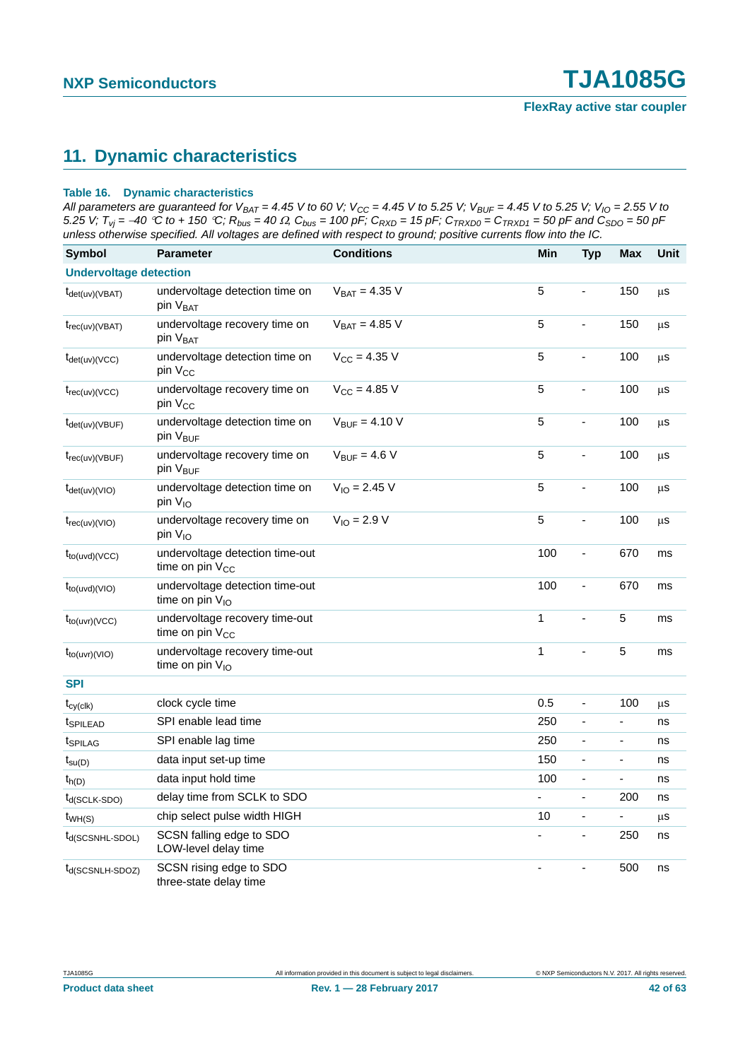## 11. Dynamic characteristics

**Table 16. Dynamic characteristics**

*All parameters are guaranteed for $V_{BAT}$ = 4.45 V to 60 V; $V_{CC}$ = 4.45 V to 5.25 V; $V_{BUF}$ = 4.45 V to 5.25 V; $V_{IO}$ = 2.55 V to 5.25 V; $T_{vj}$ = −40 °C to + 150 °C; $R_{bus}$ = 40 Ω, $C_{bus}$ = 100 pF; $C_{RXD}$ = 15 pF; $C_{TRXD0}$ = $C_{TRXD1}$ = 50 pF and $C_{SDO}$ = 50 pF unless otherwise specified. All voltages are defined with respect to ground; positive currents flow into the IC.*

| Symbol | Parameter | Conditions | Min | Typ | Max | Unit |
|---|---|---|---|---|---|---|
| **Undervoltage detection** | | | | | | |
| $t_{det(uv)(VBAT)}$ | undervoltage detection time on pin $V_{BAT}$ | $V_{BAT}$ = 4.35 V | 5 | - | 150 | µs |
| $t_{rec(uv)(VBAT)}$ | undervoltage recovery time on pin $V_{BAT}$ | $V_{BAT}$ = 4.85 V | 5 | - | 150 | µs |
| $t_{det(uv)(VCC)}$ | undervoltage detection time on pin $V_{CC}$ | $V_{CC}$ = 4.35 V | 5 | - | 100 | µs |
| $t_{rec(uv)(VCC)}$ | undervoltage recovery time on pin $V_{CC}$ | $V_{CC}$ = 4.85 V | 5 | - | 100 | µs |
| $t_{det(uv)(VBUF)}$ | undervoltage detection time on pin $V_{BUF}$ | $V_{BUF}$ = 4.10 V | 5 | - | 100 | µs |
| $t_{rec(uv)(VBUF)}$ | undervoltage recovery time on pin $V_{BUF}$ | $V_{BUF}$ = 4.6 V | 5 | - | 100 | µs |
| $t_{det(uv)(VIO)}$ | undervoltage detection time on pin $V_{IO}$ | $V_{IO}$ = 2.45 V | 5 | - | 100 | µs |
| $t_{rec(uv)(VIO)}$ | undervoltage recovery time on pin $V_{IO}$ | $V_{IO}$ = 2.9 V | 5 | - | 100 | µs |
| $t_{to(uvd)(VCC)}$ | undervoltage detection time-out time on pin $V_{CC}$ | | 100 | - | 670 | ms |
| $t_{to(uvd)(VIO)}$ | undervoltage detection time-out time on pin $V_{IO}$ | | 100 | - | 670 | ms |
| $t_{to(uvr)(VCC)}$ | undervoltage recovery time-out time on pin $V_{CC}$ | | 1 | - | 5 | ms |
| $t_{to(uvr)(VIO)}$ | undervoltage recovery time-out time on pin $V_{IO}$ | | 1 | - | 5 | ms |
| **SPI** | | | | | | |
| $t_{cy(clk)}$ | clock cycle time | | 0.5 | - | 100 | µs |
| $t_{SPILEAD}$ | SPI enable lead time | | 250 | - | - | ns |
| $t_{SPILAG}$ | SPI enable lag time | | 250 | - | - | ns |
| $t_{su(D)}$ | data input set-up time | | 150 | - | - | ns |
| $t_{h(D)}$ | data input hold time | | 100 | - | - | ns |
| $t_{d(SCLK-SDO)}$ | delay time from SCLK to SDO | | - | - | 200 | ns |
| $t_{WH(S)}$ | chip select pulse width HIGH | | 10 | - | - | µs |
| $t_{d(SCSNHL-SDOL)}$ | SCSN falling edge to SDO LOW-level delay time | | - | - | 250 | ns |
| $t_{d(SCSNLH-SDOZ)}$ | SCSN rising edge to SDO three-state delay time | | - | - | 500 | ns |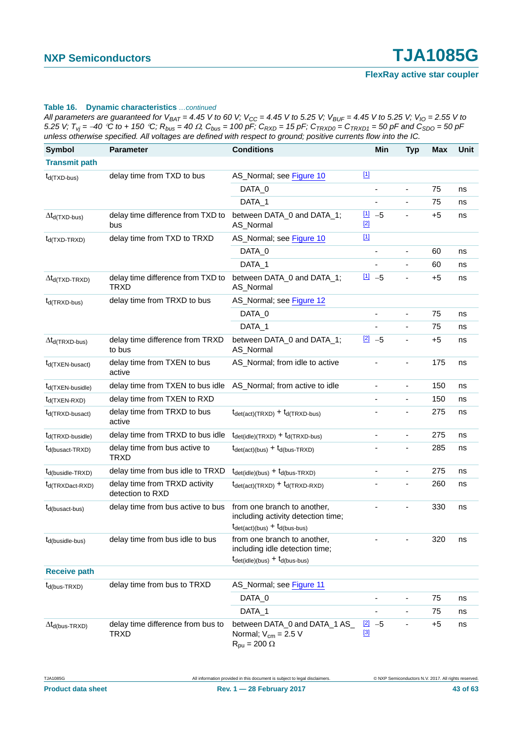**Table 16. Dynamic characteristics** *…continued*

*All parameters are guaranteed for $V_{BAT}$ = 4.45 V to 60 V; $V_{CC}$ = 4.45 V to 5.25 V; $V_{BUF}$ = 4.45 V to 5.25 V; $V_{IO}$ = 2.55 V to 5.25 V; $T_{vj}$ = −40 °C to + 150 °C; $R_{bus}$ = 40 Ω, $C_{bus}$ = 100 pF; $C_{RXD}$ = 15 pF; $C_{TRXD0}$ = $C_{TRXD1}$ = 50 pF and $C_{SDO}$ = 50 pF unless otherwise specified. All voltages are defined with respect to ground; positive currents flow into the IC.*

| Symbol | Parameter | Conditions | | Min | Typ | Max | Unit |
|---|---|---|---|---|---|---|---|
| **Transmit path** | | | | | | | |
| $t_{d(TXD-bus)}$ | delay time from TXD to bus | AS_Normal; see Figure 10 | [1] | | | | |
| | | DATA_0 | | - | - | 75 | ns |
| | | DATA_1 | | - | - | 75 | ns |
| $\Delta t_{d(TXD-bus)}$ | delay time difference from TXD to bus | between DATA_0 and DATA_1; AS_Normal | [1] [2] | −5 | - | +5 | ns |
| $t_{d(TXD-TRXD)}$ | delay time from TXD to TRXD | AS_Normal; see Figure 10 | [1] | | | | |
| | | DATA_0 | | - | - | 60 | ns |
| | | DATA_1 | | - | - | 60 | ns |
| $\Delta t_{d(TXD-TRXD)}$ | delay time difference from TXD to TRXD | between DATA_0 and DATA_1; AS_Normal | [1] | −5 | - | +5 | ns |
| $t_{d(TRXD-bus)}$ | delay time from TRXD to bus | AS_Normal; see Figure 12 | | | | | |
| | | DATA_0 | | - | - | 75 | ns |
| | | DATA_1 | | - | - | 75 | ns |
| $\Delta t_{d(TRXD-bus)}$ | delay time difference from TRXD to bus | between DATA_0 and DATA_1; AS_Normal | [2] | −5 | - | +5 | ns |
| $t_{d(TXEN-busact)}$ | delay time from TXEN to bus active | AS_Normal; from idle to active | | - | - | 175 | ns |
| $t_{d(TXEN-busidle)}$ | delay time from TXEN to bus idle | AS_Normal; from active to idle | | - | - | 150 | ns |
| $t_{d(TXEN-RXD)}$ | delay time from TXEN to RXD | | | - | - | 150 | ns |
| $t_{d(TRXD-busact)}$ | delay time from TRXD to bus active | $t_{det(act)(TRXD)} + t_{d(TRXD-bus)}$ | | - | - | 275 | ns |
| $t_{d(TRXD-busidle)}$ | delay time from TRXD to bus idle | $t_{det(idle)(TRXD)} + t_{d(TRXD-bus)}$ | | - | - | 275 | ns |
| $t_{d(busact-TRXD)}$ | delay time from bus active to TRXD | $t_{det(act)(bus)} + t_{d(bus-TRXD)}$ | | - | - | 285 | ns |
| $t_{d(busidle-TRXD)}$ | delay time from bus idle to TRXD | $t_{det(idle)(bus)} + t_{d(bus-TRXD)}$ | | - | - | 275 | ns |
| $t_{d(TRXDact-RXD)}$ | delay time from TRXD activity detection to RXD | $t_{det(act)(TRXD)} + t_{d(TRXD-RXD)}$ | | - | - | 260 | ns |
| $t_{d(busact-bus)}$ | delay time from bus active to bus | from one branch to another, including activity detection time; $t_{det(act)(bus)} + t_{d(bus-bus)}$ | | - | - | 330 | ns |
| $t_{d(busidle-bus)}$ | delay time from bus idle to bus | from one branch to another, including idle detection time; $t_{det(idle)(bus)} + t_{d(bus-bus)}$ | | - | - | 320 | ns |
| **Receive path** | | | | | | | |
| $t_{d(bus-TRXD)}$ | delay time from bus to TRXD | AS_Normal; see Figure 11 | | | | | |
| | | DATA_0 | | - | - | 75 | ns |
| | | DATA_1 | | - | - | 75 | ns |
| $\Delta t_{d(bus-TRXD)}$ | delay time difference from bus to TRXD | between DATA_0 and DATA_1 AS_ Normal; $V_{cm}$ = 2.5 V $R_{pu}$ = 200 Ω | [2] [3] | −5 | - | +5 | ns |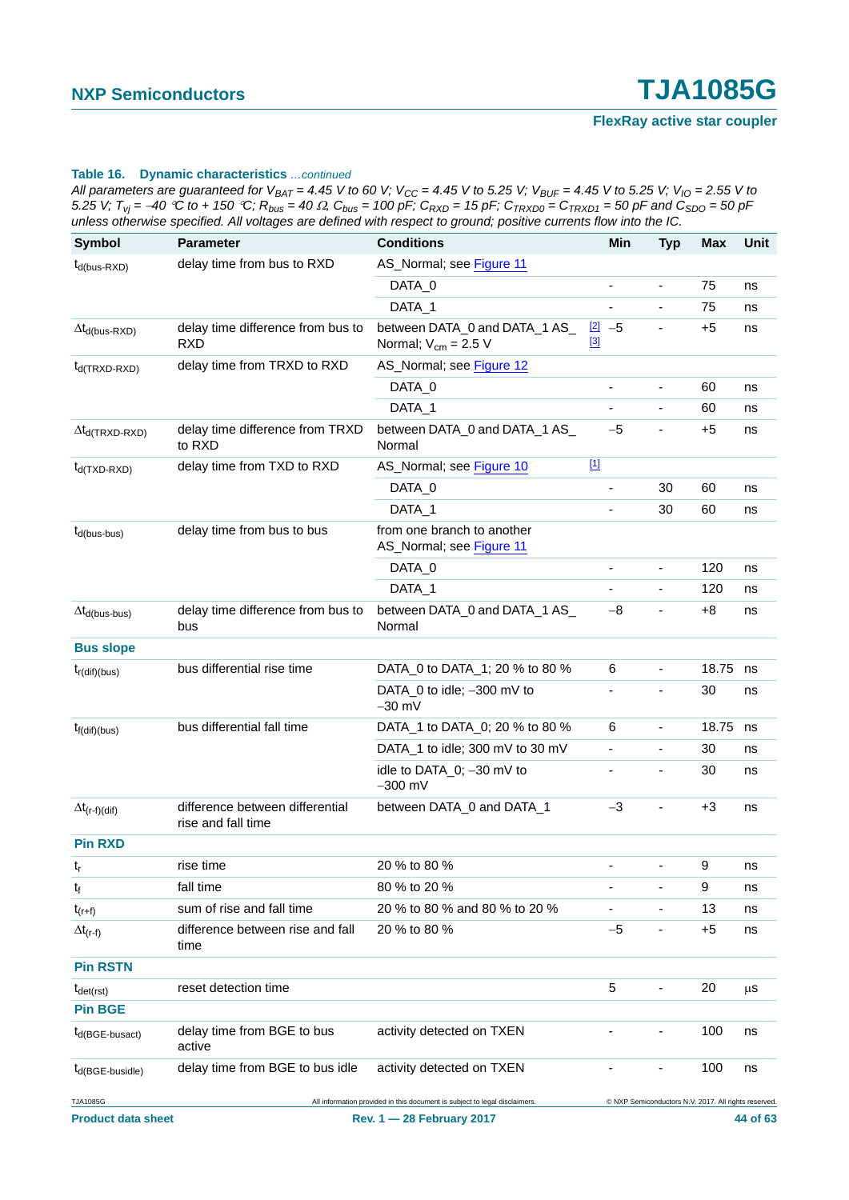**Table 16. Dynamic characteristics** *...continued*

*All parameters are guaranteed for $V_{BAT}$ = 4.45 V to 60 V; $V_{CC}$ = 4.45 V to 5.25 V; $V_{BUF}$ = 4.45 V to 5.25 V; $V_{IO}$ = 2.55 V to 5.25 V; $T_{vj}$ = −40 °C to + 150 °C; $R_{bus}$ = 40 Ω, $C_{bus}$ = 100 pF; $C_{RXD}$ = 15 pF; $C_{TRXD0}$ = $C_{TRXD1}$ = 50 pF and $C_{SDO}$ = 50 pF unless otherwise specified. All voltages are defined with respect to ground; positive currents flow into the IC.*

| Symbol | Parameter | Conditions | | Min | Typ | Max | Unit |
|---|---|---|---|---|---|---|---|
| $t_{d(bus-RXD)}$ | delay time from bus to RXD | AS_Normal; see Figure 11 | | | | | |
| | | DATA_0 | | - | - | 75 | ns |
| | | DATA_1 | | - | - | 75 | ns |
| $\Delta t_{d(bus-RXD)}$ | delay time difference from bus to RXD | between DATA_0 and DATA_1 AS_Normal; $V_{cm}$ = 2.5 V | [2] [3] | −5 | - | +5 | ns |
| $t_{d(TRXD-RXD)}$ | delay time from TRXD to RXD | AS_Normal; see Figure 12 | | | | | |
| | | DATA_0 | | - | - | 60 | ns |
| | | DATA_1 | | - | - | 60 | ns |
| $\Delta t_{d(TRXD-RXD)}$ | delay time difference from TRXD to RXD | between DATA_0 and DATA_1 AS_Normal | | −5 | - | +5 | ns |
| $t_{d(TXD-RXD)}$ | delay time from TXD to RXD | AS_Normal; see Figure 10 | [1] | | | | |
| | | DATA_0 | | - | 30 | 60 | ns |
| | | DATA_1 | | - | 30 | 60 | ns |
| $t_{d(bus-bus)}$ | delay time from bus to bus | from one branch to another AS_Normal; see Figure 11 | | | | | |
| | | DATA_0 | | - | - | 120 | ns |
| | | DATA_1 | | - | - | 120 | ns |
| $\Delta t_{d(bus-bus)}$ | delay time difference from bus to bus | between DATA_0 and DATA_1 AS_Normal | | −8 | - | +8 | ns |
| **Bus slope** | | | | | | | |
| $t_{r(dif)(bus)}$ | bus differential rise time | DATA_0 to DATA_1; 20 % to 80 % | | 6 | - | 18.75 | ns |
| | | DATA_0 to idle; −300 mV to −30 mV | | - | - | 30 | ns |
| $t_{f(dif)(bus)}$ | bus differential fall time | DATA_1 to DATA_0; 20 % to 80 % | | 6 | - | 18.75 | ns |
| | | DATA_1 to idle; 300 mV to 30 mV | | - | - | 30 | ns |
| | | idle to DATA_0; −30 mV to −300 mV | | - | - | 30 | ns |
| $\Delta t_{(r-f)(dif)}$ | difference between differential rise and fall time | between DATA_0 and DATA_1 | | −3 | - | +3 | ns |
| **Pin RXD** | | | | | | | |
| $t_r$ | rise time | 20 % to 80 % | | - | - | 9 | ns |
| $t_f$ | fall time | 80 % to 20 % | | - | - | 9 | ns |
| $t_{(r+f)}$ | sum of rise and fall time | 20 % to 80 % and 80 % to 20 % | | - | - | 13 | ns |
| $\Delta t_{(r-f)}$ | difference between rise and fall time | 20 % to 80 % | | −5 | - | +5 | ns |
| **Pin RSTN** | | | | | | | |
| $t_{det(rst)}$ | reset detection time | | | 5 | - | 20 | μs |
| **Pin BGE** | | | | | | | |
| $t_{d(BGE-busact)}$ | delay time from BGE to bus active | activity detected on TXEN | | - | - | 100 | ns |
| $t_{d(BGE-busidle)}$ | delay time from BGE to bus idle | activity detected on TXEN | | - | - | 100 | ns |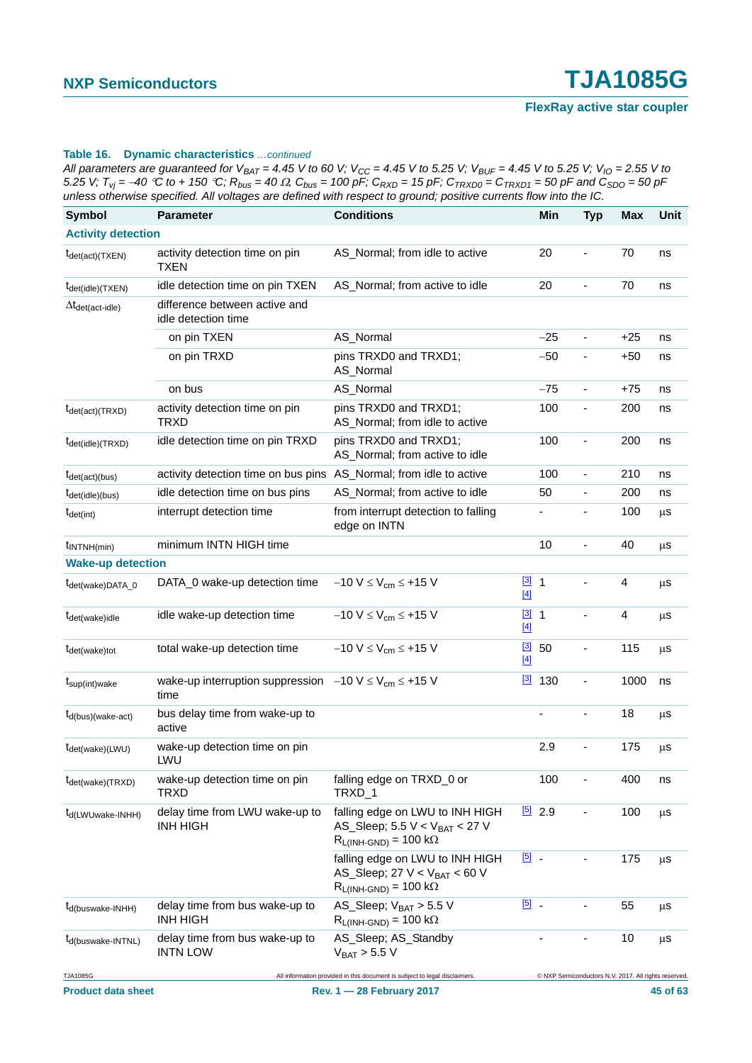**Table 16. Dynamic characteristics** *...continued*

*All parameters are guaranteed for $V_{BAT}$ = 4.45 V to 60 V; $V_{CC}$ = 4.45 V to 5.25 V; $V_{BUF}$ = 4.45 V to 5.25 V; $V_{IO}$ = 2.55 V to 5.25 V; $T_{vj}$ = −40 °C to + 150 °C; $R_{bus}$ = 40 Ω, $C_{bus}$ = 100 pF; $C_{RXD}$ = 15 pF; $C_{TRXD0}$ = $C_{TRXD1}$ = 50 pF and $C_{SDO}$ = 50 pF unless otherwise specified. All voltages are defined with respect to ground; positive currents flow into the IC.*

| Symbol | Parameter | Conditions | | Min | Typ | Max | Unit |
|---|---|---|---|---|---|---|---|
| **Activity detection** | | | | | | | |
| $t_{det(act)(TXEN)}$ | activity detection time on pin TXEN | AS_Normal; from idle to active | | 20 | - | 70 | ns |
| $t_{det(idle)(TXEN)}$ | idle detection time on pin TXEN | AS_Normal; from active to idle | | 20 | - | 70 | ns |
| $\Delta t_{det(act-idle)}$ | difference between active and idle detection time | | | | | | |
| | on pin TXEN | AS_Normal | | −25 | - | +25 | ns |
| | on pin TRXD | pins TRXD0 and TRXD1; AS_Normal | | −50 | - | +50 | ns |
| | on bus | AS_Normal | | −75 | - | +75 | ns |
| $t_{det(act)(TRXD)}$ | activity detection time on pin TRXD | pins TRXD0 and TRXD1; AS_Normal; from idle to active | | 100 | - | 200 | ns |
| $t_{det(idle)(TRXD)}$ | idle detection time on pin TRXD | pins TRXD0 and TRXD1; AS_Normal; from active to idle | | 100 | - | 200 | ns |
| $t_{det(act)(bus)}$ | activity detection time on bus pins | AS_Normal; from idle to active | | 100 | - | 210 | ns |
| $t_{det(idle)(bus)}$ | idle detection time on bus pins | AS_Normal; from active to idle | | 50 | - | 200 | ns |
| $t_{det(int)}$ | interrupt detection time | from interrupt detection to falling edge on INTN | | - | - | 100 | µs |
| $t_{INTNH(min)}$ | minimum INTN HIGH time | | | 10 | - | 40 | µs |
| **Wake-up detection** | | | | | | | |
| $t_{det(wake)DATA\_0}$ | DATA_0 wake-up detection time | −10 V ≤ $V_{cm}$ ≤ +15 V | [3] [4] | 1 | - | 4 | µs |
| $t_{det(wake)idle}$ | idle wake-up detection time | −10 V ≤ $V_{cm}$ ≤ +15 V | [3] [4] | 1 | - | 4 | µs |
| $t_{det(wake)tot}$ | total wake-up detection time | −10 V ≤ $V_{cm}$ ≤ +15 V | [3] [4] | 50 | - | 115 | µs |
| $t_{sup(int)wake}$ | wake-up interruption suppression time | −10 V ≤ $V_{cm}$ ≤ +15 V | [3] | 130 | - | 1000 | ns |
| $t_{d(bus)(wake-act)}$ | bus delay time from wake-up to active | | | - | - | 18 | µs |
| $t_{det(wake)(LWU)}$ | wake-up detection time on pin LWU | | | 2.9 | - | 175 | µs |
| $t_{det(wake)(TRXD)}$ | wake-up detection time on pin TRXD | falling edge on TRXD_0 or TRXD_1 | | 100 | - | 400 | ns |
| $t_{d(LWUwake-INHH)}$ | delay time from LWU wake-up to INH HIGH | falling edge on LWU to INH HIGH AS_Sleep; 5.5 V < $V_{BAT}$ < 27 V $R_{L(INH-GND)}$ = 100 kΩ | [5] | 2.9 | - | 100 | µs |
| | | falling edge on LWU to INH HIGH AS_Sleep; 27 V < $V_{BAT}$ < 60 V $R_{L(INH-GND)}$ = 100 kΩ | [5] | - | - | 175 | µs |
| $t_{d(buswake-INHH)}$ | delay time from bus wake-up to INH HIGH | AS_Sleep; $V_{BAT}$ > 5.5 V $R_{L(INH-GND)}$ = 100 kΩ | [5] | - | - | 55 | µs |
| $t_{d(buswake-INTNL)}$ | delay time from bus wake-up to INTN LOW | AS_Sleep; AS_Standby $V_{BAT}$ > 5.5 V | | - | - | 10 | µs |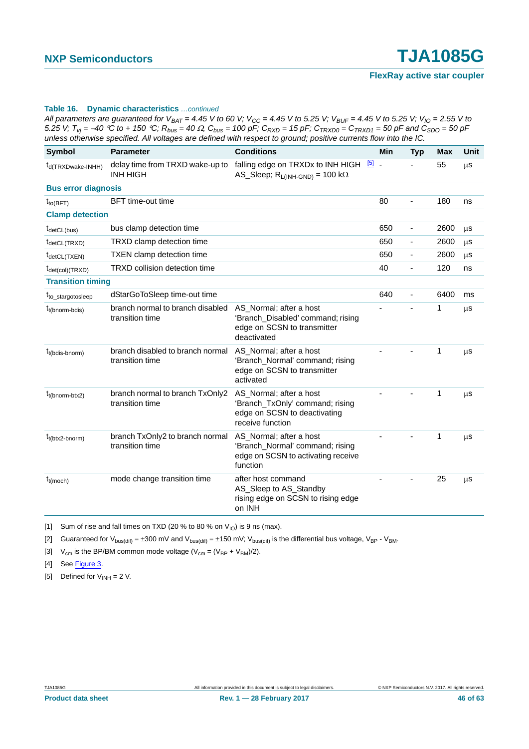**Table 16. Dynamic characteristics** *...continued*

*All parameters are guaranteed for $V_{BAT}$ = 4.45 V to 60 V; $V_{CC}$ = 4.45 V to 5.25 V; $V_{BUF}$ = 4.45 V to 5.25 V; $V_{IO}$ = 2.55 V to 5.25 V; $T_{vj}$ = −40 °C to + 150 °C; $R_{bus}$ = 40 Ω, $C_{bus}$ = 100 pF; $C_{RXD}$ = 15 pF; $C_{TRXD0}$ = $C_{TRXD1}$ = 50 pF and $C_{SDO}$ = 50 pF unless otherwise specified. All voltages are defined with respect to ground; positive currents flow into the IC.*

| Symbol | Parameter | Conditions | | Min | Typ | Max | Unit |
|---|---|---|---|---|---|---|---|
| $t_{d(TRXDwake-INHH)}$ | delay time from TRXD wake-up to INH HIGH | falling edge on TRXDx to INH HIGH AS_Sleep; $R_{L(INH-GND)}$ = 100 kΩ | [5] | - | - | 55 | μs |
| **Bus error diagnosis** | | | | | | | |
| $t_{to(BFT)}$ | BFT time-out time | | | 80 | - | 180 | ns |
| **Clamp detection** | | | | | | | |
| $t_{detCL(bus)}$ | bus clamp detection time | | | 650 | - | 2600 | μs |
| $t_{detCL(TRXD)}$ | TRXD clamp detection time | | | 650 | - | 2600 | μs |
| $t_{detCL(TXEN)}$ | TXEN clamp detection time | | | 650 | - | 2600 | μs |
| $t_{det(col)(TRXD)}$ | TRXD collision detection time | | | 40 | - | 120 | ns |
| **Transition timing** | | | | | | | |
| $t_{to\_stargotosleep}$ | dStarGoToSleep time-out time | | | 640 | - | 6400 | ms |
| $t_{t(bnorm-bdis)}$ | branch normal to branch disabled transition time | AS_Normal; after a host 'Branch_Disabled' command; rising edge on SCSN to transmitter deactivated | | - | - | 1 | μs |
| $t_{t(bdis-bnorm)}$ | branch disabled to branch normal transition time | AS_Normal; after a host 'Branch_Normal' command; rising edge on SCSN to transmitter activated | | - | - | 1 | μs |
| $t_{t(bnorm-btx2)}$ | branch normal to branch TxOnly2 transition time | AS_Normal; after a host 'Branch_TxOnly' command; rising edge on SCSN to deactivating receive function | | - | - | 1 | μs |
| $t_{t(btx2-bnorm)}$ | branch TxOnly2 to branch normal transition time | AS_Normal; after a host 'Branch_Normal' command; rising edge on SCSN to activating receive function | | - | - | 1 | μs |
| $t_{t(moch)}$ | mode change transition time | after host command AS_Sleep to AS_Standby rising edge on SCSN to rising edge on INH | | - | - | 25 | μs |

[1] Sum of rise and fall times on TXD (20 % to 80 % on $V_{IO}$) is 9 ns (max).

[2] Guaranteed for $V_{bus(dif)}$ = ±300 mV and $V_{bus(dif)}$ = ±150 mV; $V_{bus(dif)}$ is the differential bus voltage, $V_{BP}$ - $V_{BM}$.

[3] $V_{cm}$ is the BP/BM common mode voltage ($V_{cm}$ = ($V_{BP}$ + $V_{BM}$)/2).

[4] See Figure 3.

[5] Defined for $V_{INH}$ = 2 V.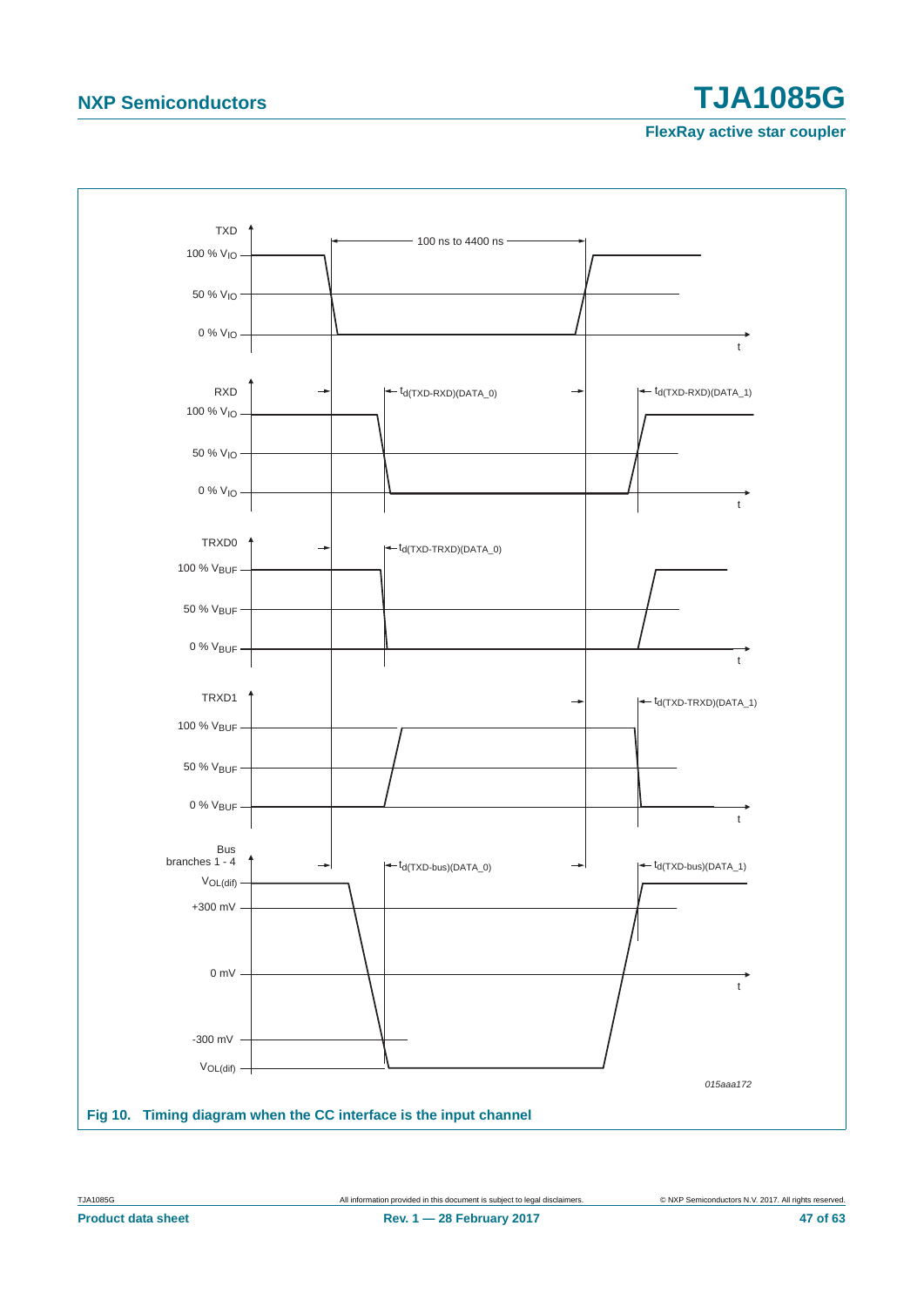TXD

100 % $V_{IO}$

50 % $V_{IO}$

0 % $V_{IO}$

100 ns to 4400 ns

t

RXD

100 % $V_{IO}$

50 % $V_{IO}$

0 % $V_{IO}$

$t_{d(TXD-RXD)(DATA\_0)}$

$t_{d(TXD-RXD)(DATA\_1)}$

t

TRXD0

100 % $V_{BUF}$

50 % $V_{BUF}$

0 % $V_{BUF}$

$t_{d(TXD-TRXD)(DATA\_0)}$

t

TRXD1

100 % $V_{BUF}$

50 % $V_{BUF}$

0 % $V_{BUF}$

$t_{d(TXD-TRXD)(DATA\_1)}$

t

Bus branches 1 - 4

$V_{OL(dif)}$

+300 mV

0 mV

-300 mV

$V_{OL(dif)}$

$t_{d(TXD-bus)(DATA\_0)}$

$t_{d(TXD-bus)(DATA\_1)}$

t

*015aaa172*

**Fig 10. Timing diagram when the CC interface is the input channel**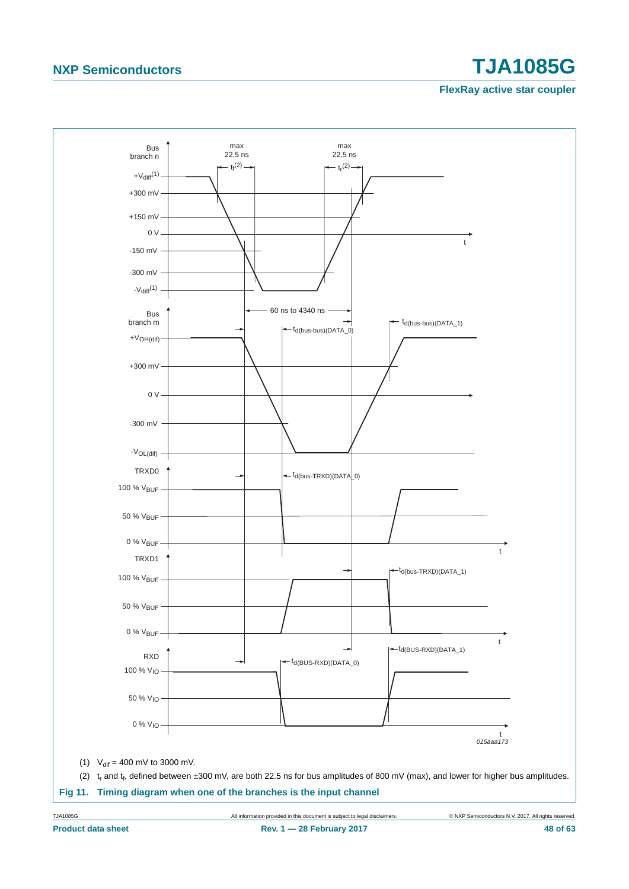(1) $V_{dif}$ = 400 mV to 3000 mV.

(2) $t_r$ and $t_f$, defined between ±300 mV, are both 22.5 ns for bus amplitudes of 800 mV (max), and lower for higher bus amplitudes.

**Fig 11. Timing diagram when one of the branches is the input channel**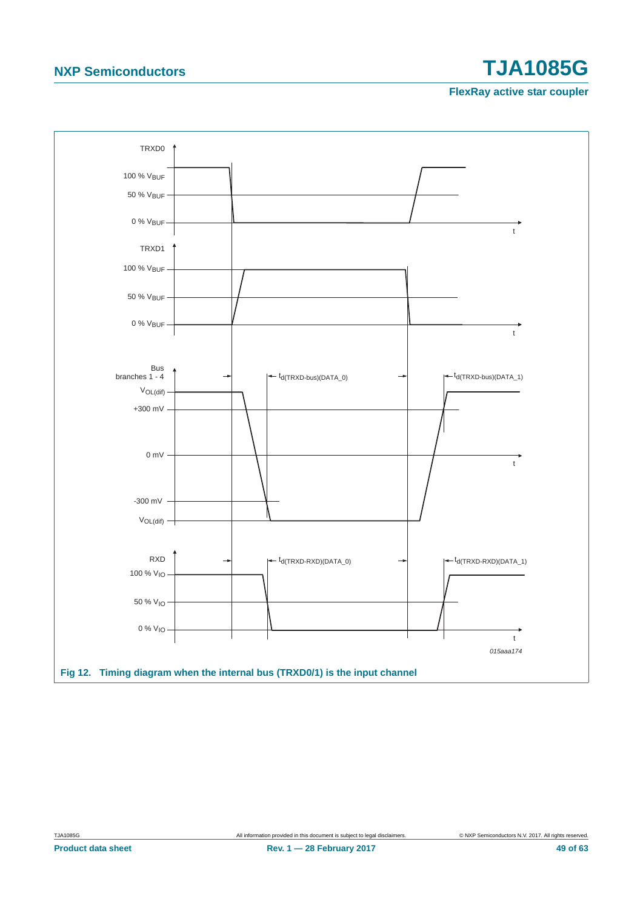Fig 12. Timing diagram when the internal bus (TRXD0/1) is the input channel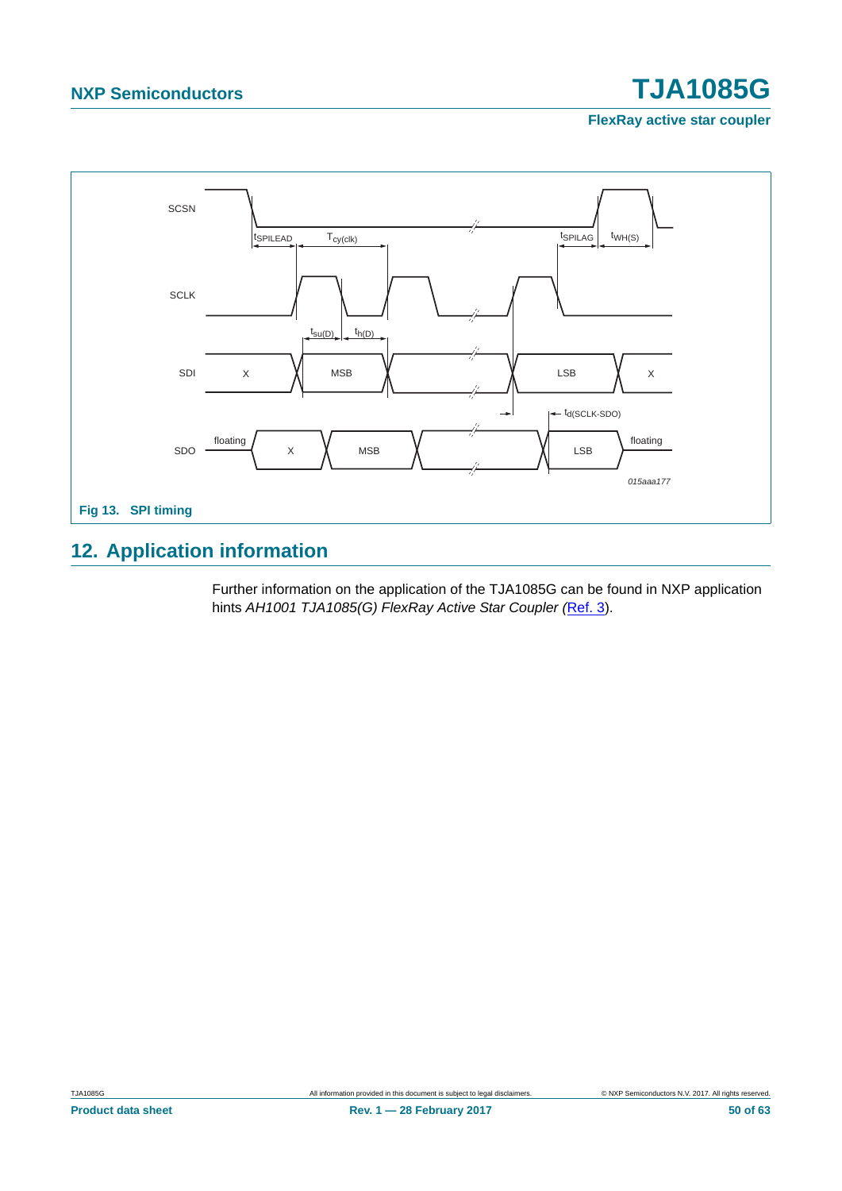Fig 13. SPI timing

## 12. Application information

Further information on the application of the TJA1085G can be found in NXP application hints *AH1001 TJA1085(G) FlexRay Active Star Coupler (*Ref. 3).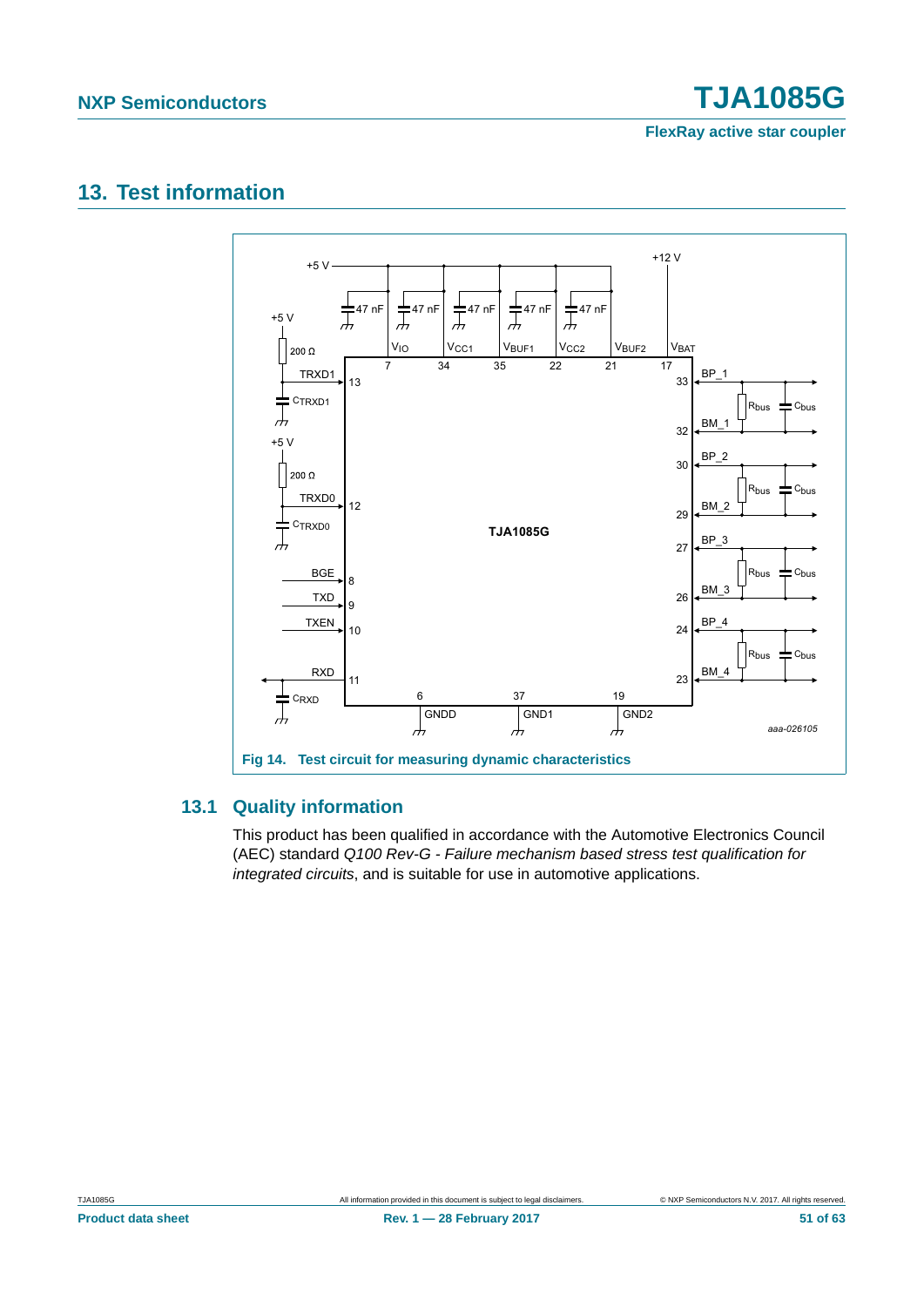## 13. Test information

Fig 14. Test circuit for measuring dynamic characteristics

### 13.1 Quality information

This product has been qualified in accordance with the Automotive Electronics Council (AEC) standard *Q100 Rev-G - Failure mechanism based stress test qualification for integrated circuits*, and is suitable for use in automotive applications.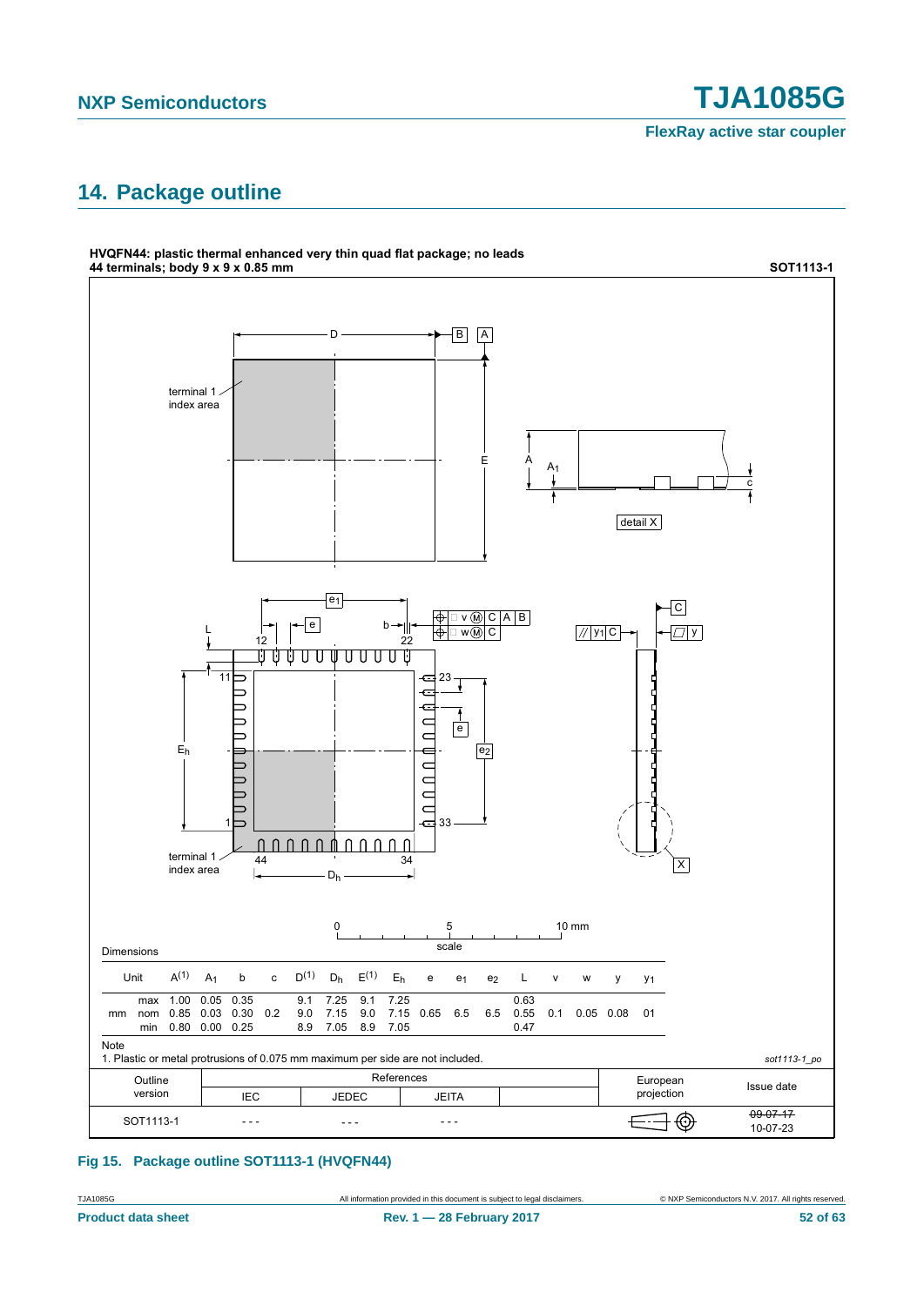## 14. Package outline

**HVQFN44: plastic thermal enhanced very thin quad flat package; no leads 44 terminals; body 9 x 9 x 0.85 mm** **SOT1113-1**

Dimensions

| Unit | | $A^{(1)}$ | $A_1$ | b | c | $D^{(1)}$ | $D_h$ | $E^{(1)}$ | $E_h$ | e | $e_1$ | $e_2$ | L | v | w | y | $y_1$ |
|---|---|---|---|---|---|---|---|---|---|---|---|---|---|---|---|---|---|
| mm | max | 1.00 | 0.05 | 0.35 | | 9.1 | 7.25 | 9.1 | 7.25 | | | | 0.63 | | | | |
| | nom | 0.85 | 0.03 | 0.30 | 0.2 | 9.0 | 7.15 | 9.0 | 7.15 | 0.65 | 6.5 | 6.5 | 0.55 | 0.1 | 0.05 | 0.08 | 01 |
| | min | 0.80 | 0.00 | 0.25 | | 8.9 | 7.05 | 8.9 | 7.05 | | | | 0.47 | | | | |

Note

1. Plastic or metal protrusions of 0.075 mm maximum per side are not included.

sot1113-1_po

| Outline version | References IEC | References JEDEC | References JEITA | | European projection | Issue date |
|---|---|---|---|---|---|---|
| SOT1113-1 | - - - | - - - | - - - | | | ~~09-07-17~~ 10-07-23 |

**Fig 15. Package outline SOT1113-1 (HVQFN44)**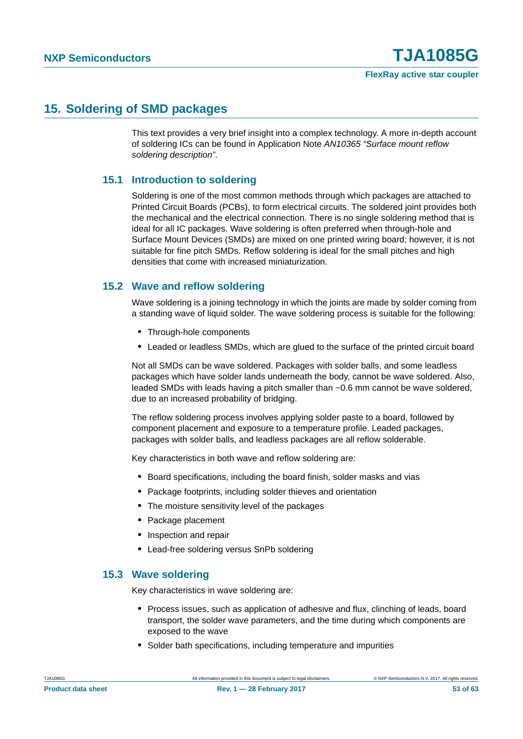## 15. Soldering of SMD packages

This text provides a very brief insight into a complex technology. A more in-depth account of soldering ICs can be found in Application Note *AN10365 "Surface mount reflow soldering description"*.

### 15.1 Introduction to soldering

Soldering is one of the most common methods through which packages are attached to Printed Circuit Boards (PCBs), to form electrical circuits. The soldered joint provides both the mechanical and the electrical connection. There is no single soldering method that is ideal for all IC packages. Wave soldering is often preferred when through-hole and Surface Mount Devices (SMDs) are mixed on one printed wiring board; however, it is not suitable for fine pitch SMDs. Reflow soldering is ideal for the small pitches and high densities that come with increased miniaturization.

### 15.2 Wave and reflow soldering

Wave soldering is a joining technology in which the joints are made by solder coming from a standing wave of liquid solder. The wave soldering process is suitable for the following:

- Through-hole components
- Leaded or leadless SMDs, which are glued to the surface of the printed circuit board

Not all SMDs can be wave soldered. Packages with solder balls, and some leadless packages which have solder lands underneath the body, cannot be wave soldered. Also, leaded SMDs with leads having a pitch smaller than ~0.6 mm cannot be wave soldered, due to an increased probability of bridging.

The reflow soldering process involves applying solder paste to a board, followed by component placement and exposure to a temperature profile. Leaded packages, packages with solder balls, and leadless packages are all reflow solderable.

Key characteristics in both wave and reflow soldering are:

- Board specifications, including the board finish, solder masks and vias
- Package footprints, including solder thieves and orientation
- The moisture sensitivity level of the packages
- Package placement
- Inspection and repair
- Lead-free soldering versus SnPb soldering

### 15.3 Wave soldering

Key characteristics in wave soldering are:

- Process issues, such as application of adhesive and flux, clinching of leads, board transport, the solder wave parameters, and the time during which components are exposed to the wave
- Solder bath specifications, including temperature and impurities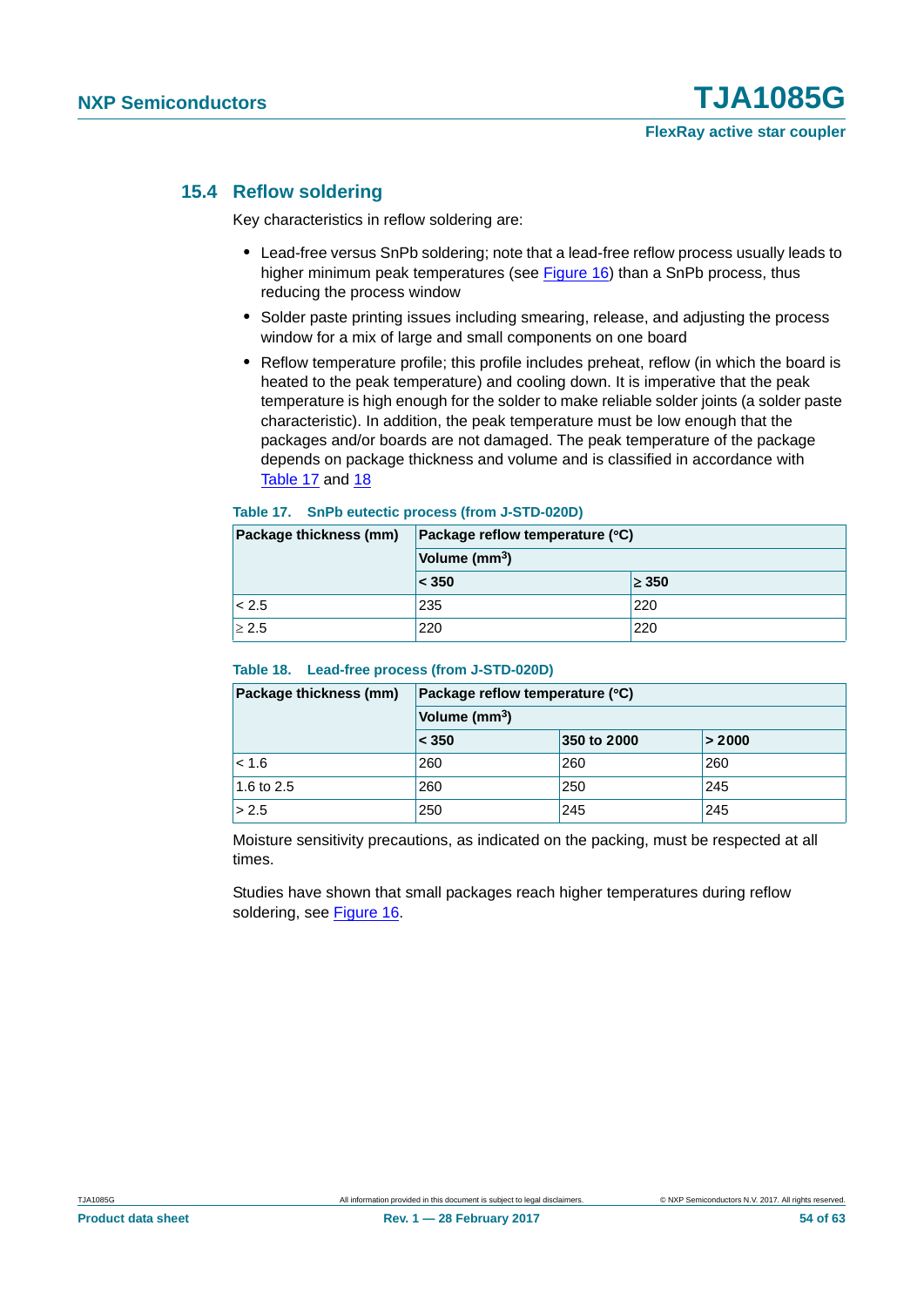### 15.4 Reflow soldering

Key characteristics in reflow soldering are:

- Lead-free versus SnPb soldering; note that a lead-free reflow process usually leads to higher minimum peak temperatures (see Figure 16) than a SnPb process, thus reducing the process window
- Solder paste printing issues including smearing, release, and adjusting the process window for a mix of large and small components on one board
- Reflow temperature profile; this profile includes preheat, reflow (in which the board is heated to the peak temperature) and cooling down. It is imperative that the peak temperature is high enough for the solder to make reliable solder joints (a solder paste characteristic). In addition, the peak temperature must be low enough that the packages and/or boards are not damaged. The peak temperature of the package depends on package thickness and volume and is classified in accordance with Table 17 and 18

**Table 17. SnPb eutectic process (from J-STD-020D)**

| Package thickness (mm) | Package reflow temperature (°C) | |
|---|---|---|
| | Volume ($mm^3$) | |
| | < 350 | ≥ 350 |
| < 2.5 | 235 | 220 |
| ≥ 2.5 | 220 | 220 |

**Table 18. Lead-free process (from J-STD-020D)**

| Package thickness (mm) | Package reflow temperature (°C) | | |
|---|---|---|---|
| | Volume ($mm^3$) | | |
| | < 350 | 350 to 2000 | > 2000 |
| < 1.6 | 260 | 260 | 260 |
| 1.6 to 2.5 | 260 | 250 | 245 |
| > 2.5 | 250 | 245 | 245 |

Moisture sensitivity precautions, as indicated on the packing, must be respected at all times.

Studies have shown that small packages reach higher temperatures during reflow soldering, see Figure 16.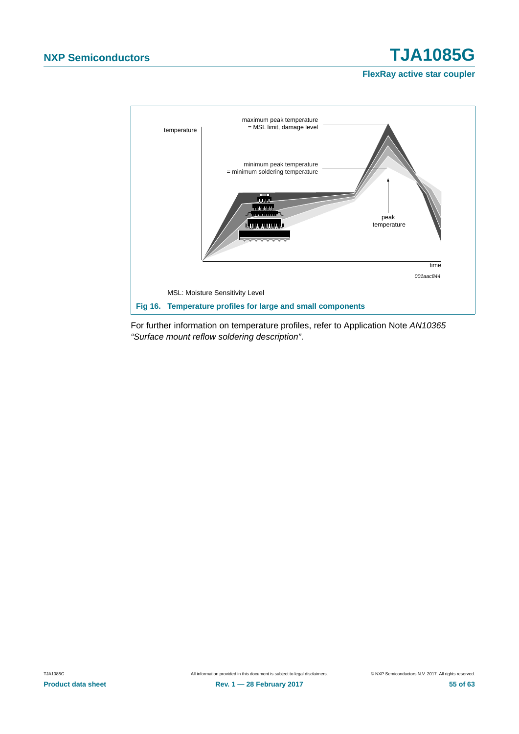MSL: Moisture Sensitivity Level

**Fig 16. Temperature profiles for large and small components**

For further information on temperature profiles, refer to Application Note *AN10365 "Surface mount reflow soldering description"*.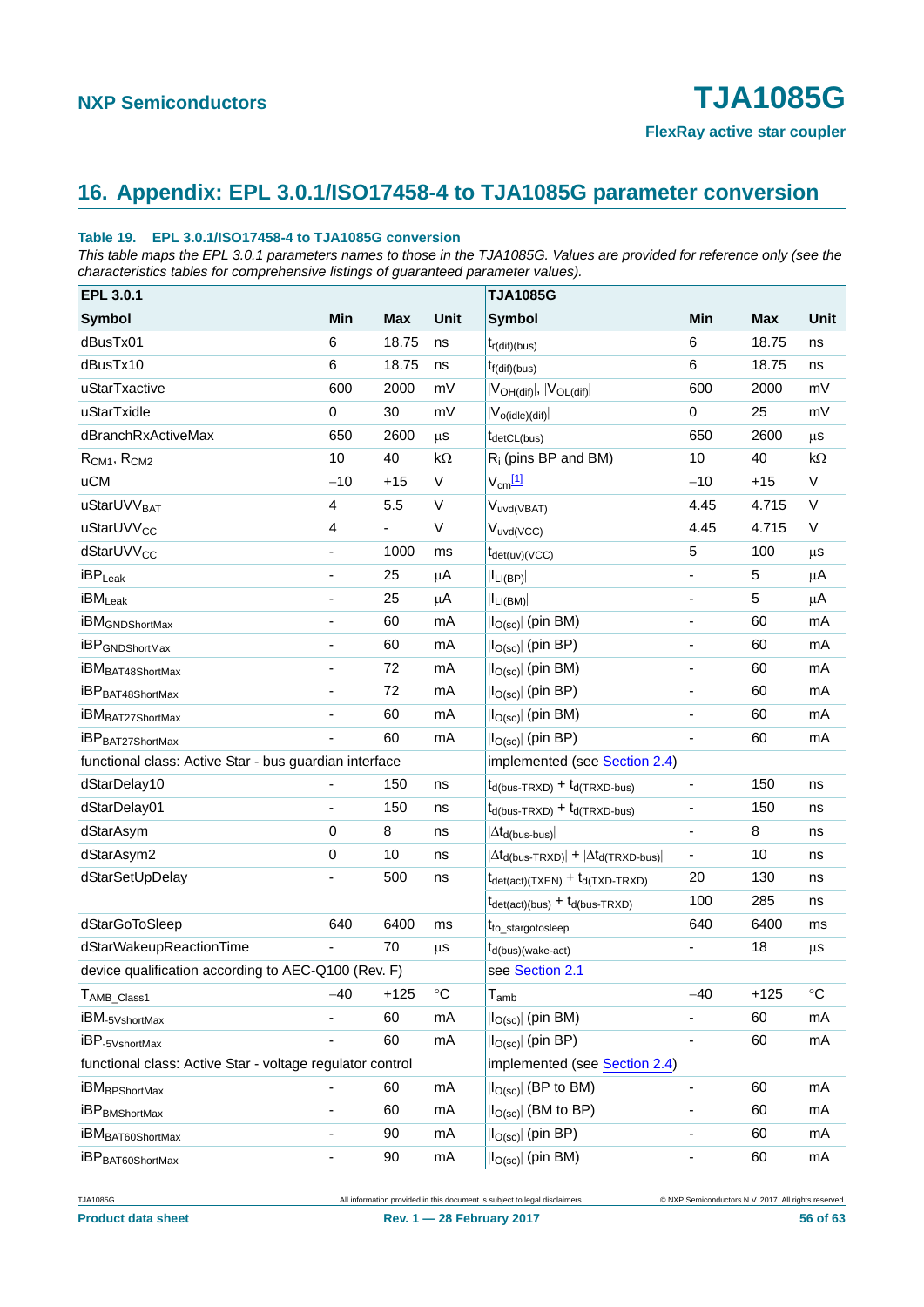# 16. Appendix: EPL 3.0.1/ISO17458-4 to TJA1085G parameter conversion

**Table 19. EPL 3.0.1/ISO17458-4 to TJA1085G conversion**

*This table maps the EPL 3.0.1 parameters names to those in the TJA1085G. Values are provided for reference only (see the characteristics tables for comprehensive listings of guaranteed parameter values).*

| EPL 3.0.1 | | | | TJA1085G | | | |
|---|---|---|---|---|---|---|---|
| **Symbol** | **Min** | **Max** | **Unit** | **Symbol** | **Min** | **Max** | **Unit** |
| dBusTx01 | 6 | 18.75 | ns | $t_{r(dif)(bus)}$ | 6 | 18.75 | ns |
| dBusTx10 | 6 | 18.75 | ns | $t_{f(dif)(bus)}$ | 6 | 18.75 | ns |
| uStarTxactive | 600 | 2000 | mV | $\|V_{OH(dif)}\|$, $\|V_{OL(dif)}\|$ | 600 | 2000 | mV |
| uStarTxidle | 0 | 30 | mV | $\|V_{o(idle)(dif)}\|$ | 0 | 25 | mV |
| dBranchRxActiveMax | 650 | 2600 | µs | $t_{detCL(bus)}$ | 650 | 2600 | µs |
| $R_{CM1}$, $R_{CM2}$ | 10 | 40 | kΩ | $R_i$ (pins BP and BM) | 10 | 40 | kΩ |
| uCM | −10 | +15 | V | $V_{cm}$[1] | −10 | +15 | V |
| $uStarUVV_{BAT}$ | 4 | 5.5 | V | $V_{uvd(VBAT)}$ | 4.45 | 4.715 | V |
| $uStarUVV_{CC}$ | 4 | - | V | $V_{uvd(VCC)}$ | 4.45 | 4.715 | V |
| $dStarUVV_{CC}$ | - | 1000 | ms | $t_{det(uv)(VCC)}$ | 5 | 100 | µs |
| $iBP_{Leak}$ | - | 25 | µA | $\|I_{LI(BP)}\|$ | - | 5 | µA |
| $iBM_{Leak}$ | - | 25 | µA | $\|I_{LI(BM)}\|$ | - | 5 | µA |
| $iBM_{GNDShortMax}$ | - | 60 | mA | $\|I_{O(sc)}\|$ (pin BM) | - | 60 | mA |
| $iBP_{GNDShortMax}$ | - | 60 | mA | $\|I_{O(sc)}\|$ (pin BP) | - | 60 | mA |
| $iBM_{BAT48ShortMax}$ | - | 72 | mA | $\|I_{O(sc)}\|$ (pin BM) | - | 60 | mA |
| $iBP_{BAT48ShortMax}$ | - | 72 | mA | $\|I_{O(sc)}\|$ (pin BP) | - | 60 | mA |
| $iBM_{BAT27ShortMax}$ | - | 60 | mA | $\|I_{O(sc)}\|$ (pin BM) | - | 60 | mA |
| $iBP_{BAT27ShortMax}$ | - | 60 | mA | $\|I_{O(sc)}\|$ (pin BP) | - | 60 | mA |
| functional class: Active Star - bus guardian interface | | | | implemented (see Section 2.4) | | | |
| dStarDelay10 | - | 150 | ns | $t_{d(bus-TRXD)} + t_{d(TRXD-bus)}$ | - | 150 | ns |
| dStarDelay01 | - | 150 | ns | $t_{d(bus-TRXD)} + t_{d(TRXD-bus)}$ | - | 150 | ns |
| dStarAsym | 0 | 8 | ns | $\|\Delta t_{d(bus-bus)}\|$ | - | 8 | ns |
| dStarAsym2 | 0 | 10 | ns | $\|\Delta t_{d(bus-TRXD)}\| + \|\Delta t_{d(TRXD-bus)}\|$ | - | 10 | ns |
| dStarSetUpDelay | - | 500 | ns | $t_{det(act)(TXEN)} + t_{d(TXD-TRXD)}$ | 20 | 130 | ns |
| | | | | $t_{det(act)(bus)} + t_{d(bus-TRXD)}$ | 100 | 285 | ns |
| dStarGoToSleep | 640 | 6400 | ms | $t_{to\_stargotosleep}$ | 640 | 6400 | ms |
| dStarWakeupReactionTime | - | 70 | µs | $t_{d(bus)(wake-act)}$ | - | 18 | µs |
| device qualification according to AEC-Q100 (Rev. F) | | | | see Section 2.1 | | | |
| $T_{AMB\_Class1}$ | −40 | +125 | °C | $T_{amb}$ | −40 | +125 | °C |
| $iBM_{-5VshortMax}$ | - | 60 | mA | $\|I_{O(sc)}\|$ (pin BM) | - | 60 | mA |
| $iBP_{-5VshortMax}$ | - | 60 | mA | $\|I_{O(sc)}\|$ (pin BP) | - | 60 | mA |
| functional class: Active Star - voltage regulator control | | | | implemented (see Section 2.4) | | | |
| $iBM_{BPShortMax}$ | - | 60 | mA | $\|I_{O(sc)}\|$ (BP to BM) | - | 60 | mA |
| $iBP_{BMShortMax}$ | - | 60 | mA | $\|I_{O(sc)}\|$ (BM to BP) | - | 60 | mA |
| $iBM_{BAT60ShortMax}$ | - | 90 | mA | $\|I_{O(sc)}\|$ (pin BP) | - | 60 | mA |
| $iBP_{BAT60ShortMax}$ | - | 90 | mA | $\|I_{O(sc)}\|$ (pin BM) | - | 60 | mA |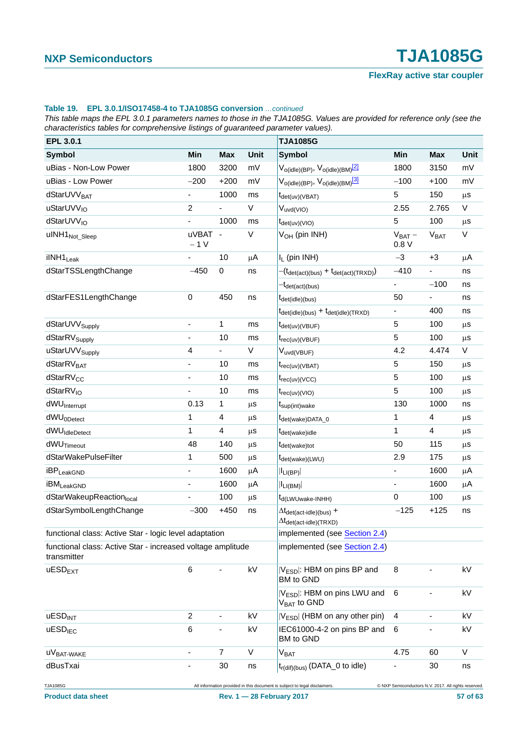**Table 19. EPL 3.0.1/ISO17458-4 to TJA1085G conversion** *...continued*

*This table maps the EPL 3.0.1 parameters names to those in the TJA1085G. Values are provided for reference only (see the characteristics tables for comprehensive listings of guaranteed parameter values).*

| EPL 3.0.1 | | | | TJA1085G | | | |
|---|---|---|---|---|---|---|---|
| **Symbol** | **Min** | **Max** | **Unit** | **Symbol** | **Min** | **Max** | **Unit** |
| uBias - Non-Low Power | 1800 | 3200 | mV | $V_{o(idle)(BP)}$, $V_{o(idle)(BM)}$[2] | 1800 | 3150 | mV |
| uBias - Low Power | −200 | +200 | mV | $V_{o(idle)(BP)}$, $V_{o(idle)(BM)}$[3] | −100 | +100 | mV |
| $dStarUVV_{BAT}$ | - | 1000 | ms | $t_{det(uv)(VBAT)}$ | 5 | 150 | μs |
| $uStarUVV_{IO}$ | 2 | - | V | $V_{uvd(VIO)}$ | 2.55 | 2.765 | V |
| $dStarUVV_{IO}$ | - | 1000 | ms | $t_{det(uv)(VIO)}$ | 5 | 100 | μs |
| $uINH1_{Not\_Sleep}$ | uVBAT − 1 V | - | V | $V_{OH}$ (pin INH) | $V_{BAT}$ − 0.8 V | $V_{BAT}$ | V |
| $iINH1_{Leak}$ | - | 10 | μA | $I_L$ (pin INH) | −3 | +3 | μA |
| dStarTSSLengthChange | −450 | 0 | ns | $-(t_{det(act)(bus)} + t_{det(act)(TRXD)})$ | −410 | - | ns |
| | | | | $-t_{det(act)(bus)}$ | - | −100 | ns |
| dStarFES1LengthChange | 0 | 450 | ns | $t_{det(idle)(bus)}$ | 50 | - | ns |
| | | | | $t_{det(idle)(bus)} + t_{det(idle)(TRXD)}$ | - | 400 | ns |
| $dStarUVV_{Supply}$ | - | 1 | ms | $t_{det(uv)(VBUF)}$ | 5 | 100 | μs |
| $dStarRV_{Supply}$ | - | 10 | ms | $t_{rec(uv)(VBUF)}$ | 5 | 100 | μs |
| $uStarUVV_{Supply}$ | 4 | - | V | $V_{uvd(VBUF)}$ | 4.2 | 4.474 | V |
| $dStarRV_{BAT}$ | - | 10 | ms | $t_{rec(uv)(VBAT)}$ | 5 | 150 | μs |
| $dStarRV_{CC}$ | - | 10 | ms | $t_{rec(uv)(VCC)}$ | 5 | 100 | μs |
| $dStarRV_{IO}$ | - | 10 | ms | $t_{rec(uv)(VIO)}$ | 5 | 100 | μs |
| $dWU_{Interrupt}$ | 0.13 | 1 | μs | $t_{sup(int)wake}$ | 130 | 1000 | ns |
| $dWU_{0Detect}$ | 1 | 4 | μs | $t_{det(wake)DATA\_0}$ | 1 | 4 | μs |
| $dWU_{IdleDetect}$ | 1 | 4 | μs | $t_{det(wake)idle}$ | 1 | 4 | μs |
| $dWU_{Timeout}$ | 48 | 140 | μs | $t_{det(wake)tot}$ | 50 | 115 | μs |
| dStarWakePulseFilter | 1 | 500 | μs | $t_{det(wake)(LWU)}$ | 2.9 | 175 | μs |
| $iBP_{LeakGND}$ | - | 1600 | μA | $\|I_{LI(BP)}\|$ | - | 1600 | μA |
| $iBM_{LeakGND}$ | - | 1600 | μA | $\|I_{LI(BM)}\|$ | - | 1600 | μA |
| $dStarWakeupReaction_{local}$ | - | 100 | μs | $t_{d(LWUwake-INHH)}$ | 0 | 100 | μs |
| dStarSymbolLengthChange | −300 | +450 | ns | $\Delta t_{det(act-idle)(bus)} + \Delta t_{det(act-idle)(TRXD)}$ | −125 | +125 | ns |
| functional class: Active Star - logic level adaptation | | | | implemented (see Section 2.4) | | | |
| functional class: Active Star - increased voltage amplitude transmitter | | | | implemented (see Section 2.4) | | | |
| $uESD_{EXT}$ | 6 | - | kV | $\|V_{ESD}\|$: HBM on pins BP and BM to GND | 8 | - | kV |
| | | | | $\|V_{ESD}\|$: HBM on pins LWU and $V_{BAT}$ to GND | 6 | - | kV |
| $uESD_{INT}$ | 2 | - | kV | $\|V_{ESD}\|$ (HBM on any other pin) | 4 | - | kV |
| $uESD_{IEC}$ | 6 | - | kV | IEC61000-4-2 on pins BP and BM to GND | 6 | - | kV |
| $uV_{BAT-WAKE}$ | - | 7 | V | $V_{BAT}$ | 4.75 | 60 | V |
| dBusTxai | - | 30 | ns | $t_{r(dif)(bus)}$ (DATA_0 to idle) | - | 30 | ns |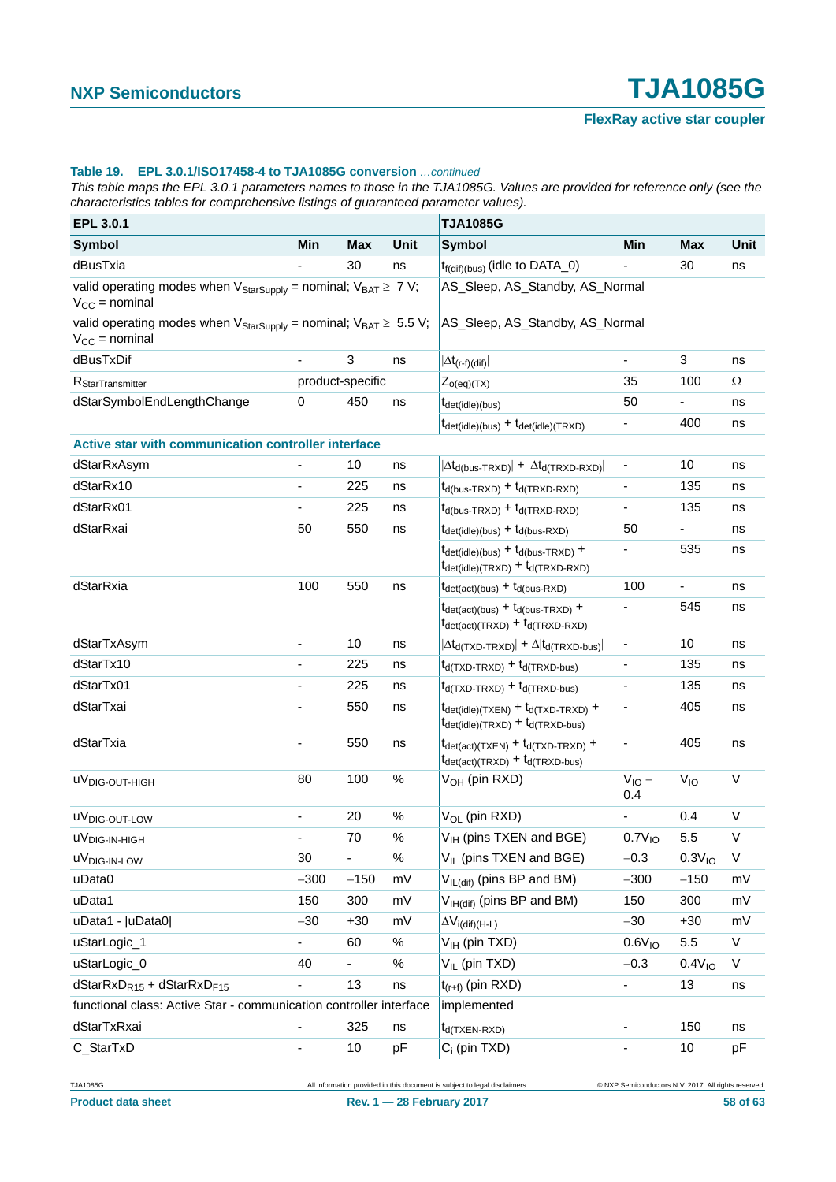**Table 19. EPL 3.0.1/ISO17458-4 to TJA1085G conversion** *...continued*

*This table maps the EPL 3.0.1 parameters names to those in the TJA1085G. Values are provided for reference only (see the characteristics tables for comprehensive listings of guaranteed parameter values).*

| EPL 3.0.1 | | | | TJA1085G | | | |
|---|---|---|---|---|---|---|---|
| **Symbol** | **Min** | **Max** | **Unit** | **Symbol** | **Min** | **Max** | **Unit** |
| dBusTxia | - | 30 | ns | $t_{f(dif)(bus)}$ (idle to DATA_0) | - | 30 | ns |
| valid operating modes when $V_{StarSupply}$ = nominal; $V_{BAT} \geq$ 7 V; $V_{CC}$ = nominal | | | | AS_Sleep, AS_Standby, AS_Normal | | | |
| valid operating modes when $V_{StarSupply}$ = nominal; $V_{BAT} \geq$ 5.5 V; $V_{CC}$ = nominal | | | | AS_Sleep, AS_Standby, AS_Normal | | | |
| dBusTxDif | - | 3 | ns | $\|\Delta t_{(r-f)(dif)}\|$ | - | 3 | ns |
| $R_{StarTransmitter}$ | product-specific | | | $Z_{o(eq)(TX)}$ | 35 | 100 | Ω |
| dStarSymbolEndLengthChange | 0 | 450 | ns | $t_{det(idle)(bus)}$ | 50 | - | ns |
| | | | | $t_{det(idle)(bus)} + t_{det(idle)(TRXD)}$ | - | 400 | ns |
| **Active star with communication controller interface** | | | | | | | |
| dStarRxAsym | - | 10 | ns | $\|\Delta t_{d(bus-TRXD)}\| + \|\Delta t_{d(TRXD-RXD)}\|$ | - | 10 | ns |
| dStarRx10 | - | 225 | ns | $t_{d(bus-TRXD)} + t_{d(TRXD-RXD)}$ | - | 135 | ns |
| dStarRx01 | - | 225 | ns | $t_{d(bus-TRXD)} + t_{d(TRXD-RXD)}$ | - | 135 | ns |
| dStarRxai | 50 | 550 | ns | $t_{det(idle)(bus)} + t_{d(bus-RXD)}$ | 50 | - | ns |
| | | | | $t_{det(idle)(bus)} + t_{d(bus-TRXD)} + t_{det(idle)(TRXD)} + t_{d(TRXD-RXD)}$ | - | 535 | ns |
| dStarRxia | 100 | 550 | ns | $t_{det(act)(bus)} + t_{d(bus-RXD)}$ | 100 | - | ns |
| | | | | $t_{det(act)(bus)} + t_{d(bus-TRXD)} + t_{det(act)(TRXD)} + t_{d(TRXD-RXD)}$ | - | 545 | ns |
| dStarTxAsym | - | 10 | ns | $\|\Delta t_{d(TXD-TRXD)}\| + \Delta\|t_{d(TRXD-bus)}\|$ | - | 10 | ns |
| dStarTx10 | - | 225 | ns | $t_{d(TXD-TRXD)} + t_{d(TRXD-bus)}$ | - | 135 | ns |
| dStarTx01 | - | 225 | ns | $t_{d(TXD-TRXD)} + t_{d(TRXD-bus)}$ | - | 135 | ns |
| dStarTxai | - | 550 | ns | $t_{det(idle)(TXEN)} + t_{d(TXD-TRXD)} + t_{det(idle)(TRXD)} + t_{d(TRXD-bus)}$ | - | 405 | ns |
| dStarTxia | - | 550 | ns | $t_{det(act)(TXEN)} + t_{d(TXD-TRXD)} + t_{det(act)(TRXD)} + t_{d(TRXD-bus)}$ | - | 405 | ns |
| $uV_{DIG-OUT-HIGH}$ | 80 | 100 | % | $V_{OH}$ (pin RXD) | $V_{IO} - 0.4$ | $V_{IO}$ | V |
| $uV_{DIG-OUT-LOW}$ | - | 20 | % | $V_{OL}$ (pin RXD) | - | 0.4 | V |
| $uV_{DIG-IN-HIGH}$ | - | 70 | % | $V_{IH}$ (pins TXEN and BGE) | $0.7V_{IO}$ | 5.5 | V |
| $uV_{DIG-IN-LOW}$ | 30 | - | % | $V_{IL}$ (pins TXEN and BGE) | −0.3 | $0.3V_{IO}$ | V |
| uData0 | −300 | −150 | mV | $V_{IL(dif)}$ (pins BP and BM) | −300 | −150 | mV |
| uData1 | 150 | 300 | mV | $V_{IH(dif)}$ (pins BP and BM) | 150 | 300 | mV |
| uData1 - \|uData0\| | −30 | +30 | mV | $\Delta V_{i(dif)(H-L)}$ | −30 | +30 | mV |
| uStarLogic_1 | - | 60 | % | $V_{IH}$ (pin TXD) | $0.6V_{IO}$ | 5.5 | V |
| uStarLogic_0 | 40 | - | % | $V_{IL}$ (pin TXD) | −0.3 | $0.4V_{IO}$ | V |
| $dStarRxD_{R15} + dStarRxD_{F15}$ | - | 13 | ns | $t_{(r+f)}$ (pin RXD) | - | 13 | ns |
| functional class: Active Star - communication controller interface | | | | implemented | | | |
| dStarTxRxai | - | 325 | ns | $t_{d(TXEN-RXD)}$ | - | 150 | ns |
| C_StarTxD | - | 10 | pF | $C_i$ (pin TXD) | - | 10 | pF |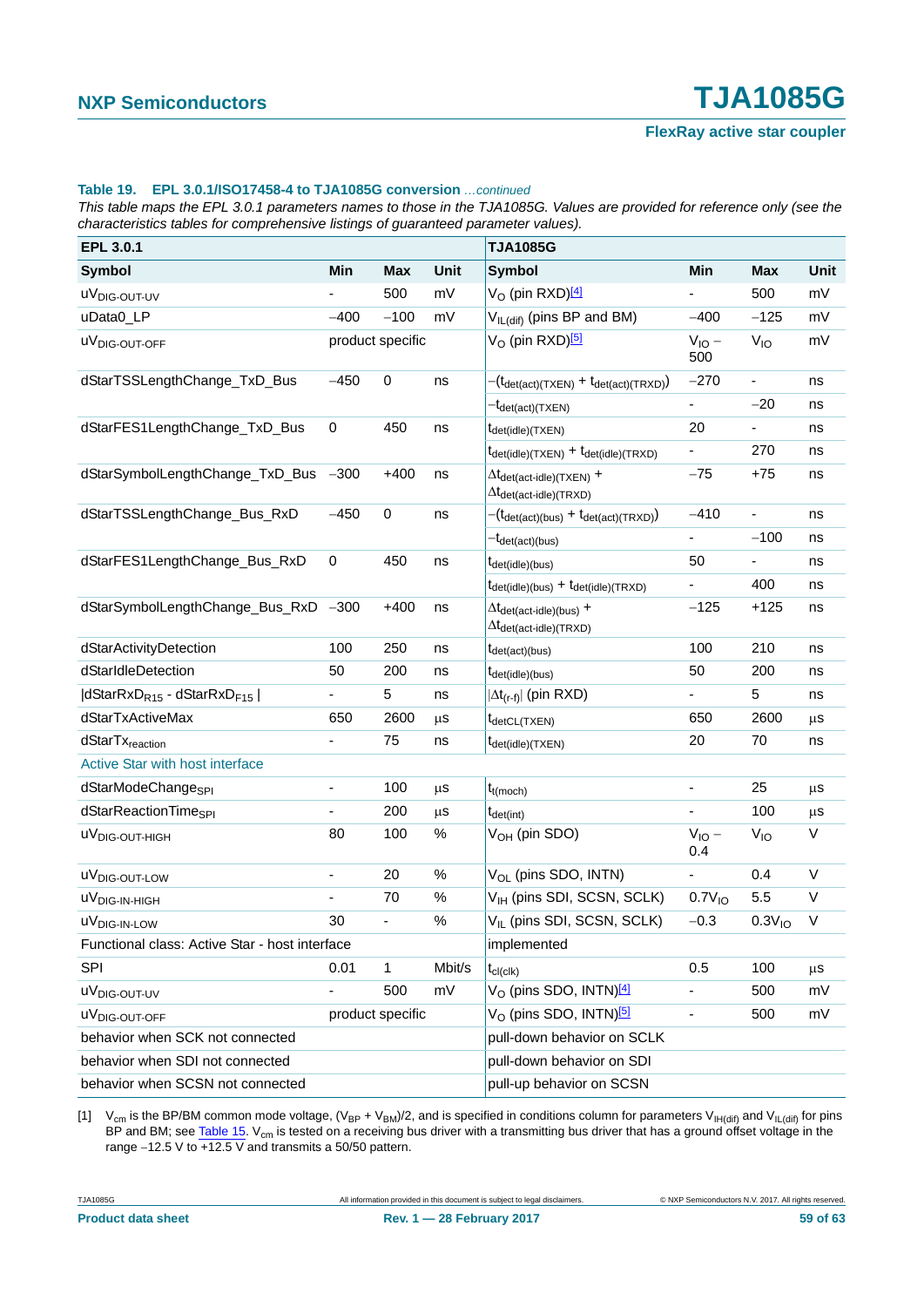**Table 19. EPL 3.0.1/ISO17458-4 to TJA1085G conversion** *...continued*

*This table maps the EPL 3.0.1 parameters names to those in the TJA1085G. Values are provided for reference only (see the characteristics tables for comprehensive listings of guaranteed parameter values).*

| EPL 3.0.1 | | | | TJA1085G | | | |
|---|---|---|---|---|---|---|---|
| **Symbol** | **Min** | **Max** | **Unit** | **Symbol** | **Min** | **Max** | **Unit** |
| $uV_{DIG\text{-}OUT\text{-}UV}$ | - | 500 | mV | $V_O$ (pin RXD)[4] | - | 500 | mV |
| uData0_LP | −400 | −100 | mV | $V_{IL(dif)}$ (pins BP and BM) | −400 | −125 | mV |
| $uV_{DIG\text{-}OUT\text{-}OFF}$ | product specific | | | $V_O$ (pin RXD)[5] | $V_{IO}$ − 500 | $V_{IO}$ | mV |
| dStarTSSLengthChange_TxD_Bus | −450 | 0 | ns | $-(t_{det(act)(TXEN)} + t_{det(act)(TRXD)})$ | −270 | - | ns |
| | | | | $-t_{det(act)(TXEN)}$ | - | −20 | ns |
| dStarFES1LengthChange_TxD_Bus | 0 | 450 | ns | $t_{det(idle)(TXEN)}$ | 20 | - | ns |
| | | | | $t_{det(idle)(TXEN)} + t_{det(idle)(TRXD)}$ | - | 270 | ns |
| dStarSymbolLengthChange_TxD_Bus | −300 | +400 | ns | $\Delta t_{det(act\text{-}idle)(TXEN)} + \Delta t_{det(act\text{-}idle)(TRXD)}$ | −75 | +75 | ns |
| dStarTSSLengthChange_Bus_RxD | −450 | 0 | ns | $-(t_{det(act)(bus)} + t_{det(act)(TRXD)})$ | −410 | - | ns |
| | | | | $-t_{det(act)(bus)}$ | - | −100 | ns |
| dStarFES1LengthChange_Bus_RxD | 0 | 450 | ns | $t_{det(idle)(bus)}$ | 50 | - | ns |
| | | | | $t_{det(idle)(bus)} + t_{det(idle)(TRXD)}$ | - | 400 | ns |
| dStarSymbolLengthChange_Bus_RxD | −300 | +400 | ns | $\Delta t_{det(act\text{-}idle)(bus)} + \Delta t_{det(act\text{-}idle)(TRXD)}$ | −125 | +125 | ns |
| dStarActivityDetection | 100 | 250 | ns | $t_{det(act)(bus)}$ | 100 | 210 | ns |
| dStarIdleDetection | 50 | 200 | ns | $t_{det(idle)(bus)}$ | 50 | 200 | ns |
| $\lvert dStarRxD_{R15}$ - $dStarRxD_{F15} \rvert$ | - | 5 | ns | $\lvert\Delta t_{(r\text{-}f)}\rvert$ (pin RXD) | - | 5 | ns |
| dStarTxActiveMax | 650 | 2600 | μs | $t_{detCL(TXEN)}$ | 650 | 2600 | μs |
| $dStarTx_{reaction}$ | - | 75 | ns | $t_{det(idle)(TXEN)}$ | 20 | 70 | ns |
| Active Star with host interface | | | | | | | |
| $dStarModeChange_{SPI}$ | - | 100 | μs | $t_{t(moch)}$ | - | 25 | μs |
| $dStarReactionTime_{SPI}$ | - | 200 | μs | $t_{det(int)}$ | - | 100 | μs |
| $uV_{DIG\text{-}OUT\text{-}HIGH}$ | 80 | 100 | % | $V_{OH}$ (pin SDO) | $V_{IO}$ − 0.4 | $V_{IO}$ | V |
| $uV_{DIG\text{-}OUT\text{-}LOW}$ | - | 20 | % | $V_{OL}$ (pins SDO, INTN) | - | 0.4 | V |
| $uV_{DIG\text{-}IN\text{-}HIGH}$ | - | 70 | % | $V_{IH}$ (pins SDI, SCSN, SCLK) | $0.7V_{IO}$ | 5.5 | V |
| $uV_{DIG\text{-}IN\text{-}LOW}$ | 30 | - | % | $V_{IL}$ (pins SDI, SCSN, SCLK) | −0.3 | $0.3V_{IO}$ | V |
| Functional class: Active Star - host interface | | | | implemented | | | |
| SPI | 0.01 | 1 | Mbit/s | $t_{cl(clk)}$ | 0.5 | 100 | μs |
| $uV_{DIG\text{-}OUT\text{-}UV}$ | - | 500 | mV | $V_O$ (pins SDO, INTN)[4] | - | 500 | mV |
| $uV_{DIG\text{-}OUT\text{-}OFF}$ | product specific | | | $V_O$ (pins SDO, INTN)[5] | - | 500 | mV |
| behavior when SCK not connected | | | | pull-down behavior on SCLK | | | |
| behavior when SDI not connected | | | | pull-down behavior on SDI | | | |
| behavior when SCSN not connected | | | | pull-up behavior on SCSN | | | |

[1] $V_{cm}$ is the BP/BM common mode voltage, $(V_{BP} + V_{BM})/2$, and is specified in conditions column for parameters $V_{IH(dif)}$ and $V_{IL(dif)}$ for pins BP and BM; see Table 15. $V_{cm}$ is tested on a receiving bus driver with a transmitting bus driver that has a ground offset voltage in the range −12.5 V to +12.5 V and transmits a 50/50 pattern.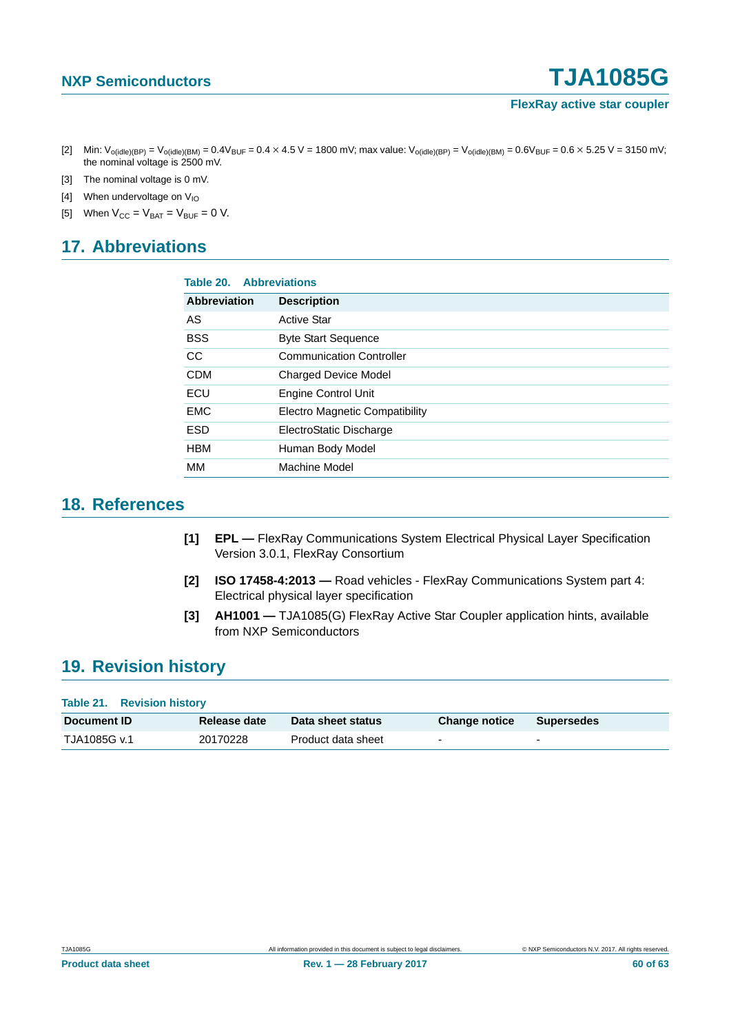[2] Min: $V_{o(idle)(BP)} = V_{o(idle)(BM)} = 0.4V_{BUF} = 0.4 \times 4.5$ V = 1800 mV; max value: $V_{o(idle)(BP)} = V_{o(idle)(BM)} = 0.6V_{BUF} = 0.6 \times 5.25$ V = 3150 mV; the nominal voltage is 2500 mV.

[3] The nominal voltage is 0 mV.

[4] When undervoltage on $V_{IO}$

[5] When $V_{CC} = V_{BAT} = V_{BUF} = 0$ V.

## 17. Abbreviations

**Table 20. Abbreviations**

| Abbreviation | Description |
|---|---|
| AS | Active Star |
| BSS | Byte Start Sequence |
| CC | Communication Controller |
| CDM | Charged Device Model |
| ECU | Engine Control Unit |
| EMC | Electro Magnetic Compatibility |
| ESD | ElectroStatic Discharge |
| HBM | Human Body Model |
| MM | Machine Model |

## 18. References

**[1]** **EPL —** FlexRay Communications System Electrical Physical Layer Specification Version 3.0.1, FlexRay Consortium

**[2]** **ISO 17458-4:2013 —** Road vehicles - FlexRay Communications System part 4: Electrical physical layer specification

**[3]** **AH1001 —** TJA1085(G) FlexRay Active Star Coupler application hints, available from NXP Semiconductors

## 19. Revision history

**Table 21. Revision history**

| Document ID | Release date | Data sheet status | Change notice | Supersedes |
|---|---|---|---|---|
| TJA1085G v.1 | 20170228 | Product data sheet | - | - |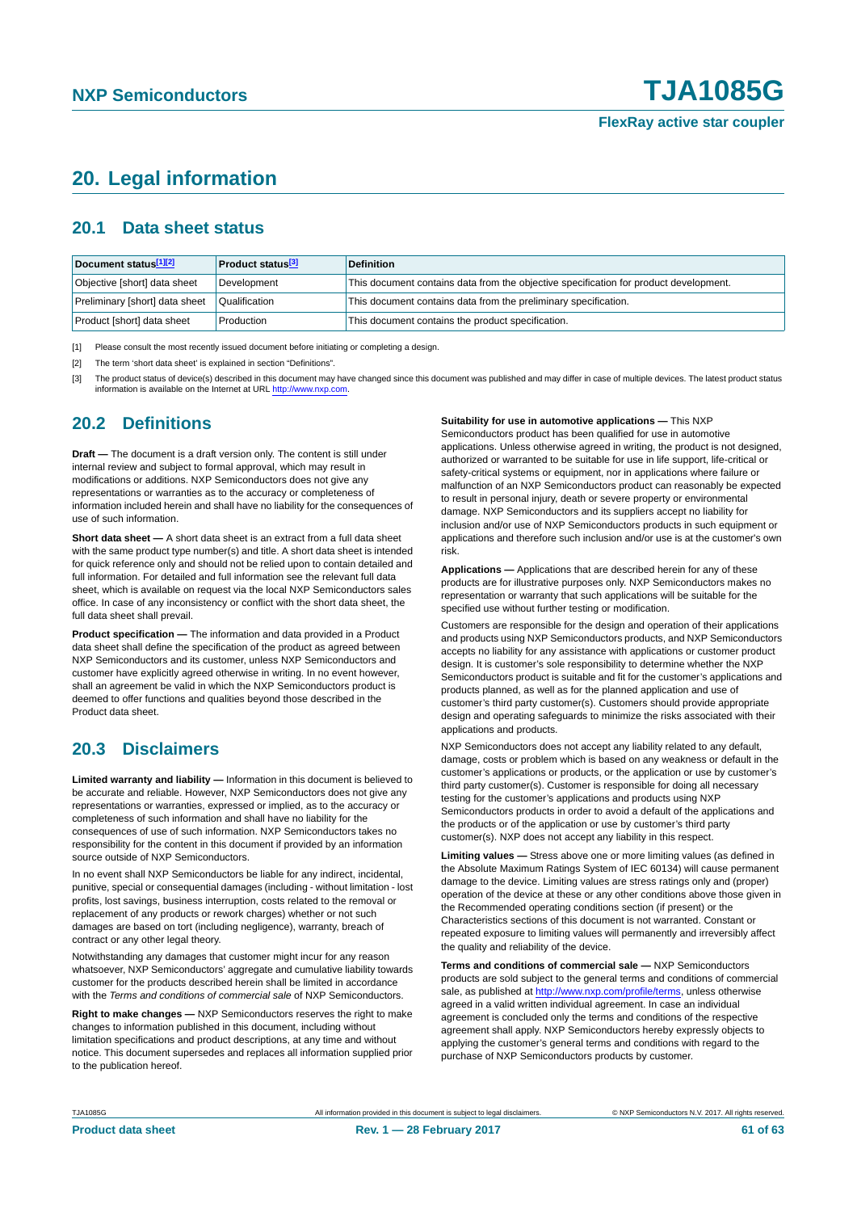# 20. Legal information

## 20.1 Data sheet status

| Document status[1][2] | Product status[3] | Definition |
|---|---|---|
| Objective [short] data sheet | Development | This document contains data from the objective specification for product development. |
| Preliminary [short] data sheet | Qualification | This document contains data from the preliminary specification. |
| Product [short] data sheet | Production | This document contains the product specification. |

[1] Please consult the most recently issued document before initiating or completing a design.

[2] The term 'short data sheet' is explained in section "Definitions".

[3] The product status of device(s) described in this document may have changed since this document was published and may differ in case of multiple devices. The latest product status information is available on the Internet at URL http://www.nxp.com.

## 20.2 Definitions

**Draft —** The document is a draft version only. The content is still under internal review and subject to formal approval, which may result in modifications or additions. NXP Semiconductors does not give any representations or warranties as to the accuracy or completeness of information included herein and shall have no liability for the consequences of use of such information.

**Short data sheet —** A short data sheet is an extract from a full data sheet with the same product type number(s) and title. A short data sheet is intended for quick reference only and should not be relied upon to contain detailed and full information. For detailed and full information see the relevant full data sheet, which is available on request via the local NXP Semiconductors sales office. In case of any inconsistency or conflict with the short data sheet, the full data sheet shall prevail.

**Product specification —** The information and data provided in a Product data sheet shall define the specification of the product as agreed between NXP Semiconductors and its customer, unless NXP Semiconductors and customer have explicitly agreed otherwise in writing. In no event however, shall an agreement be valid in which the NXP Semiconductors product is deemed to offer functions and qualities beyond those described in the Product data sheet.

## 20.3 Disclaimers

**Limited warranty and liability —** Information in this document is believed to be accurate and reliable. However, NXP Semiconductors does not give any representations or warranties, expressed or implied, as to the accuracy or completeness of such information and shall have no liability for the consequences of use of such information. NXP Semiconductors takes no responsibility for the content in this document if provided by an information source outside of NXP Semiconductors.

In no event shall NXP Semiconductors be liable for any indirect, incidental, punitive, special or consequential damages (including - without limitation - lost profits, lost savings, business interruption, costs related to the removal or replacement of any products or rework charges) whether or not such damages are based on tort (including negligence), warranty, breach of contract or any other legal theory.

Notwithstanding any damages that customer might incur for any reason whatsoever, NXP Semiconductors' aggregate and cumulative liability towards customer for the products described herein shall be limited in accordance with the *Terms and conditions of commercial sale* of NXP Semiconductors.

**Right to make changes —** NXP Semiconductors reserves the right to make changes to information published in this document, including without limitation specifications and product descriptions, at any time and without notice. This document supersedes and replaces all information supplied prior to the publication hereof.

**Suitability for use in automotive applications —** This NXP Semiconductors product has been qualified for use in automotive applications. Unless otherwise agreed in writing, the product is not designed, authorized or warranted to be suitable for use in life support, life-critical or safety-critical systems or equipment, nor in applications where failure or malfunction of an NXP Semiconductors product can reasonably be expected to result in personal injury, death or severe property or environmental damage. NXP Semiconductors and its suppliers accept no liability for inclusion and/or use of NXP Semiconductors products in such equipment or applications and therefore such inclusion and/or use is at the customer's own risk.

**Applications —** Applications that are described herein for any of these products are for illustrative purposes only. NXP Semiconductors makes no representation or warranty that such applications will be suitable for the specified use without further testing or modification.

Customers are responsible for the design and operation of their applications and products using NXP Semiconductors products, and NXP Semiconductors accepts no liability for any assistance with applications or customer product design. It is customer's sole responsibility to determine whether the NXP Semiconductors product is suitable and fit for the customer's applications and products planned, as well as for the planned application and use of customer's third party customer(s). Customers should provide appropriate design and operating safeguards to minimize the risks associated with their applications and products.

NXP Semiconductors does not accept any liability related to any default, damage, costs or problem which is based on any weakness or default in the customer's applications or products, or the application or use by customer's third party customer(s). Customer is responsible for doing all necessary testing for the customer's applications and products using NXP Semiconductors products in order to avoid a default of the applications and the products or of the application or use by customer's third party customer(s). NXP does not accept any liability in this respect.

**Limiting values —** Stress above one or more limiting values (as defined in the Absolute Maximum Ratings System of IEC 60134) will cause permanent damage to the device. Limiting values are stress ratings only and (proper) operation of the device at these or any other conditions above those given in the Recommended operating conditions section (if present) or the Characteristics sections of this document is not warranted. Constant or repeated exposure to limiting values will permanently and irreversibly affect the quality and reliability of the device.

**Terms and conditions of commercial sale —** NXP Semiconductors products are sold subject to the general terms and conditions of commercial sale, as published at http://www.nxp.com/profile/terms, unless otherwise agreed in a valid written individual agreement. In case an individual agreement is concluded only the terms and conditions of the respective agreement shall apply. NXP Semiconductors hereby expressly objects to applying the customer's general terms and conditions with regard to the purchase of NXP Semiconductors products by customer.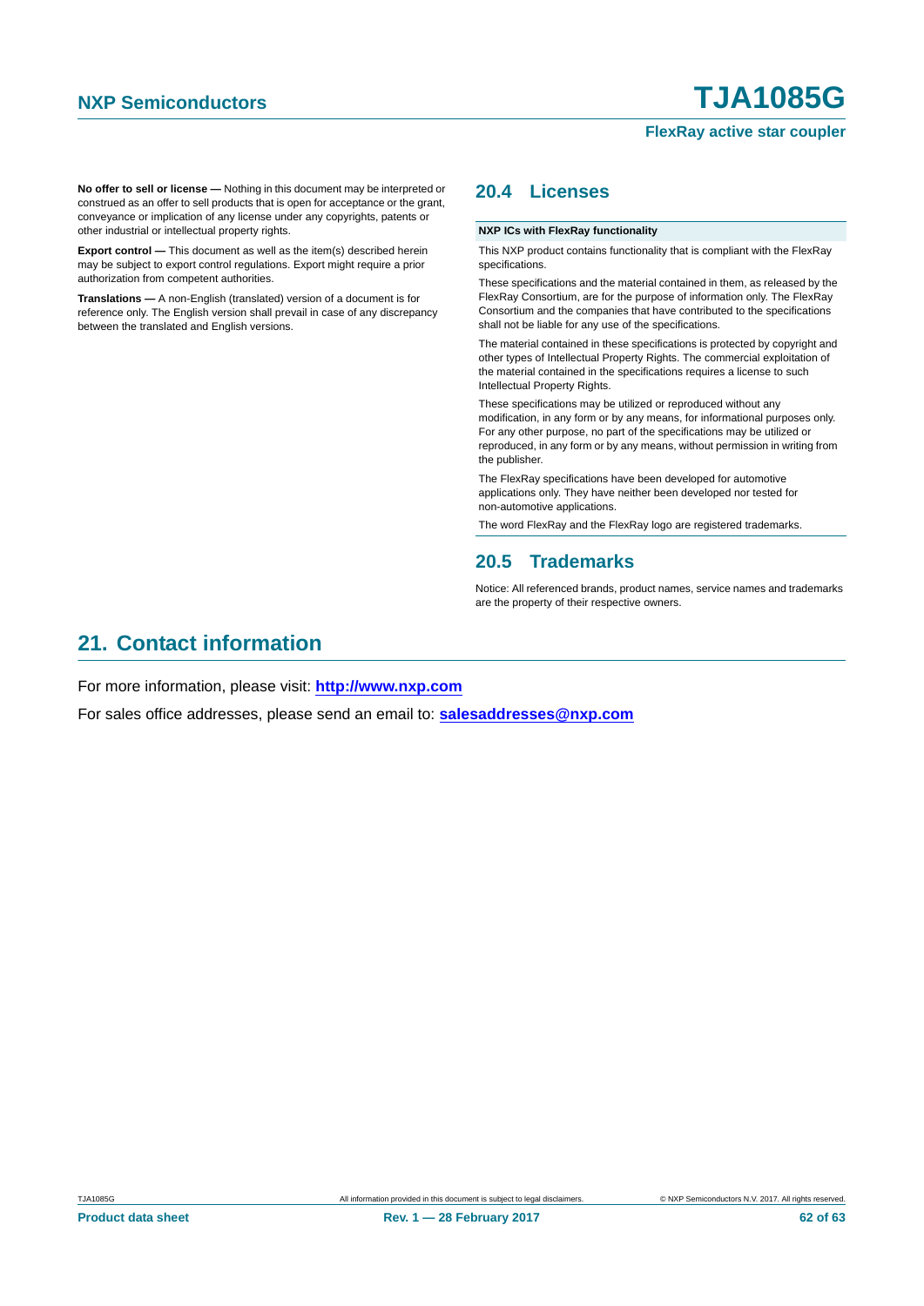**No offer to sell or license —** Nothing in this document may be interpreted or construed as an offer to sell products that is open for acceptance or the grant, conveyance or implication of any license under any copyrights, patents or other industrial or intellectual property rights.

**Export control —** This document as well as the item(s) described herein may be subject to export control regulations. Export might require a prior authorization from competent authorities.

**Translations —** A non-English (translated) version of a document is for reference only. The English version shall prevail in case of any discrepancy between the translated and English versions.

## 20.4 Licenses

**NXP ICs with FlexRay functionality**

This NXP product contains functionality that is compliant with the FlexRay specifications.

These specifications and the material contained in them, as released by the FlexRay Consortium, are for the purpose of information only. The FlexRay Consortium and the companies that have contributed to the specifications shall not be liable for any use of the specifications.

The material contained in these specifications is protected by copyright and other types of Intellectual Property Rights. The commercial exploitation of the material contained in the specifications requires a license to such Intellectual Property Rights.

These specifications may be utilized or reproduced without any modification, in any form or by any means, for informational purposes only. For any other purpose, no part of the specifications may be utilized or reproduced, in any form or by any means, without permission in writing from the publisher.

The FlexRay specifications have been developed for automotive applications only. They have neither been developed nor tested for non-automotive applications.

The word FlexRay and the FlexRay logo are registered trademarks.

## 20.5 Trademarks

Notice: All referenced brands, product names, service names and trademarks are the property of their respective owners.

# 21. Contact information

For more information, please visit: **http://www.nxp.com**

For sales office addresses, please send an email to: **salesaddresses@nxp.com**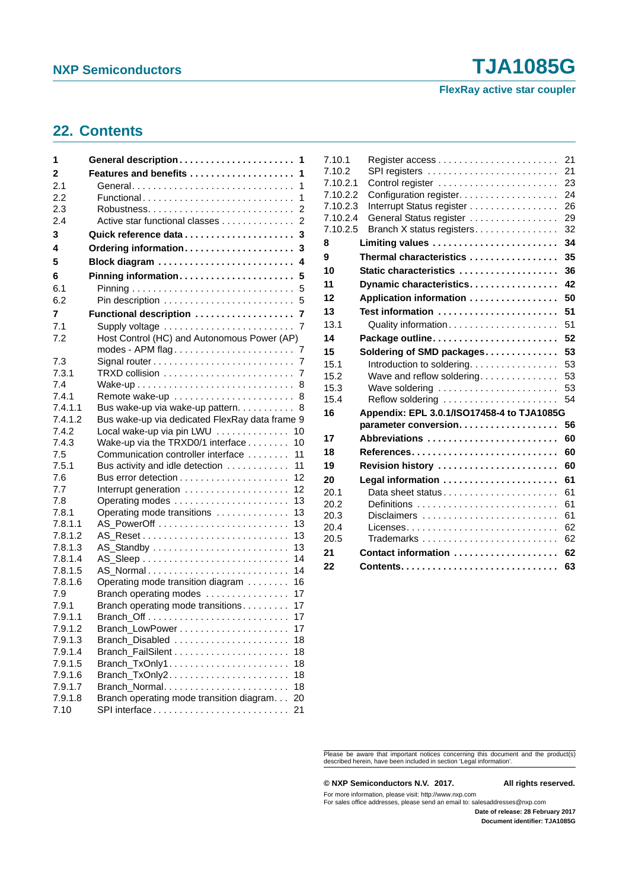## 22. Contents

| | | |
|---|---|---|
| **1** | **General description** | **1** |
| **2** | **Features and benefits** | **1** |
| 2.1 | General | 1 |
| 2.2 | Functional | 1 |
| 2.3 | Robustness | 2 |
| 2.4 | Active star functional classes | 2 |
| **3** | **Quick reference data** | **3** |
| **4** | **Ordering information** | **3** |
| **5** | **Block diagram** | **4** |
| **6** | **Pinning information** | **5** |
| 6.1 | Pinning | 5 |
| 6.2 | Pin description | 5 |
| **7** | **Functional description** | **7** |
| 7.1 | Supply voltage | 7 |
| 7.2 | Host Control (HC) and Autonomous Power (AP) modes - APM flag | 7 |
| 7.3 | Signal router | 7 |
| 7.3.1 | TRXD collision | 7 |
| 7.4 | Wake-up | 8 |
| 7.4.1 | Remote wake-up | 8 |
| 7.4.1.1 | Bus wake-up via wake-up pattern | 8 |
| 7.4.1.2 | Bus wake-up via dedicated FlexRay data frame | 9 |
| 7.4.2 | Local wake-up via pin LWU | 10 |
| 7.4.3 | Wake-up via the TRXD0/1 interface | 10 |
| 7.5 | Communication controller interface | 11 |
| 7.5.1 | Bus activity and idle detection | 11 |
| 7.6 | Bus error detection | 12 |
| 7.7 | Interrupt generation | 12 |
| 7.8 | Operating modes | 13 |
| 7.8.1 | Operating mode transitions | 13 |
| 7.8.1.1 | AS_PowerOff | 13 |
| 7.8.1.2 | AS_Reset | 13 |
| 7.8.1.3 | AS_Standby | 13 |
| 7.8.1.4 | AS_Sleep | 14 |
| 7.8.1.5 | AS_Normal | 14 |
| 7.8.1.6 | Operating mode transition diagram | 16 |
| 7.9 | Branch operating modes | 17 |
| 7.9.1 | Branch operating mode transitions | 17 |
| 7.9.1.1 | Branch_Off | 17 |
| 7.9.1.2 | Branch_LowPower | 17 |
| 7.9.1.3 | Branch_Disabled | 18 |
| 7.9.1.4 | Branch_FailSilent | 18 |
| 7.9.1.5 | Branch_TxOnly1 | 18 |
| 7.9.1.6 | Branch_TxOnly2 | 18 |
| 7.9.1.7 | Branch_Normal | 18 |
| 7.9.1.8 | Branch operating mode transition diagram | 20 |
| 7.10 | SPI interface | 21 |
| 7.10.1 | Register access | 21 |
| 7.10.2 | SPI registers | 21 |
| 7.10.2.1 | Control register | 23 |
| 7.10.2.2 | Configuration register | 24 |
| 7.10.2.3 | Interrupt Status register | 26 |
| 7.10.2.4 | General Status register | 29 |
| 7.10.2.5 | Branch X status registers | 32 |
| **8** | **Limiting values** | **34** |
| **9** | **Thermal characteristics** | **35** |
| **10** | **Static characteristics** | **36** |
| **11** | **Dynamic characteristics** | **42** |
| **12** | **Application information** | **50** |
| **13** | **Test information** | **51** |
| 13.1 | Quality information | 51 |
| **14** | **Package outline** | **52** |
| **15** | **Soldering of SMD packages** | **53** |
| 15.1 | Introduction to soldering | 53 |
| 15.2 | Wave and reflow soldering | 53 |
| 15.3 | Wave soldering | 53 |
| 15.4 | Reflow soldering | 54 |
| **16** | **Appendix: EPL 3.0.1/ISO17458-4 to TJA1085G parameter conversion** | **56** |
| **17** | **Abbreviations** | **60** |
| **18** | **References** | **60** |
| **19** | **Revision history** | **60** |
| **20** | **Legal information** | **61** |
| 20.1 | Data sheet status | 61 |
| 20.2 | Definitions | 61 |
| 20.3 | Disclaimers | 61 |
| 20.4 | Licenses | 62 |
| 20.5 | Trademarks | 62 |
| **21** | **Contact information** | **62** |
| **22** | **Contents** | **63** |

Please be aware that important notices concerning this document and the product(s) described herein, have been included in section 'Legal information'.

**© NXP Semiconductors N.V. 2017. All rights reserved.**

For more information, please visit: http://www.nxp.com
For sales office addresses, please send an email to: salesaddresses@nxp.com

**Date of release: 28 February 2017**
**Document identifier: TJA1085G**